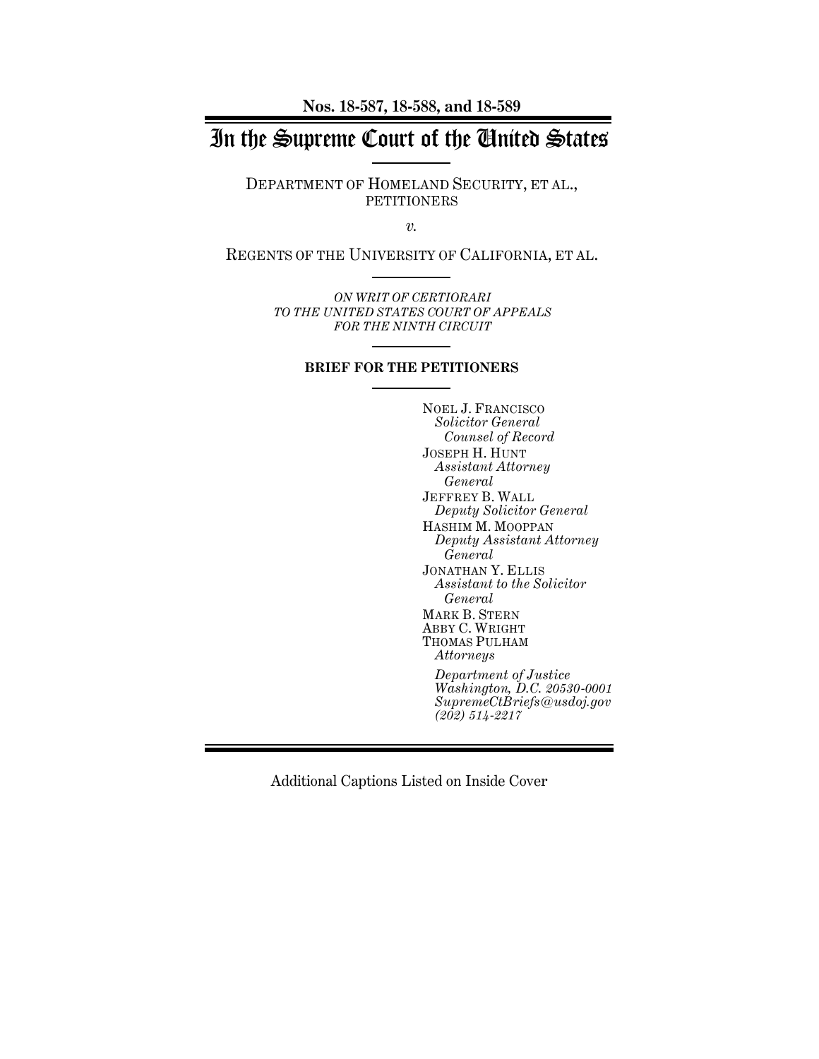**Nos. 18-587, 18-588, and 18-589**

# In the Supreme Court of the United States

DEPARTMENT OF HOMELAND SECURITY, ET AL., PETITIONERS

*v.*

REGENTS OF THE UNIVERSITY OF CALIFORNIA, ET AL.

*ON WRIT OF CERTIORARI TO THE UNITED STATES COURT OF APPEALS FOR THE NINTH CIRCUIT*

**BRIEF FOR THE PETITIONERS**

NOEL J. FRANCISCO
*Solicitor General*
*Counsel of Record*
JOSEPH H. HUNT
*Assistant Attorney General*
JEFFREY B. WALL
*Deputy Solicitor General*
HASHIM M. MOOPPAN
*Deputy Assistant Attorney General*
JONATHAN Y. ELLIS
*Assistant to the Solicitor General*
MARK B. STERN
ABBY C. WRIGHT
THOMAS PULHAM
*Attorneys*
*Department of Justice*
*Washington, D.C. 20530-0001*
*SupremeCtBriefs@usdoj.gov*
*(202) 514-2217*

Additional Captions Listed on Inside Cover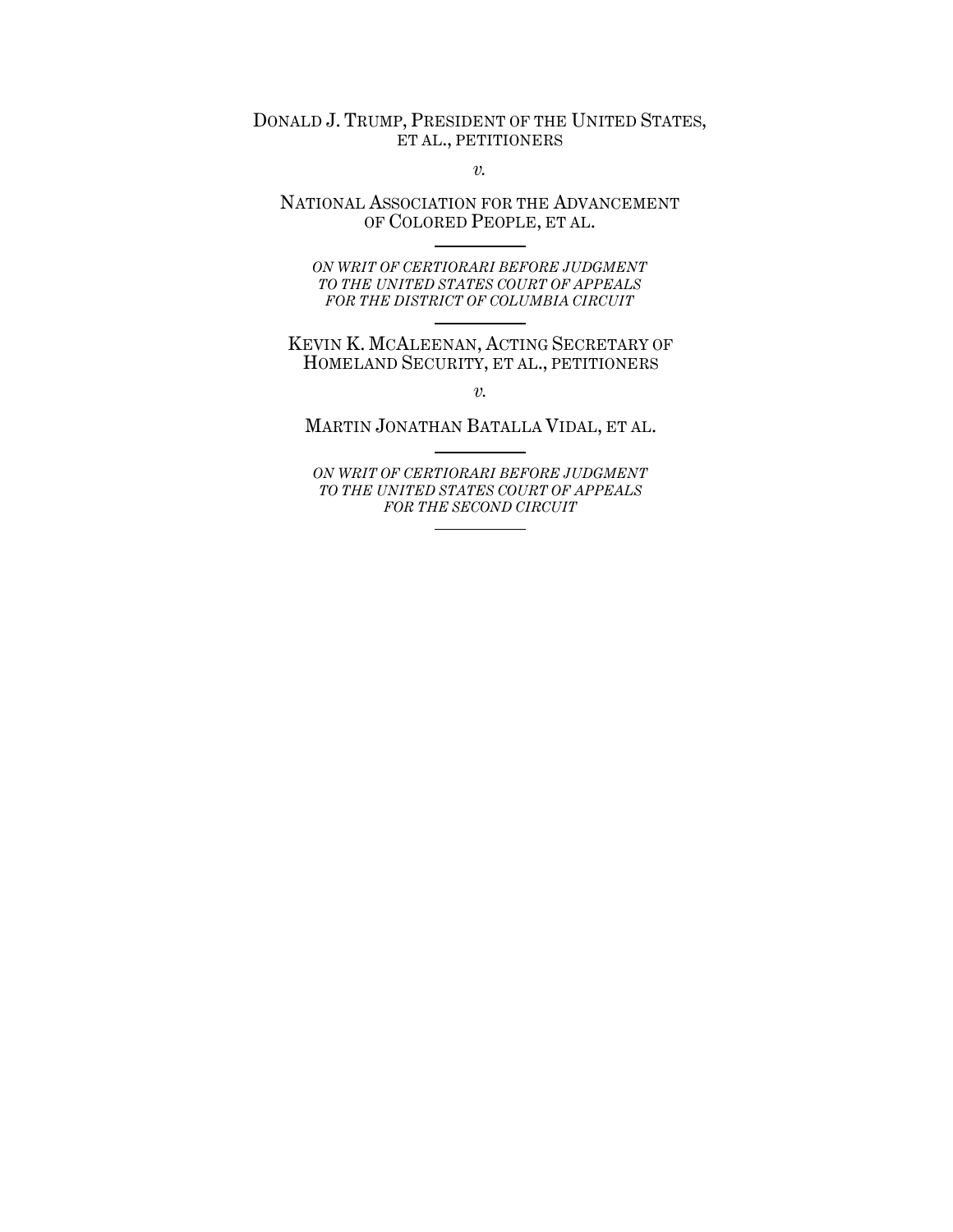DONALD J. TRUMP, PRESIDENT OF THE UNITED STATES, ET AL., PETITIONERS

*v.*

NATIONAL ASSOCIATION FOR THE ADVANCEMENT OF COLORED PEOPLE, ET AL.

---

*ON WRIT OF CERTIORARI BEFORE JUDGMENT TO THE UNITED STATES COURT OF APPEALS FOR THE DISTRICT OF COLUMBIA CIRCUIT*

---

KEVIN K. MCALEENAN, ACTING SECRETARY OF HOMELAND SECURITY, ET AL., PETITIONERS

*v.*

MARTIN JONATHAN BATALLA VIDAL, ET AL.

---

*ON WRIT OF CERTIORARI BEFORE JUDGMENT TO THE UNITED STATES COURT OF APPEALS FOR THE SECOND CIRCUIT*

---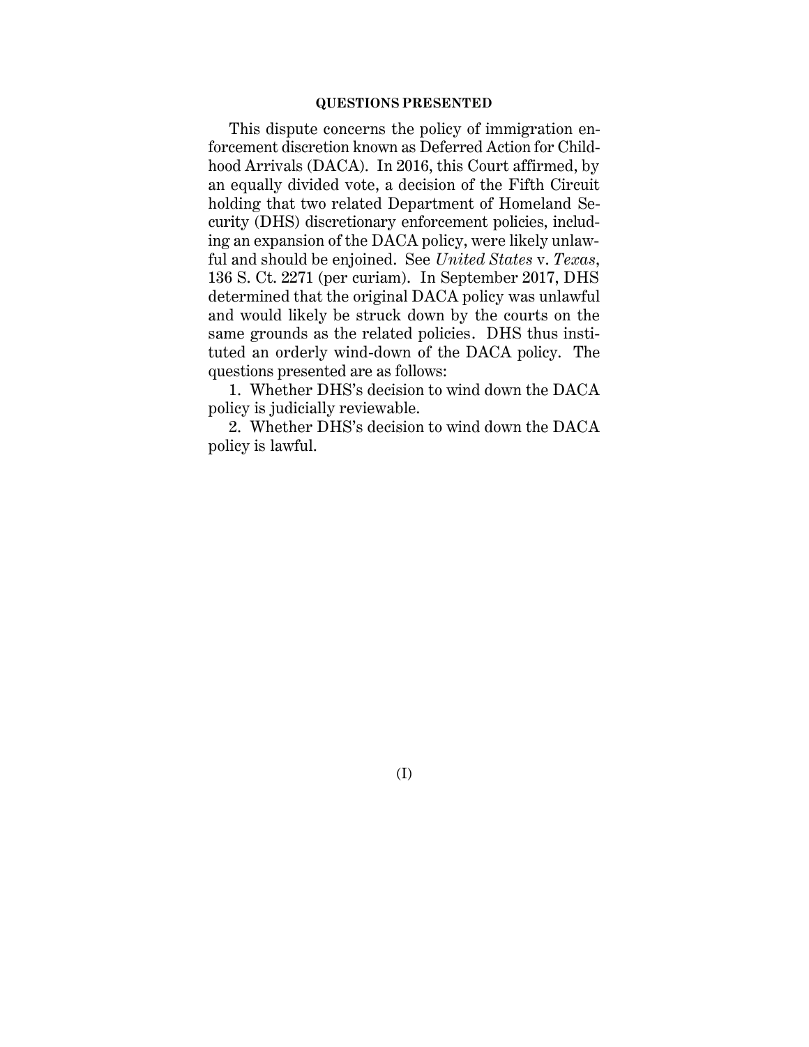## QUESTIONS PRESENTED

This dispute concerns the policy of immigration enforcement discretion known as Deferred Action for Childhood Arrivals (DACA). In 2016, this Court affirmed, by an equally divided vote, a decision of the Fifth Circuit holding that two related Department of Homeland Security (DHS) discretionary enforcement policies, including an expansion of the DACA policy, were likely unlawful and should be enjoined. See *United States* v. *Texas*, 136 S. Ct. 2271 (per curiam). In September 2017, DHS determined that the original DACA policy was unlawful and would likely be struck down by the courts on the same grounds as the related policies. DHS thus instituted an orderly wind-down of the DACA policy. The questions presented are as follows:

1. Whether DHS's decision to wind down the DACA policy is judicially reviewable.
2. Whether DHS's decision to wind down the DACA policy is lawful.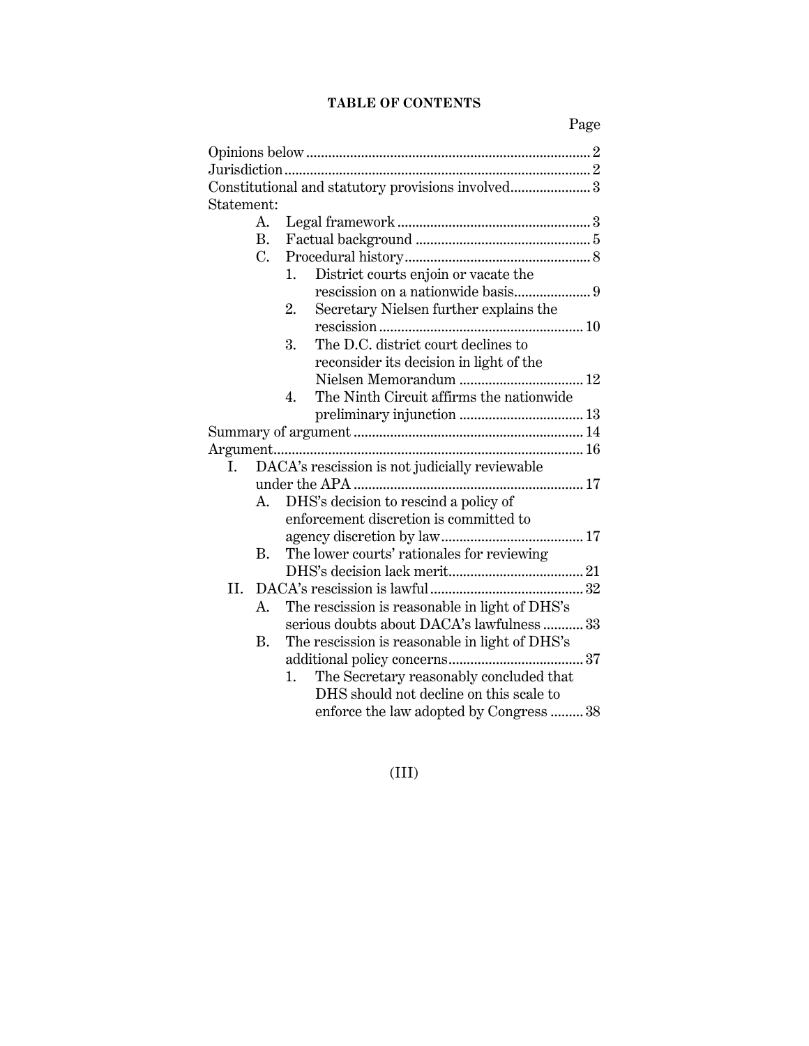# TABLE OF CONTENTS

Page

Opinions below ............................................................................ 2

Jurisdiction .................................................................................. 2

Constitutional and statutory provisions involved...................... 3

Statement:

- A. Legal framework ..................................................... 3
- B. Factual background ................................................ 5
- C. Procedural history ................................................... 8
  1. District courts enjoin or vacate the rescission on a nationwide basis..................... 9
  2. Secretary Nielsen further explains the rescission ........................................................ 10
  3. The D.C. district court declines to reconsider its decision in light of the Nielsen Memorandum .................................. 12
  4. The Ninth Circuit affirms the nationwide preliminary injunction .................................. 13

Summary of argument ............................................................... 14

Argument..................................................................................... 16

- I. DACA's rescission is not judicially reviewable under the APA ............................................................... 17
  - A. DHS's decision to rescind a policy of enforcement discretion is committed to agency discretion by law....................................... 17
  - B. The lower courts' rationales for reviewing DHS's decision lack merit..................................... 21
- II. DACA's rescission is lawful.......................................... 32
  - A. The rescission is reasonable in light of DHS's serious doubts about DACA's lawfulness ........... 33
  - B. The rescission is reasonable in light of DHS's additional policy concerns..................................... 37
    1. The Secretary reasonably concluded that DHS should not decline on this scale to enforce the law adopted by Congress ......... 38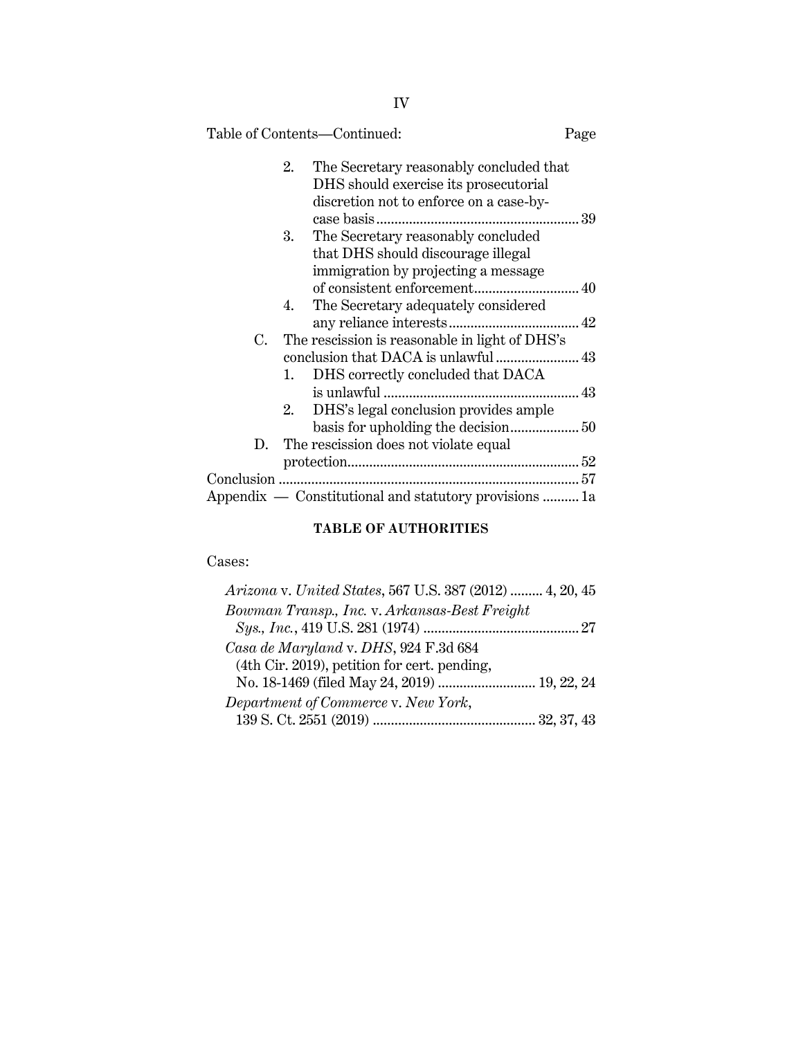Table of Contents—Continued: Page

2. The Secretary reasonably concluded that DHS should exercise its prosecutorial discretion not to enforce on a case-by-case basis ........ 39
3. The Secretary reasonably concluded that DHS should discourage illegal immigration by projecting a message of consistent enforcement ........ 40
4. The Secretary adequately considered any reliance interests ........ 42

C. The rescission is reasonable in light of DHS's conclusion that DACA is unlawful ........ 43
1. DHS correctly concluded that DACA is unlawful ........ 43
2. DHS's legal conclusion provides ample basis for upholding the decision ........ 50

D. The rescission does not violate equal protection ........ 52

Conclusion ........ 57

Appendix — Constitutional and statutory provisions ........ 1a

**TABLE OF AUTHORITIES**

Cases:

*Arizona* v. *United States*, 567 U.S. 387 (2012) ........ 4, 20, 45

*Bowman Transp., Inc.* v. *Arkansas-Best Freight Sys., Inc.*, 419 U.S. 281 (1974) ........ 27

*Casa de Maryland* v. *DHS*, 924 F.3d 684 (4th Cir. 2019), petition for cert. pending, No. 18-1469 (filed May 24, 2019) ........ 19, 22, 24

*Department of Commerce* v. *New York*, 139 S. Ct. 2551 (2019) ........ 32, 37, 43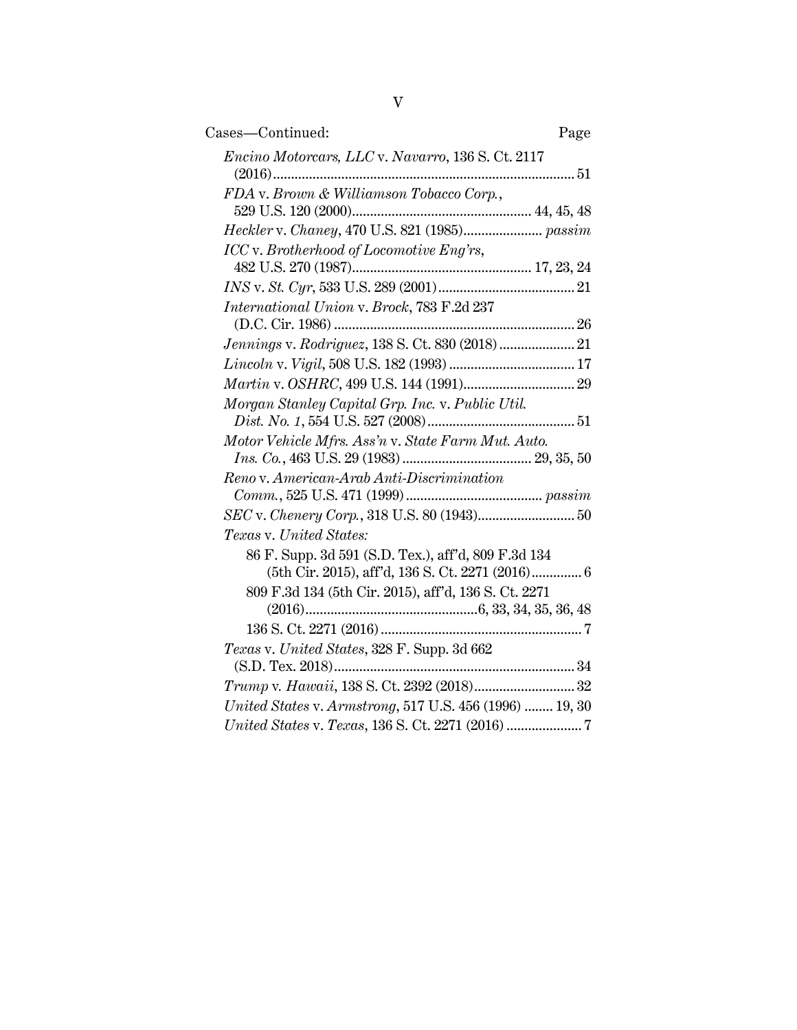Cases—Continued: Page

*Encino Motorcars, LLC* v. *Navarro*, 136 S. Ct. 2117 (2016) .......... 51

*FDA* v. *Brown & Williamson Tobacco Corp.*, 529 U.S. 120 (2000) .......... 44, 45, 48

*Heckler* v. *Chaney*, 470 U.S. 821 (1985) .......... *passim*

*ICC* v. *Brotherhood of Locomotive Eng'rs*, 482 U.S. 270 (1987) .......... 17, 23, 24

*INS* v. *St. Cyr*, 533 U.S. 289 (2001) .......... 21

*International Union* v. *Brock*, 783 F.2d 237 (D.C. Cir. 1986) .......... 26

*Jennings* v. *Rodriguez*, 138 S. Ct. 830 (2018) .......... 21

*Lincoln* v. *Vigil*, 508 U.S. 182 (1993) .......... 17

*Martin* v. *OSHRC*, 499 U.S. 144 (1991) .......... 29

*Morgan Stanley Capital Grp. Inc.* v. *Public Util. Dist. No. 1*, 554 U.S. 527 (2008) .......... 51

*Motor Vehicle Mfrs. Ass'n* v. *State Farm Mut. Auto. Ins. Co.*, 463 U.S. 29 (1983) .......... 29, 35, 50

*Reno* v. *American-Arab Anti-Discrimination Comm.*, 525 U.S. 471 (1999) .......... *passim*

*SEC* v. *Chenery Corp.*, 318 U.S. 80 (1943) .......... 50

*Texas* v. *United States:*

- 86 F. Supp. 3d 591 (S.D. Tex.), aff'd, 809 F.3d 134 (5th Cir. 2015), aff'd, 136 S. Ct. 2271 (2016) .......... 6
- 809 F.3d 134 (5th Cir. 2015), aff'd, 136 S. Ct. 2271 (2016) .......... 6, 33, 34, 35, 36, 48
- 136 S. Ct. 2271 (2016) .......... 7

*Texas* v. *United States*, 328 F. Supp. 3d 662 (S.D. Tex. 2018) .......... 34

*Trump* v. *Hawaii*, 138 S. Ct. 2392 (2018) .......... 32

*United States* v. *Armstrong*, 517 U.S. 456 (1996) .......... 19, 30

*United States* v. *Texas*, 136 S. Ct. 2271 (2016) .......... 7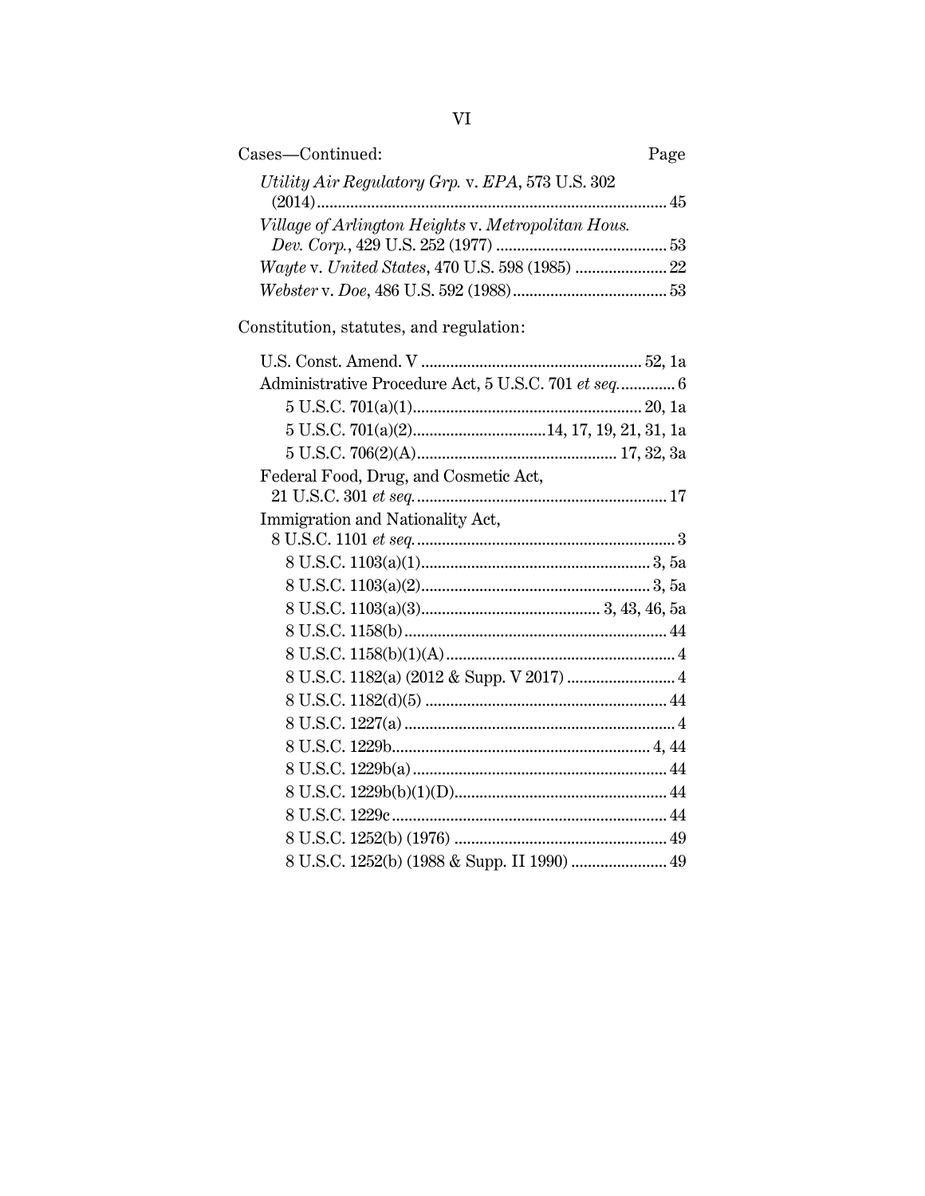Cases—Continued: Page

*Utility Air Regulatory Grp.* v. *EPA*, 573 U.S. 302 (2014) ..... 45

*Village of Arlington Heights* v. *Metropolitan Hous. Dev. Corp.*, 429 U.S. 252 (1977) ..... 53

*Wayte* v. *United States*, 470 U.S. 598 (1985) ..... 22

*Webster* v. *Doe*, 486 U.S. 592 (1988) ..... 53

Constitution, statutes, and regulation:

U.S. Const. Amend. V ..... 52, 1a

Administrative Procedure Act, 5 U.S.C. 701 *et seq.* ..... 6

- 5 U.S.C. 701(a)(1) ..... 20, 1a
- 5 U.S.C. 701(a)(2) ..... 14, 17, 19, 21, 31, 1a
- 5 U.S.C. 706(2)(A) ..... 17, 32, 3a

Federal Food, Drug, and Cosmetic Act, 21 U.S.C. 301 *et seq.* ..... 17

Immigration and Nationality Act, 8 U.S.C. 1101 *et seq.* ..... 3

- 8 U.S.C. 1103(a)(1) ..... 3, 5a
- 8 U.S.C. 1103(a)(2) ..... 3, 5a
- 8 U.S.C. 1103(a)(3) ..... 3, 43, 46, 5a
- 8 U.S.C. 1158(b) ..... 44
- 8 U.S.C. 1158(b)(1)(A) ..... 4
- 8 U.S.C. 1182(a) (2012 & Supp. V 2017) ..... 4
- 8 U.S.C. 1182(d)(5) ..... 44
- 8 U.S.C. 1227(a) ..... 4
- 8 U.S.C. 1229b ..... 4, 44
- 8 U.S.C. 1229b(a) ..... 44
- 8 U.S.C. 1229b(b)(1)(D) ..... 44
- 8 U.S.C. 1229c ..... 44
- 8 U.S.C. 1252(b) (1976) ..... 49
- 8 U.S.C. 1252(b) (1988 & Supp. II 1990) ..... 49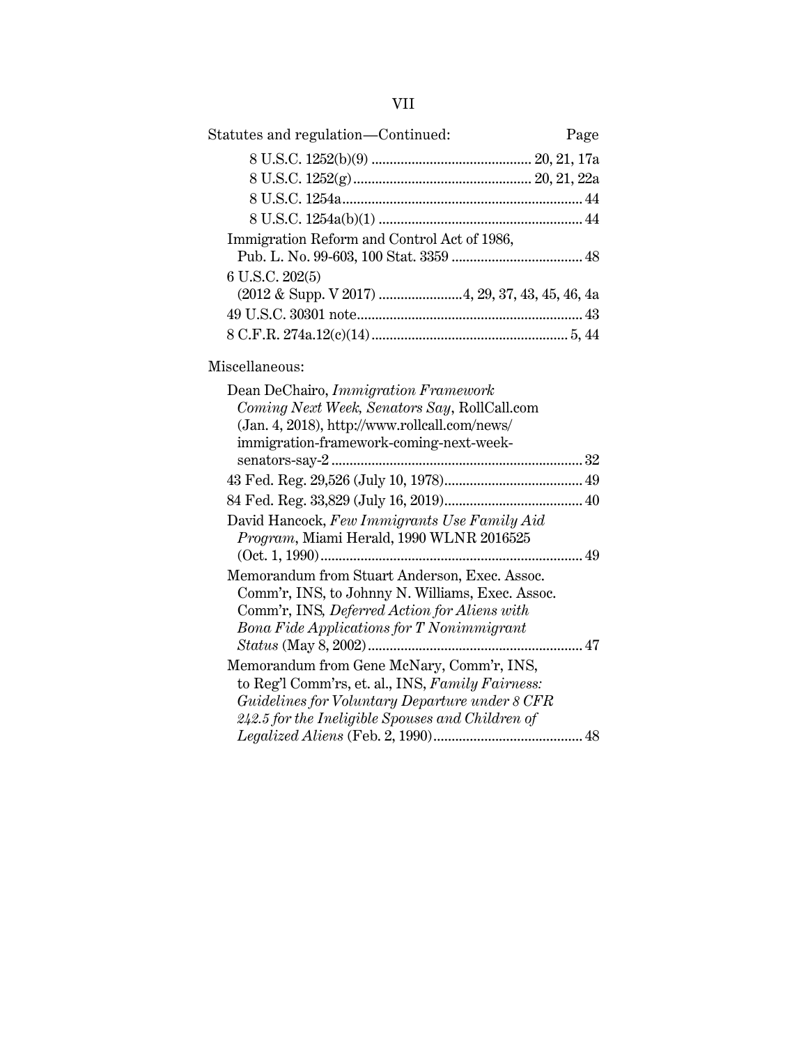Statutes and regulation—Continued: Page

- 8 U.S.C. 1252(b)(9) .......................................... 20, 21, 17a
- 8 U.S.C. 1252(g) ............................................... 20, 21, 22a
- 8 U.S.C. 1254a ................................................................ 44
- 8 U.S.C. 1254a(b)(1) ...................................................... 44
- Immigration Reform and Control Act of 1986, Pub. L. No. 99-603, 100 Stat. 3359 .................................. 48
- 6 U.S.C. 202(5) (2012 & Supp. V 2017) ....................... 4, 29, 37, 43, 45, 46, 4a
- 49 U.S.C. 30301 note ........................................................ 43
- 8 C.F.R. 274a.12(c)(14) ................................................ 5, 44

Miscellaneous:

- Dean DeChairo, *Immigration Framework Coming Next Week, Senators Say*, RollCall.com (Jan. 4, 2018), http://www.rollcall.com/news/immigration-framework-coming-next-week-senators-say-2 ............................................................... 32
- 43 Fed. Reg. 29,526 (July 10, 1978) ................................... 49
- 84 Fed. Reg. 33,829 (July 16, 2019) ................................... 40
- David Hancock, *Few Immigrants Use Family Aid Program*, Miami Herald, 1990 WLNR 2016525 (Oct. 1, 1990) ..................................................................... 49
- Memorandum from Stuart Anderson, Exec. Assoc. Comm'r, INS, to Johnny N. Williams, Exec. Assoc. Comm'r, INS, *Deferred Action for Aliens with Bona Fide Applications for T Nonimmigrant Status* (May 8, 2002) .......................................................... 47
- Memorandum from Gene McNary, Comm'r, INS, to Reg'l Comm'rs, et. al., INS, *Family Fairness: Guidelines for Voluntary Departure under 8 CFR 242.5 for the Ineligible Spouses and Children of Legalized Aliens* (Feb. 2, 1990) ........................................ 48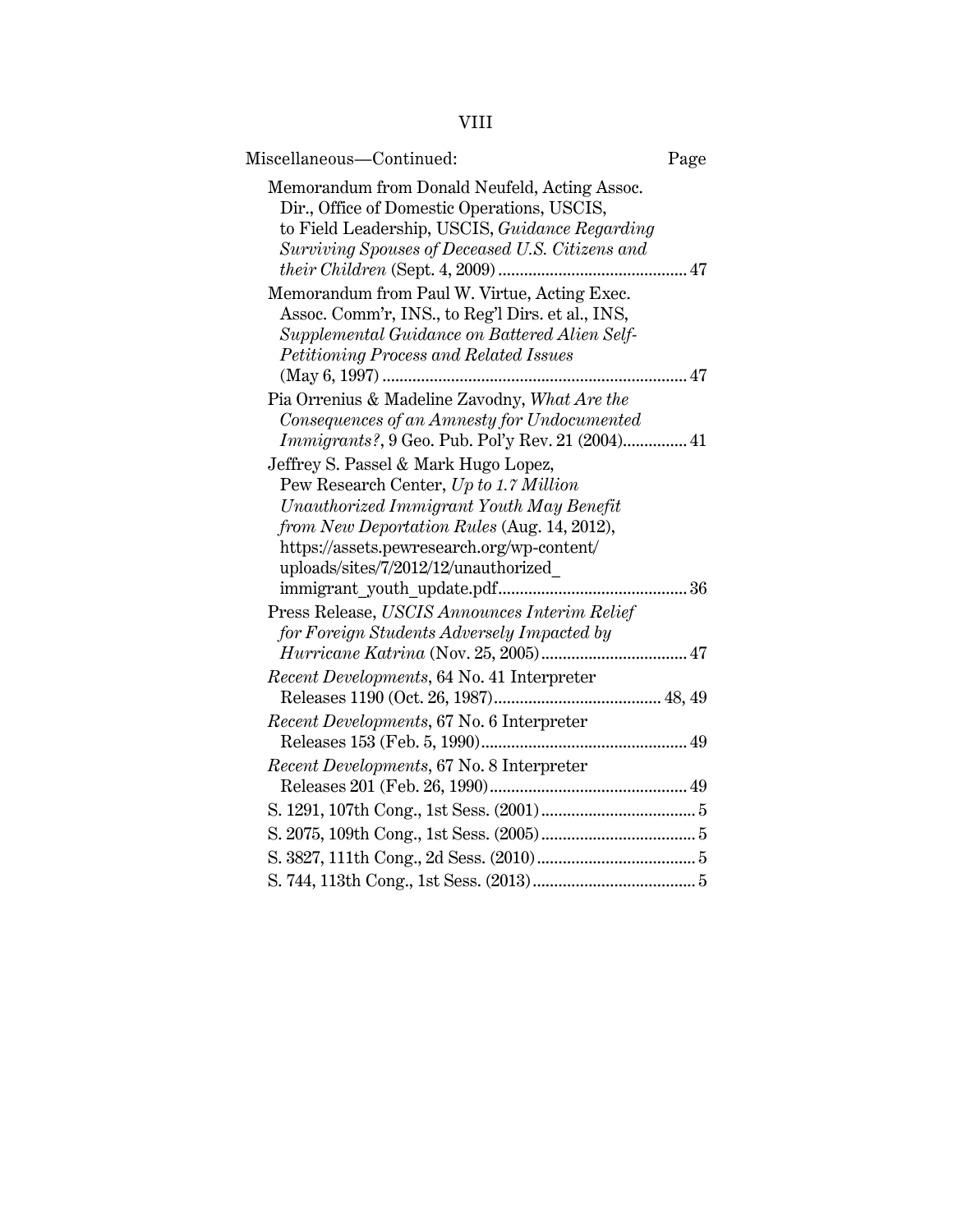Miscellaneous—Continued: Page

Memorandum from Donald Neufeld, Acting Assoc. Dir., Office of Domestic Operations, USCIS, to Field Leadership, USCIS, *Guidance Regarding Surviving Spouses of Deceased U.S. Citizens and their Children* (Sept. 4, 2009) ........................................... 47

Memorandum from Paul W. Virtue, Acting Exec. Assoc. Comm'r, INS., to Reg'l Dirs. et al., INS, *Supplemental Guidance on Battered Alien Self-Petitioning Process and Related Issues* (May 6, 1997) ....................................................................... 47

Pia Orrenius & Madeline Zavodny, *What Are the Consequences of an Amnesty for Undocumented Immigrants?*, 9 Geo. Pub. Pol'y Rev. 21 (2004)............... 41

Jeffrey S. Passel & Mark Hugo Lopez, Pew Research Center, *Up to 1.7 Million Unauthorized Immigrant Youth May Benefit from New Deportation Rules* (Aug. 14, 2012), https://assets.pewresearch.org/wp-content/uploads/sites/7/2012/12/unauthorized_immigrant_youth_update.pdf........................................... 36

Press Release, *USCIS Announces Interim Relief for Foreign Students Adversely Impacted by Hurricane Katrina* (Nov. 25, 2005)................................. 47

*Recent Developments*, 64 No. 41 Interpreter Releases 1190 (Oct. 26, 1987)....................................... 48, 49

*Recent Developments*, 67 No. 6 Interpreter Releases 153 (Feb. 5, 1990)................................................ 49

*Recent Developments*, 67 No. 8 Interpreter Releases 201 (Feb. 26, 1990).............................................. 49

S. 1291, 107th Cong., 1st Sess. (2001).................................... 5

S. 2075, 109th Cong., 1st Sess. (2005).................................... 5

S. 3827, 111th Cong., 2d Sess. (2010)..................................... 5

S. 744, 113th Cong., 1st Sess. (2013)...................................... 5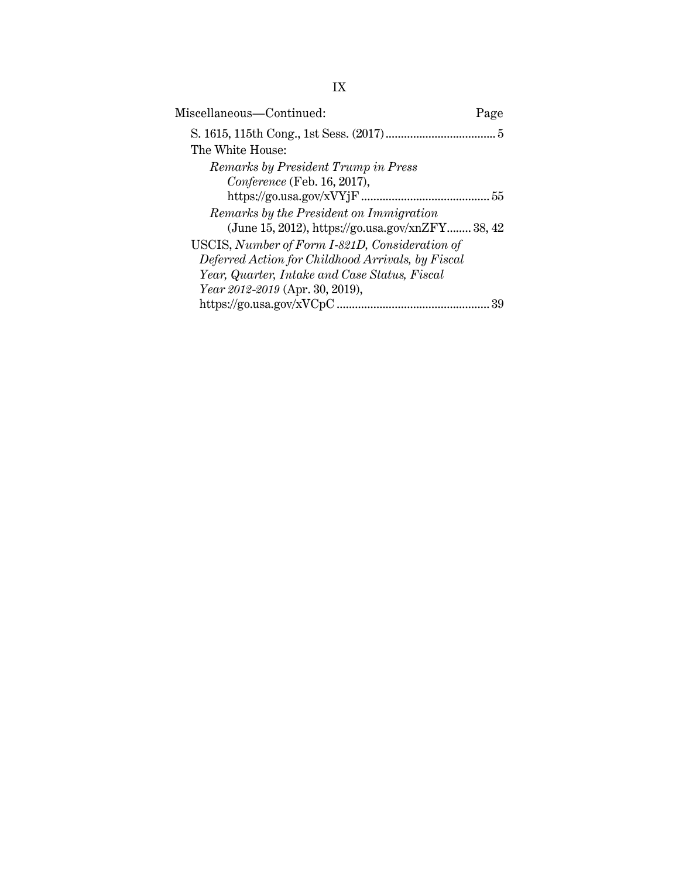Miscellaneous—Continued: Page

S. 1615, 115th Cong., 1st Sess. (2017) .................................... 5

The White House:

*Remarks by President Trump in Press Conference* (Feb. 16, 2017), https://go.usa.gov/xVYjF .......................................... 55

*Remarks by the President on Immigration* (June 15, 2012), https://go.usa.gov/xnZFY........ 38, 42

USCIS, *Number of Form I-821D, Consideration of Deferred Action for Childhood Arrivals, by Fiscal Year, Quarter, Intake and Case Status, Fiscal Year 2012-2019* (Apr. 30, 2019), https://go.usa.gov/xVCpC .................................................. 39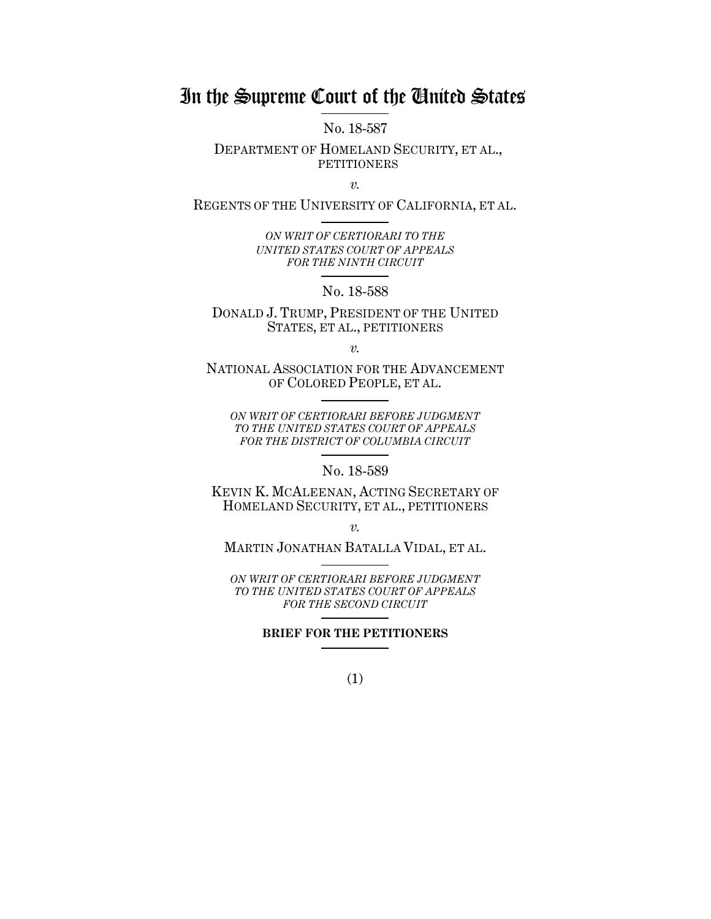# In the Supreme Court of the United States

No. 18-587

DEPARTMENT OF HOMELAND SECURITY, ET AL., PETITIONERS

*v.*

REGENTS OF THE UNIVERSITY OF CALIFORNIA, ET AL.

*ON WRIT OF CERTIORARI TO THE UNITED STATES COURT OF APPEALS FOR THE NINTH CIRCUIT*

No. 18-588

DONALD J. TRUMP, PRESIDENT OF THE UNITED STATES, ET AL., PETITIONERS

*v.*

NATIONAL ASSOCIATION FOR THE ADVANCEMENT OF COLORED PEOPLE, ET AL.

*ON WRIT OF CERTIORARI BEFORE JUDGMENT TO THE UNITED STATES COURT OF APPEALS FOR THE DISTRICT OF COLUMBIA CIRCUIT*

No. 18-589

KEVIN K. MCALEENAN, ACTING SECRETARY OF HOMELAND SECURITY, ET AL., PETITIONERS

*v.*

MARTIN JONATHAN BATALLA VIDAL, ET AL.

*ON WRIT OF CERTIORARI BEFORE JUDGMENT TO THE UNITED STATES COURT OF APPEALS FOR THE SECOND CIRCUIT*

**BRIEF FOR THE PETITIONERS**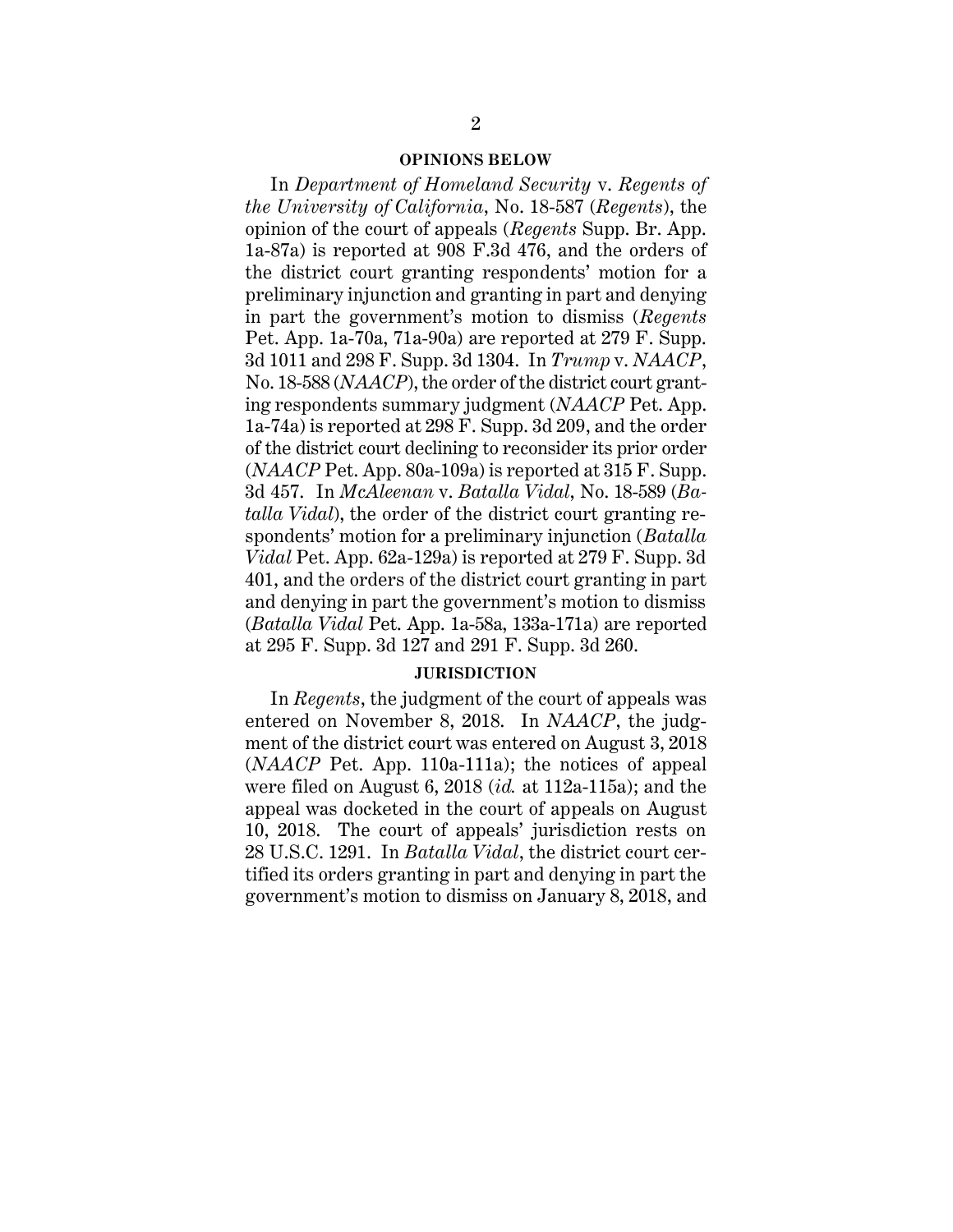## OPINIONS BELOW

In *Department of Homeland Security* v. *Regents of the University of California*, No. 18-587 (*Regents*), the opinion of the court of appeals (*Regents* Supp. Br. App. 1a-87a) is reported at 908 F.3d 476, and the orders of the district court granting respondents' motion for a preliminary injunction and granting in part and denying in part the government's motion to dismiss (*Regents* Pet. App. 1a-70a, 71a-90a) are reported at 279 F. Supp. 3d 1011 and 298 F. Supp. 3d 1304. In *Trump* v. *NAACP*, No. 18-588 (*NAACP*), the order of the district court granting respondents summary judgment (*NAACP* Pet. App. 1a-74a) is reported at 298 F. Supp. 3d 209, and the order of the district court declining to reconsider its prior order (*NAACP* Pet. App. 80a-109a) is reported at 315 F. Supp. 3d 457. In *McAleenan* v. *Batalla Vidal*, No. 18-589 (*Batalla Vidal*), the order of the district court granting respondents' motion for a preliminary injunction (*Batalla Vidal* Pet. App. 62a-129a) is reported at 279 F. Supp. 3d 401, and the orders of the district court granting in part and denying in part the government's motion to dismiss (*Batalla Vidal* Pet. App. 1a-58a, 133a-171a) are reported at 295 F. Supp. 3d 127 and 291 F. Supp. 3d 260.

## JURISDICTION

In *Regents*, the judgment of the court of appeals was entered on November 8, 2018. In *NAACP*, the judgment of the district court was entered on August 3, 2018 (*NAACP* Pet. App. 110a-111a); the notices of appeal were filed on August 6, 2018 (*id.* at 112a-115a); and the appeal was docketed in the court of appeals on August 10, 2018. The court of appeals' jurisdiction rests on 28 U.S.C. 1291. In *Batalla Vidal*, the district court certified its orders granting in part and denying in part the government's motion to dismiss on January 8, 2018, and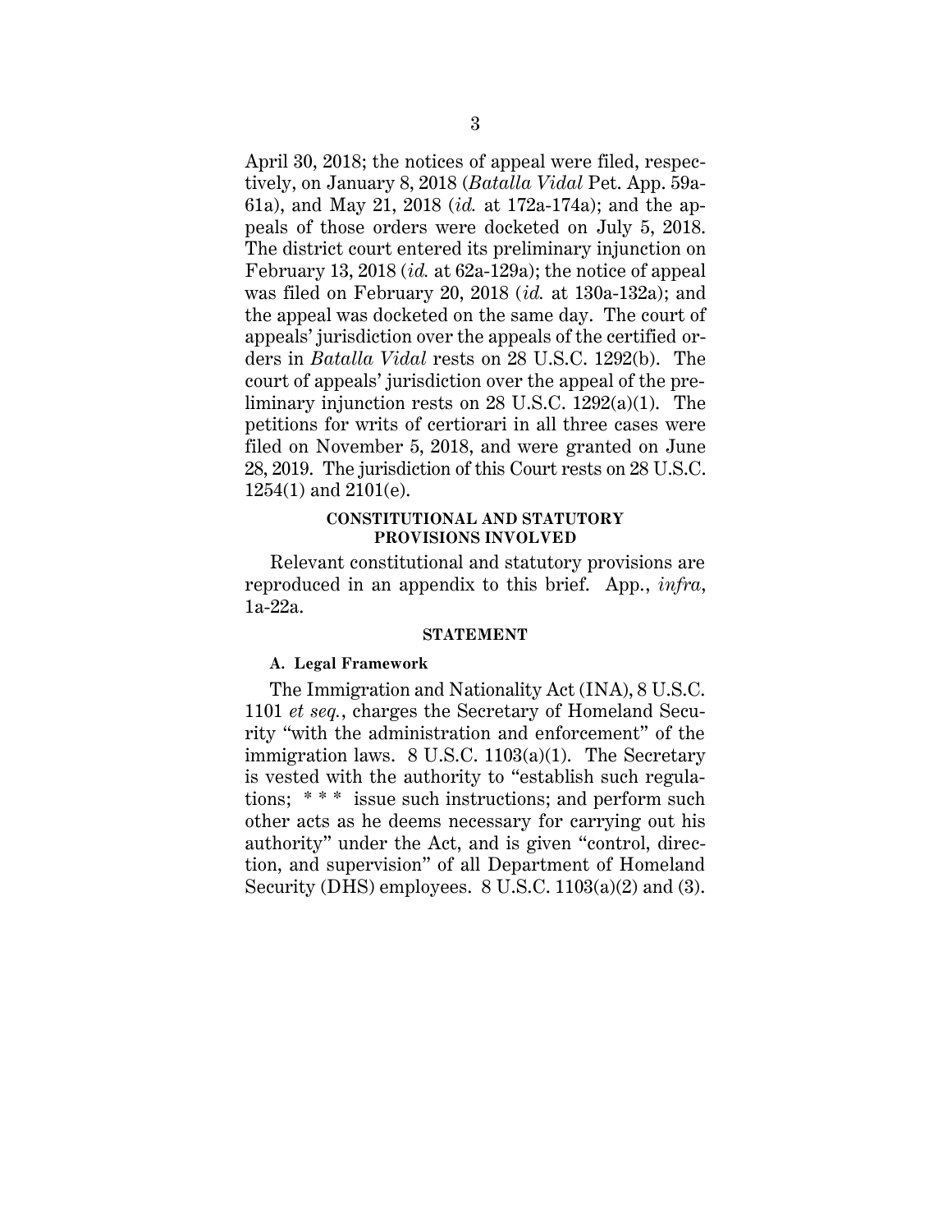April 30, 2018; the notices of appeal were filed, respectively, on January 8, 2018 (*Batalla Vidal* Pet. App. 59a-61a), and May 21, 2018 (*id.* at 172a-174a); and the appeals of those orders were docketed on July 5, 2018. The district court entered its preliminary injunction on February 13, 2018 (*id.* at 62a-129a); the notice of appeal was filed on February 20, 2018 (*id.* at 130a-132a); and the appeal was docketed on the same day. The court of appeals' jurisdiction over the appeals of the certified orders in *Batalla Vidal* rests on 28 U.S.C. 1292(b). The court of appeals' jurisdiction over the appeal of the preliminary injunction rests on 28 U.S.C. 1292(a)(1). The petitions for writs of certiorari in all three cases were filed on November 5, 2018, and were granted on June 28, 2019. The jurisdiction of this Court rests on 28 U.S.C. 1254(1) and 2101(e).

## CONSTITUTIONAL AND STATUTORY PROVISIONS INVOLVED

Relevant constitutional and statutory provisions are reproduced in an appendix to this brief. App., *infra*, 1a-22a.

## STATEMENT

### A. Legal Framework

The Immigration and Nationality Act (INA), 8 U.S.C. 1101 *et seq.*, charges the Secretary of Homeland Security "with the administration and enforcement" of the immigration laws. 8 U.S.C. 1103(a)(1). The Secretary is vested with the authority to "establish such regulations; * * * issue such instructions; and perform such other acts as he deems necessary for carrying out his authority" under the Act, and is given "control, direction, and supervision" of all Department of Homeland Security (DHS) employees. 8 U.S.C. 1103(a)(2) and (3).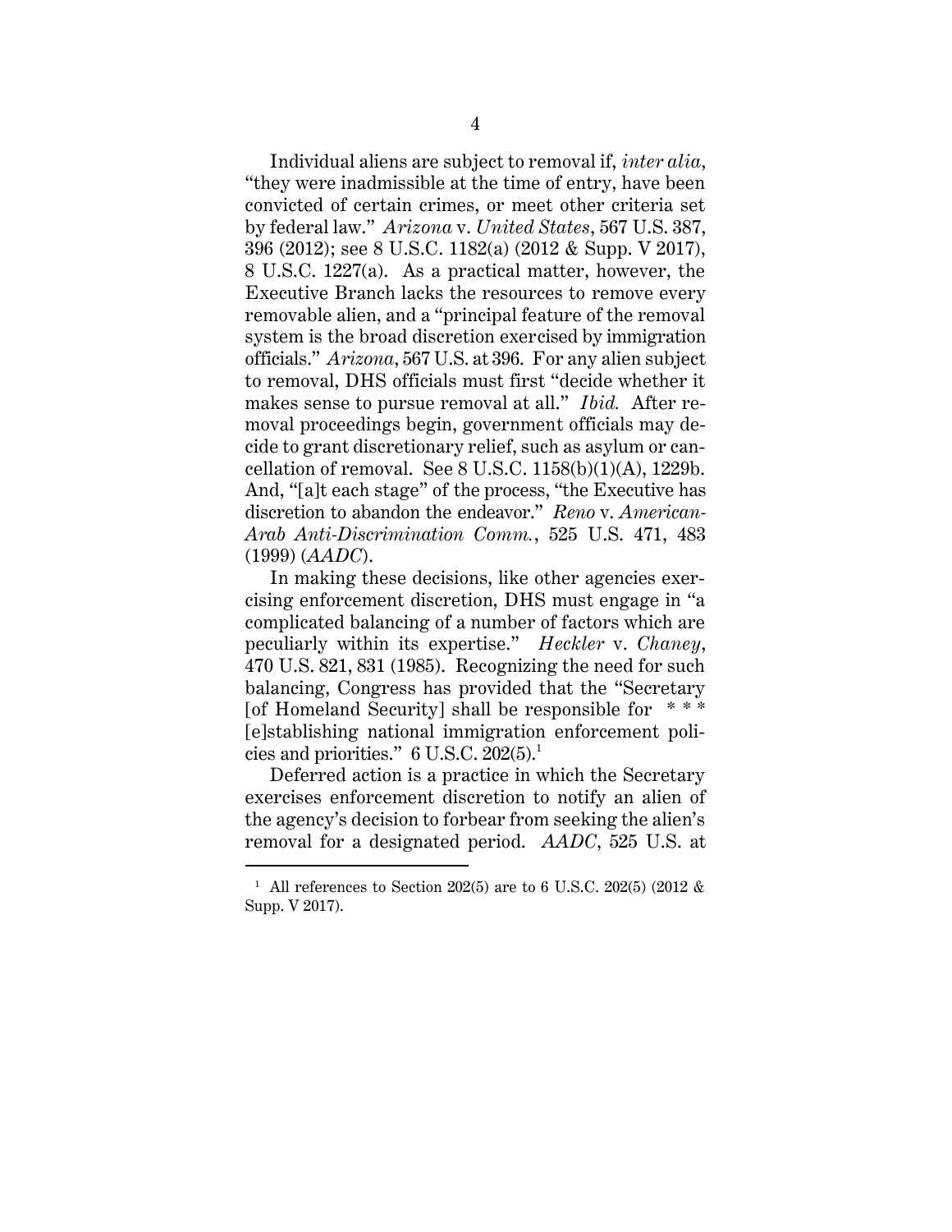Individual aliens are subject to removal if, *inter alia*, "they were inadmissible at the time of entry, have been convicted of certain crimes, or meet other criteria set by federal law." *Arizona* v. *United States*, 567 U.S. 387, 396 (2012); see 8 U.S.C. 1182(a) (2012 & Supp. V 2017), 8 U.S.C. 1227(a). As a practical matter, however, the Executive Branch lacks the resources to remove every removable alien, and a "principal feature of the removal system is the broad discretion exercised by immigration officials." *Arizona*, 567 U.S. at 396. For any alien subject to removal, DHS officials must first "decide whether it makes sense to pursue removal at all." *Ibid.* After removal proceedings begin, government officials may decide to grant discretionary relief, such as asylum or cancellation of removal. See 8 U.S.C. 1158(b)(1)(A), 1229b. And, "[a]t each stage" of the process, "the Executive has discretion to abandon the endeavor." *Reno* v. *American-Arab Anti-Discrimination Comm.*, 525 U.S. 471, 483 (1999) (*AADC*).

In making these decisions, like other agencies exercising enforcement discretion, DHS must engage in "a complicated balancing of a number of factors which are peculiarly within its expertise." *Heckler* v. *Chaney*, 470 U.S. 821, 831 (1985). Recognizing the need for such balancing, Congress has provided that the "Secretary [of Homeland Security] shall be responsible for * * * [e]stablishing national immigration enforcement policies and priorities." 6 U.S.C. 202(5).[1]

Deferred action is a practice in which the Secretary exercises enforcement discretion to notify an alien of the agency's decision to forbear from seeking the alien's removal for a designated period. *AADC*, 525 U.S. at

[1] All references to Section 202(5) are to 6 U.S.C. 202(5) (2012 & Supp. V 2017).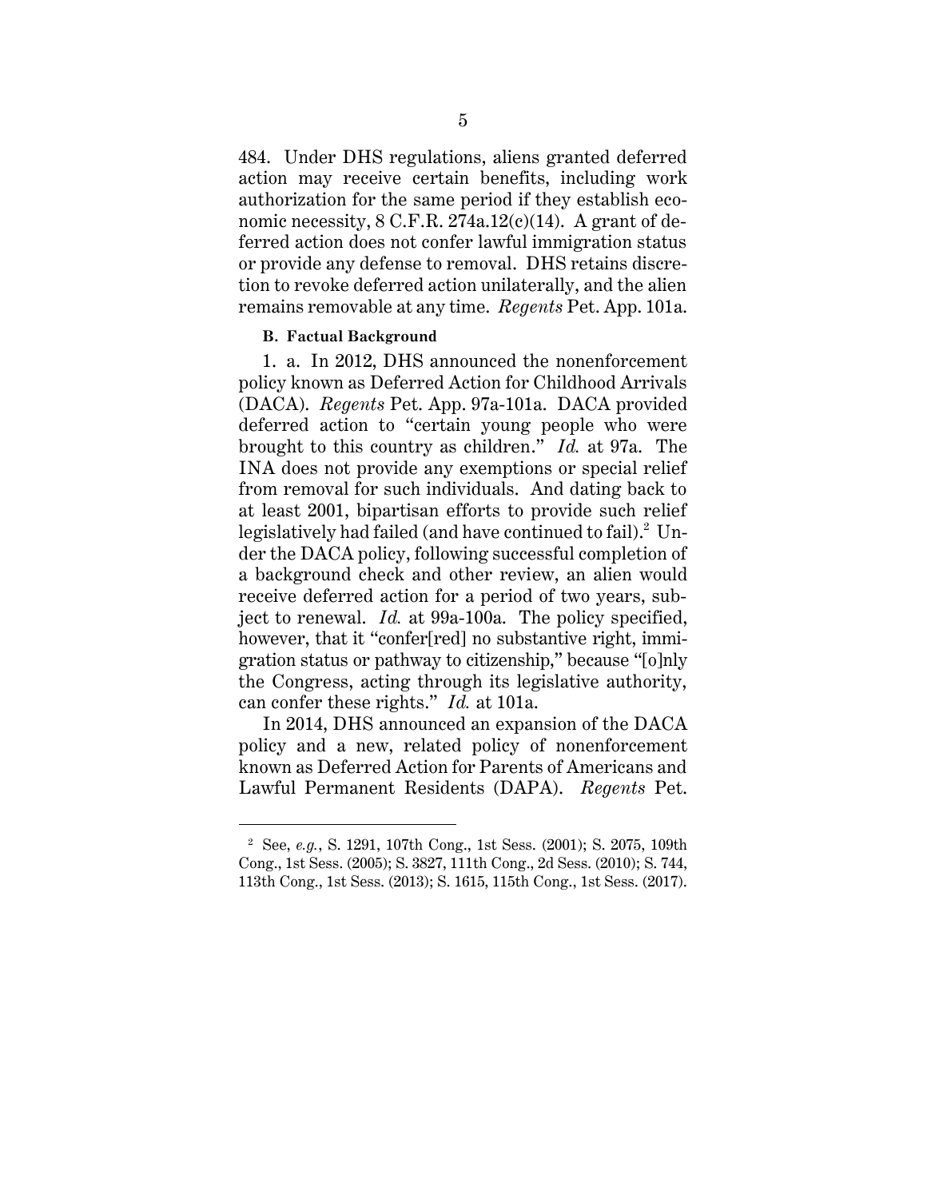484. Under DHS regulations, aliens granted deferred action may receive certain benefits, including work authorization for the same period if they establish economic necessity, 8 C.F.R. 274a.12(c)(14). A grant of deferred action does not confer lawful immigration status or provide any defense to removal. DHS retains discretion to revoke deferred action unilaterally, and the alien remains removable at any time. *Regents* Pet. App. 101a.

### B. Factual Background

1. a. In 2012, DHS announced the nonenforcement policy known as Deferred Action for Childhood Arrivals (DACA). *Regents* Pet. App. 97a-101a. DACA provided deferred action to "certain young people who were brought to this country as children." *Id.* at 97a. The INA does not provide any exemptions or special relief from removal for such individuals. And dating back to at least 2001, bipartisan efforts to provide such relief legislatively had failed (and have continued to fail).[2] Under the DACA policy, following successful completion of a background check and other review, an alien would receive deferred action for a period of two years, subject to renewal. *Id.* at 99a-100a. The policy specified, however, that it "confer[red] no substantive right, immigration status or pathway to citizenship," because "[o]nly the Congress, acting through its legislative authority, can confer these rights." *Id.* at 101a.

In 2014, DHS announced an expansion of the DACA policy and a new, related policy of nonenforcement known as Deferred Action for Parents of Americans and Lawful Permanent Residents (DAPA). *Regents* Pet.

---

[2] See, *e.g.*, S. 1291, 107th Cong., 1st Sess. (2001); S. 2075, 109th Cong., 1st Sess. (2005); S. 3827, 111th Cong., 2d Sess. (2010); S. 744, 113th Cong., 1st Sess. (2013); S. 1615, 115th Cong., 1st Sess. (2017).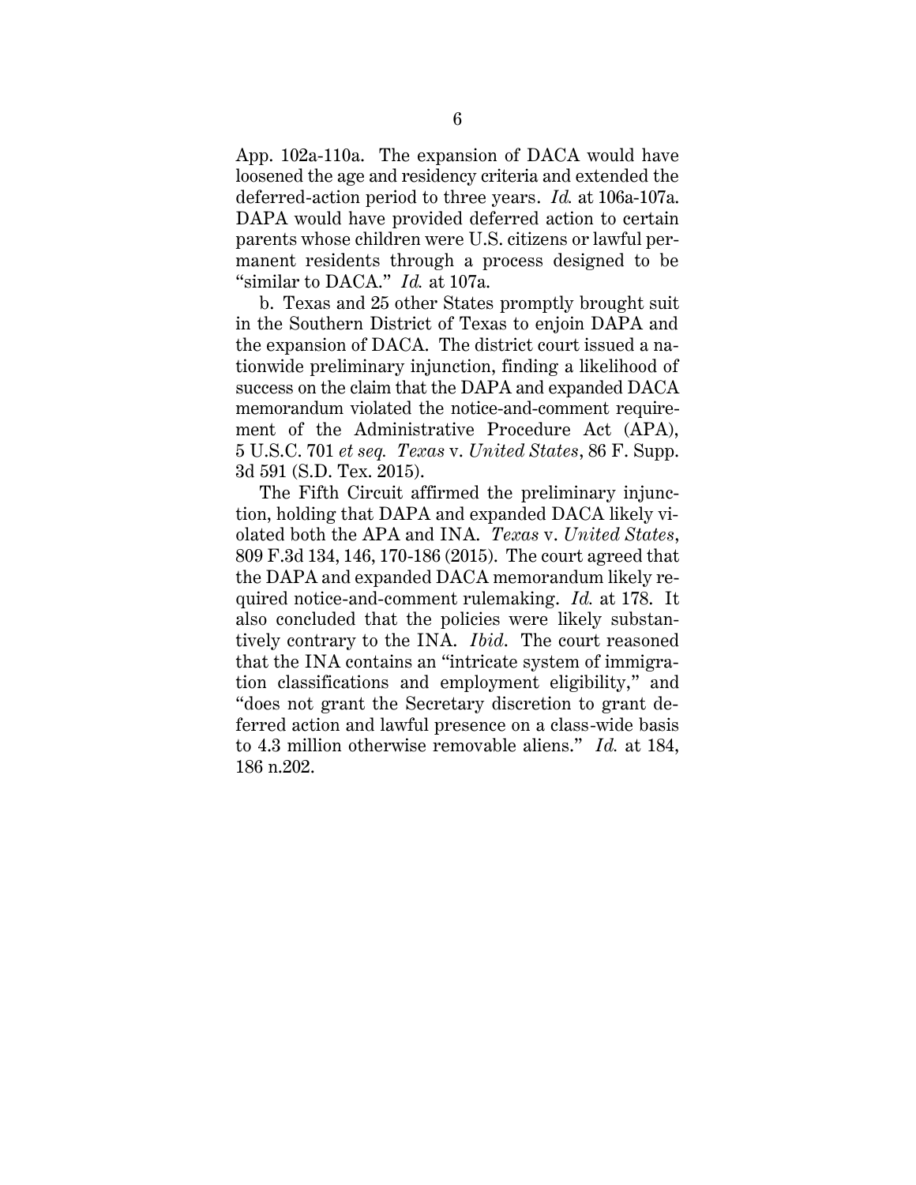App. 102a-110a. The expansion of DACA would have loosened the age and residency criteria and extended the deferred-action period to three years. *Id.* at 106a-107a. DAPA would have provided deferred action to certain parents whose children were U.S. citizens or lawful permanent residents through a process designed to be "similar to DACA." *Id.* at 107a.

b. Texas and 25 other States promptly brought suit in the Southern District of Texas to enjoin DAPA and the expansion of DACA. The district court issued a nationwide preliminary injunction, finding a likelihood of success on the claim that the DAPA and expanded DACA memorandum violated the notice-and-comment requirement of the Administrative Procedure Act (APA), 5 U.S.C. 701 *et seq.* *Texas* v. *United States*, 86 F. Supp. 3d 591 (S.D. Tex. 2015).

The Fifth Circuit affirmed the preliminary injunction, holding that DAPA and expanded DACA likely violated both the APA and INA. *Texas* v. *United States*, 809 F.3d 134, 146, 170-186 (2015). The court agreed that the DAPA and expanded DACA memorandum likely required notice-and-comment rulemaking. *Id.* at 178. It also concluded that the policies were likely substantively contrary to the INA. *Ibid*. The court reasoned that the INA contains an "intricate system of immigration classifications and employment eligibility," and "does not grant the Secretary discretion to grant deferred action and lawful presence on a class-wide basis to 4.3 million otherwise removable aliens." *Id.* at 184, 186 n.202.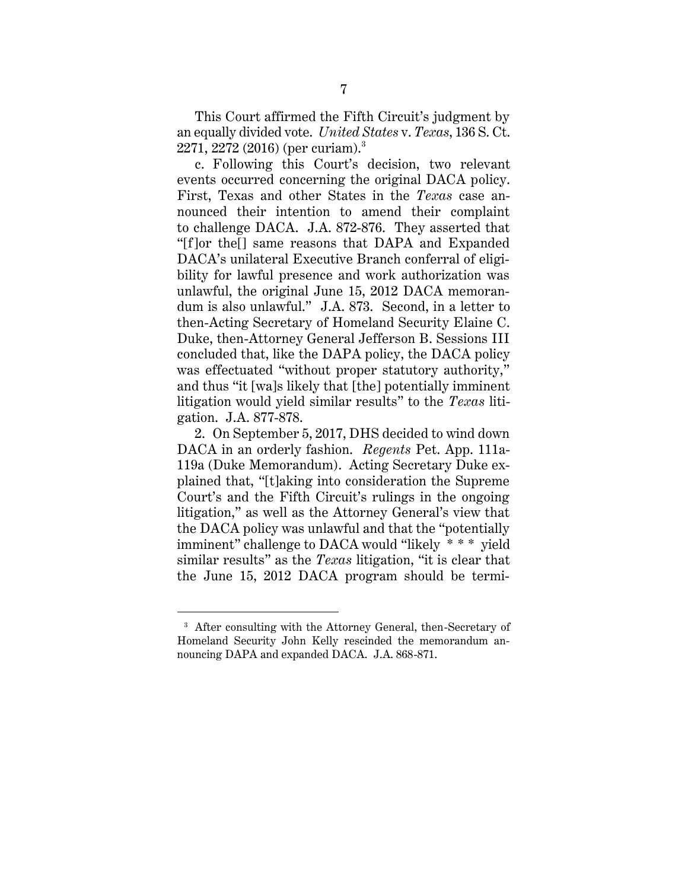This Court affirmed the Fifth Circuit's judgment by an equally divided vote. *United States* v. *Texas*, 136 S. Ct. 2271, 2272 (2016) (per curiam).[3]

c. Following this Court's decision, two relevant events occurred concerning the original DACA policy. First, Texas and other States in the *Texas* case announced their intention to amend their complaint to challenge DACA. J.A. 872-876. They asserted that "[f]or the[] same reasons that DAPA and Expanded DACA's unilateral Executive Branch conferral of eligibility for lawful presence and work authorization was unlawful, the original June 15, 2012 DACA memorandum is also unlawful." J.A. 873. Second, in a letter to then-Acting Secretary of Homeland Security Elaine C. Duke, then-Attorney General Jefferson B. Sessions III concluded that, like the DAPA policy, the DACA policy was effectuated "without proper statutory authority," and thus "it [wa]s likely that [the] potentially imminent litigation would yield similar results" to the *Texas* litigation. J.A. 877-878.

2. On September 5, 2017, DHS decided to wind down DACA in an orderly fashion. *Regents* Pet. App. 111a-119a (Duke Memorandum). Acting Secretary Duke explained that, "[t]aking into consideration the Supreme Court's and the Fifth Circuit's rulings in the ongoing litigation," as well as the Attorney General's view that the DACA policy was unlawful and that the "potentially imminent" challenge to DACA would "likely * * * yield similar results" as the *Texas* litigation, "it is clear that the June 15, 2012 DACA program should be termi-

[3] After consulting with the Attorney General, then-Secretary of Homeland Security John Kelly rescinded the memorandum announcing DAPA and expanded DACA. J.A. 868-871.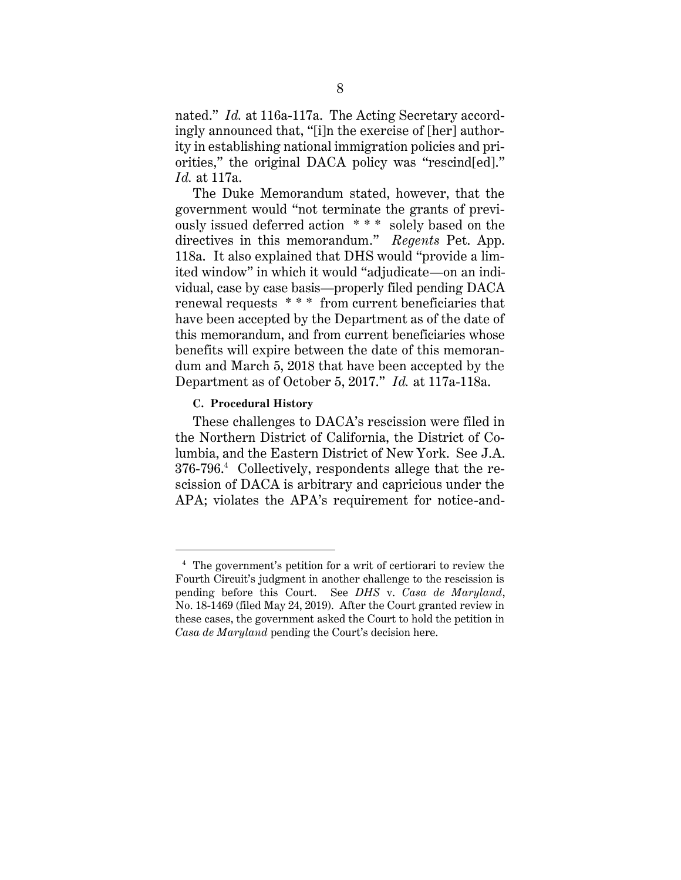nated." *Id.* at 116a-117a. The Acting Secretary accordingly announced that, "[i]n the exercise of [her] authority in establishing national immigration policies and priorities," the original DACA policy was "rescind[ed]." *Id.* at 117a.

The Duke Memorandum stated, however, that the government would "not terminate the grants of previously issued deferred action * * * solely based on the directives in this memorandum." *Regents* Pet. App. 118a. It also explained that DHS would "provide a limited window" in which it would "adjudicate—on an individual, case by case basis—properly filed pending DACA renewal requests * * * from current beneficiaries that have been accepted by the Department as of the date of this memorandum, and from current beneficiaries whose benefits will expire between the date of this memorandum and March 5, 2018 that have been accepted by the Department as of October 5, 2017." *Id.* at 117a-118a.

### C. Procedural History

These challenges to DACA's rescission were filed in the Northern District of California, the District of Columbia, and the Eastern District of New York. See J.A. 376-796.[4] Collectively, respondents allege that the rescission of DACA is arbitrary and capricious under the APA; violates the APA's requirement for notice-and-

---

[4] The government's petition for a writ of certiorari to review the Fourth Circuit's judgment in another challenge to the rescission is pending before this Court. See *DHS* v. *Casa de Maryland*, No. 18-1469 (filed May 24, 2019). After the Court granted review in these cases, the government asked the Court to hold the petition in *Casa de Maryland* pending the Court's decision here.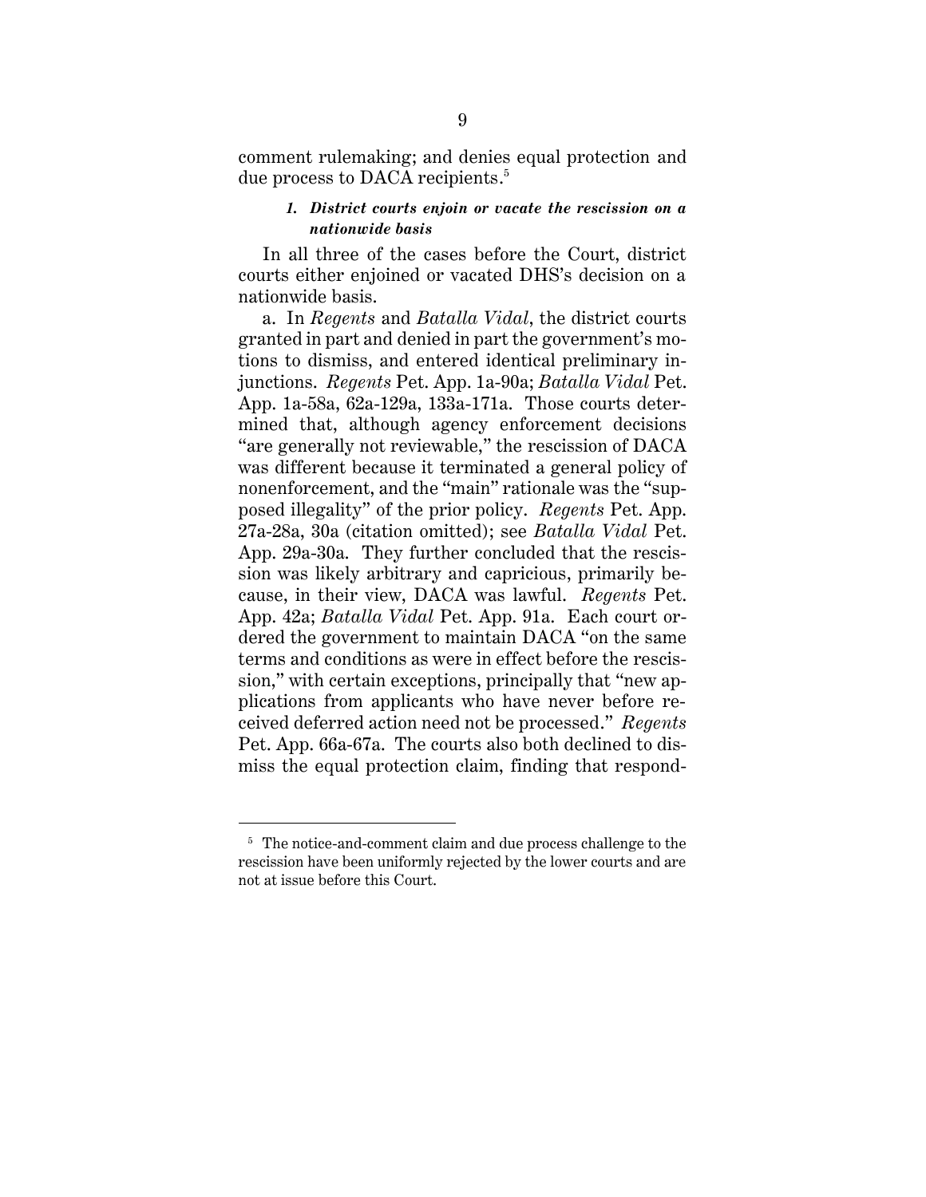comment rulemaking; and denies equal protection and due process to DACA recipients.[5]

#### *1. District courts enjoin or vacate the rescission on a nationwide basis*

In all three of the cases before the Court, district courts either enjoined or vacated DHS's decision on a nationwide basis.

a. In *Regents* and *Batalla Vidal*, the district courts granted in part and denied in part the government's motions to dismiss, and entered identical preliminary injunctions. *Regents* Pet. App. 1a-90a; *Batalla Vidal* Pet. App. 1a-58a, 62a-129a, 133a-171a. Those courts determined that, although agency enforcement decisions "are generally not reviewable," the rescission of DACA was different because it terminated a general policy of nonenforcement, and the "main" rationale was the "supposed illegality" of the prior policy. *Regents* Pet. App. 27a-28a, 30a (citation omitted); see *Batalla Vidal* Pet. App. 29a-30a. They further concluded that the rescission was likely arbitrary and capricious, primarily because, in their view, DACA was lawful. *Regents* Pet. App. 42a; *Batalla Vidal* Pet. App. 91a. Each court ordered the government to maintain DACA "on the same terms and conditions as were in effect before the rescission," with certain exceptions, principally that "new applications from applicants who have never before received deferred action need not be processed." *Regents* Pet. App. 66a-67a. The courts also both declined to dismiss the equal protection claim, finding that respond-

---

[5] The notice-and-comment claim and due process challenge to the rescission have been uniformly rejected by the lower courts and are not at issue before this Court.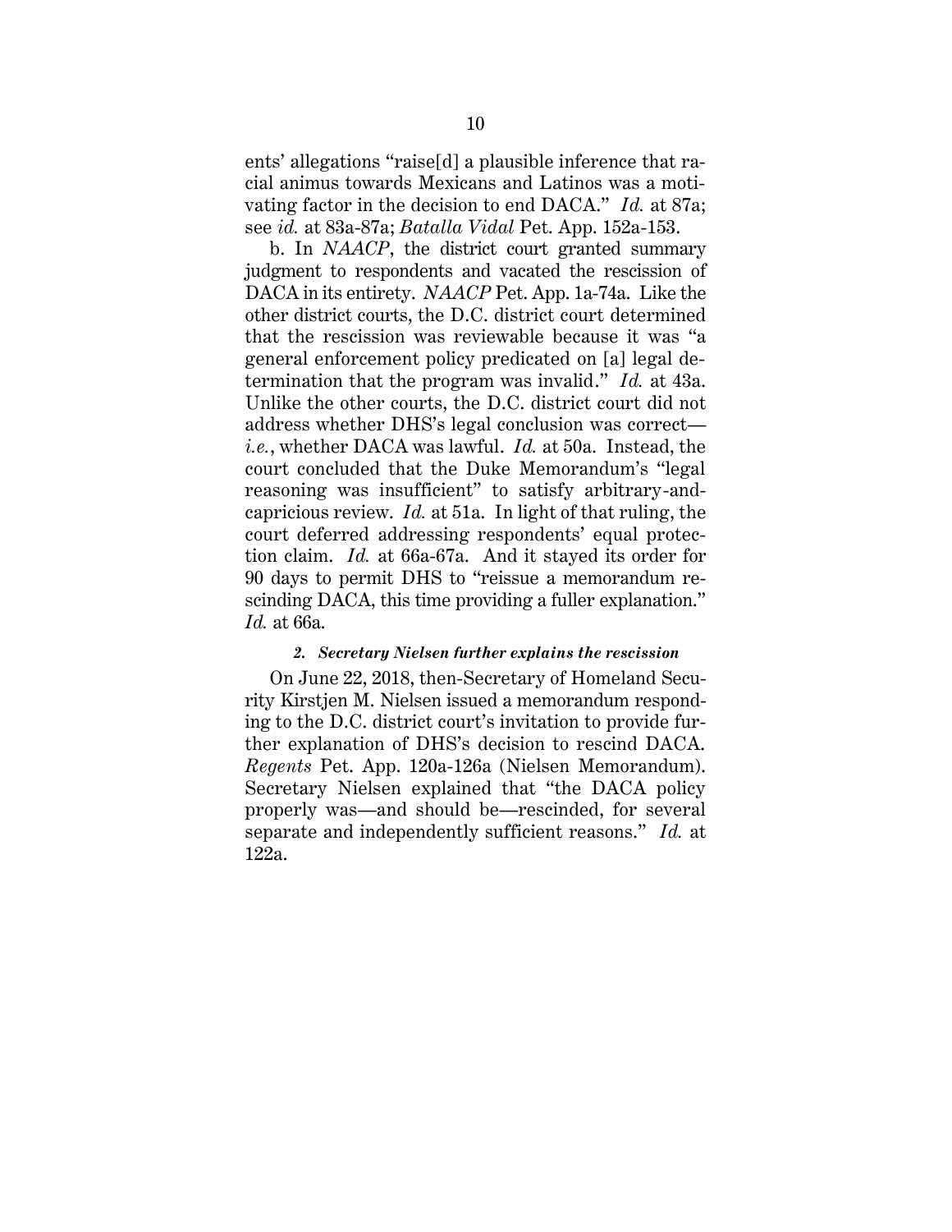ents' allegations "raise[d] a plausible inference that racial animus towards Mexicans and Latinos was a motivating factor in the decision to end DACA." *Id.* at 87a; see *id.* at 83a-87a; *Batalla Vidal* Pet. App. 152a-153.

b. In *NAACP*, the district court granted summary judgment to respondents and vacated the rescission of DACA in its entirety. *NAACP* Pet. App. 1a-74a. Like the other district courts, the D.C. district court determined that the rescission was reviewable because it was "a general enforcement policy predicated on [a] legal determination that the program was invalid." *Id.* at 43a. Unlike the other courts, the D.C. district court did not address whether DHS's legal conclusion was correct—*i.e.*, whether DACA was lawful. *Id.* at 50a. Instead, the court concluded that the Duke Memorandum's "legal reasoning was insufficient" to satisfy arbitrary-and-capricious review. *Id.* at 51a. In light of that ruling, the court deferred addressing respondents' equal protection claim. *Id.* at 66a-67a. And it stayed its order for 90 days to permit DHS to "reissue a memorandum rescinding DACA, this time providing a fuller explanation." *Id.* at 66a.

#### *2. Secretary Nielsen further explains the rescission*

On June 22, 2018, then-Secretary of Homeland Security Kirstjen M. Nielsen issued a memorandum responding to the D.C. district court's invitation to provide further explanation of DHS's decision to rescind DACA. *Regents* Pet. App. 120a-126a (Nielsen Memorandum). Secretary Nielsen explained that "the DACA policy properly was—and should be—rescinded, for several separate and independently sufficient reasons." *Id.* at 122a.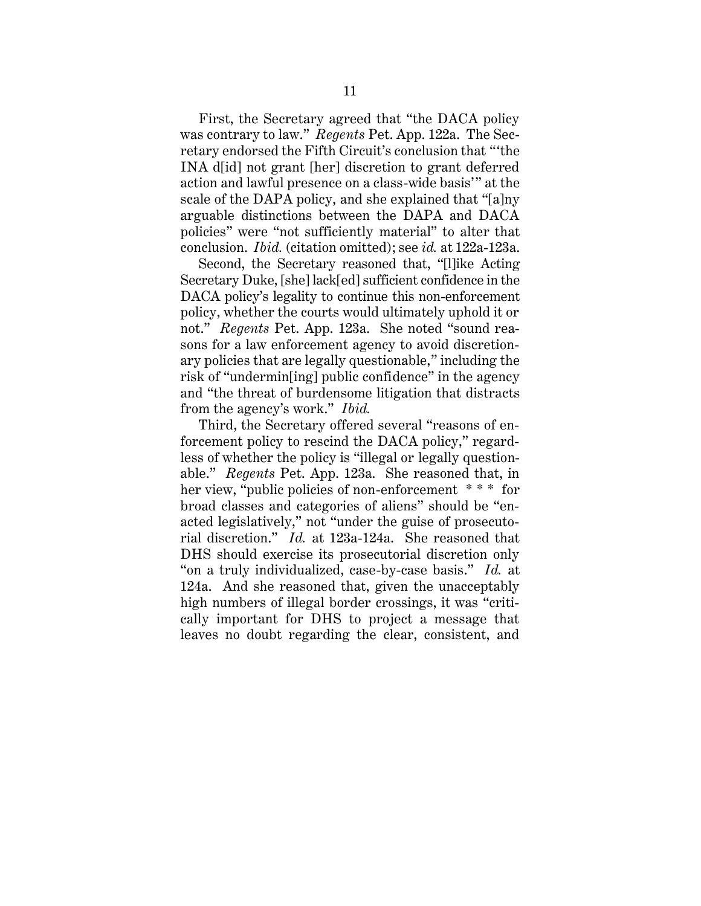First, the Secretary agreed that "the DACA policy was contrary to law." *Regents* Pet. App. 122a. The Secretary endorsed the Fifth Circuit's conclusion that "'the INA d[id] not grant [her] discretion to grant deferred action and lawful presence on a class-wide basis'" at the scale of the DAPA policy, and she explained that "[a]ny arguable distinctions between the DAPA and DACA policies" were "not sufficiently material" to alter that conclusion. *Ibid.* (citation omitted); see *id.* at 122a-123a.

Second, the Secretary reasoned that, "[l]ike Acting Secretary Duke, [she] lack[ed] sufficient confidence in the DACA policy's legality to continue this non-enforcement policy, whether the courts would ultimately uphold it or not." *Regents* Pet. App. 123a. She noted "sound reasons for a law enforcement agency to avoid discretionary policies that are legally questionable," including the risk of "undermin[ing] public confidence" in the agency and "the threat of burdensome litigation that distracts from the agency's work." *Ibid.*

Third, the Secretary offered several "reasons of enforcement policy to rescind the DACA policy," regardless of whether the policy is "illegal or legally questionable." *Regents* Pet. App. 123a. She reasoned that, in her view, "public policies of non-enforcement * * * for broad classes and categories of aliens" should be "enacted legislatively," not "under the guise of prosecutorial discretion." *Id.* at 123a-124a. She reasoned that DHS should exercise its prosecutorial discretion only "on a truly individualized, case-by-case basis." *Id.* at 124a. And she reasoned that, given the unacceptably high numbers of illegal border crossings, it was "critically important for DHS to project a message that leaves no doubt regarding the clear, consistent, and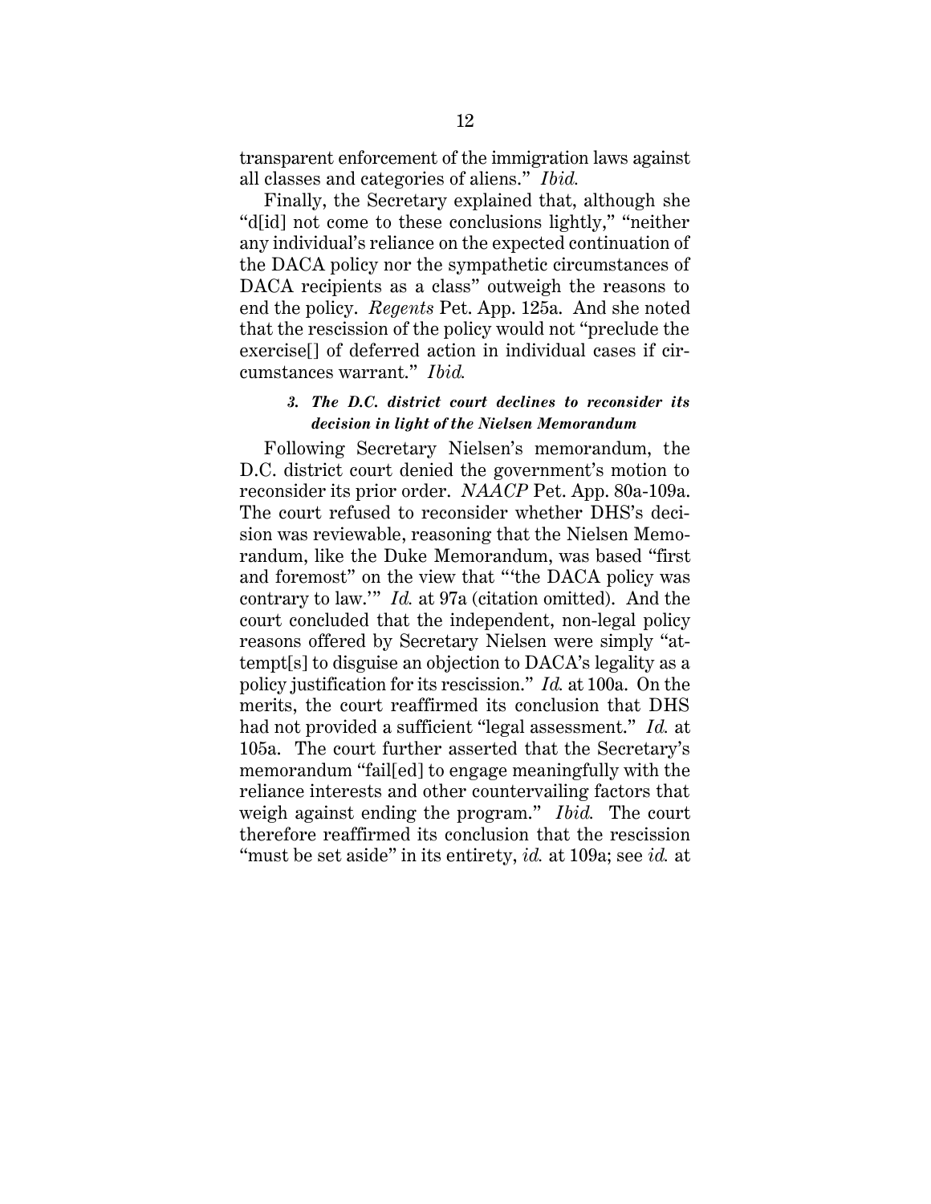transparent enforcement of the immigration laws against all classes and categories of aliens." *Ibid.*

Finally, the Secretary explained that, although she "d[id] not come to these conclusions lightly," "neither any individual's reliance on the expected continuation of the DACA policy nor the sympathetic circumstances of DACA recipients as a class" outweigh the reasons to end the policy. *Regents* Pet. App. 125a. And she noted that the rescission of the policy would not "preclude the exercise[] of deferred action in individual cases if circumstances warrant." *Ibid.*

#### *3. The D.C. district court declines to reconsider its decision in light of the Nielsen Memorandum*

Following Secretary Nielsen's memorandum, the D.C. district court denied the government's motion to reconsider its prior order. *NAACP* Pet. App. 80a-109a. The court refused to reconsider whether DHS's decision was reviewable, reasoning that the Nielsen Memorandum, like the Duke Memorandum, was based "first and foremost" on the view that "'the DACA policy was contrary to law.'" *Id.* at 97a (citation omitted). And the court concluded that the independent, non-legal policy reasons offered by Secretary Nielsen were simply "attempt[s] to disguise an objection to DACA's legality as a policy justification for its rescission." *Id.* at 100a. On the merits, the court reaffirmed its conclusion that DHS had not provided a sufficient "legal assessment." *Id.* at 105a. The court further asserted that the Secretary's memorandum "fail[ed] to engage meaningfully with the reliance interests and other countervailing factors that weigh against ending the program." *Ibid.* The court therefore reaffirmed its conclusion that the rescission "must be set aside" in its entirety, *id.* at 109a; see *id.* at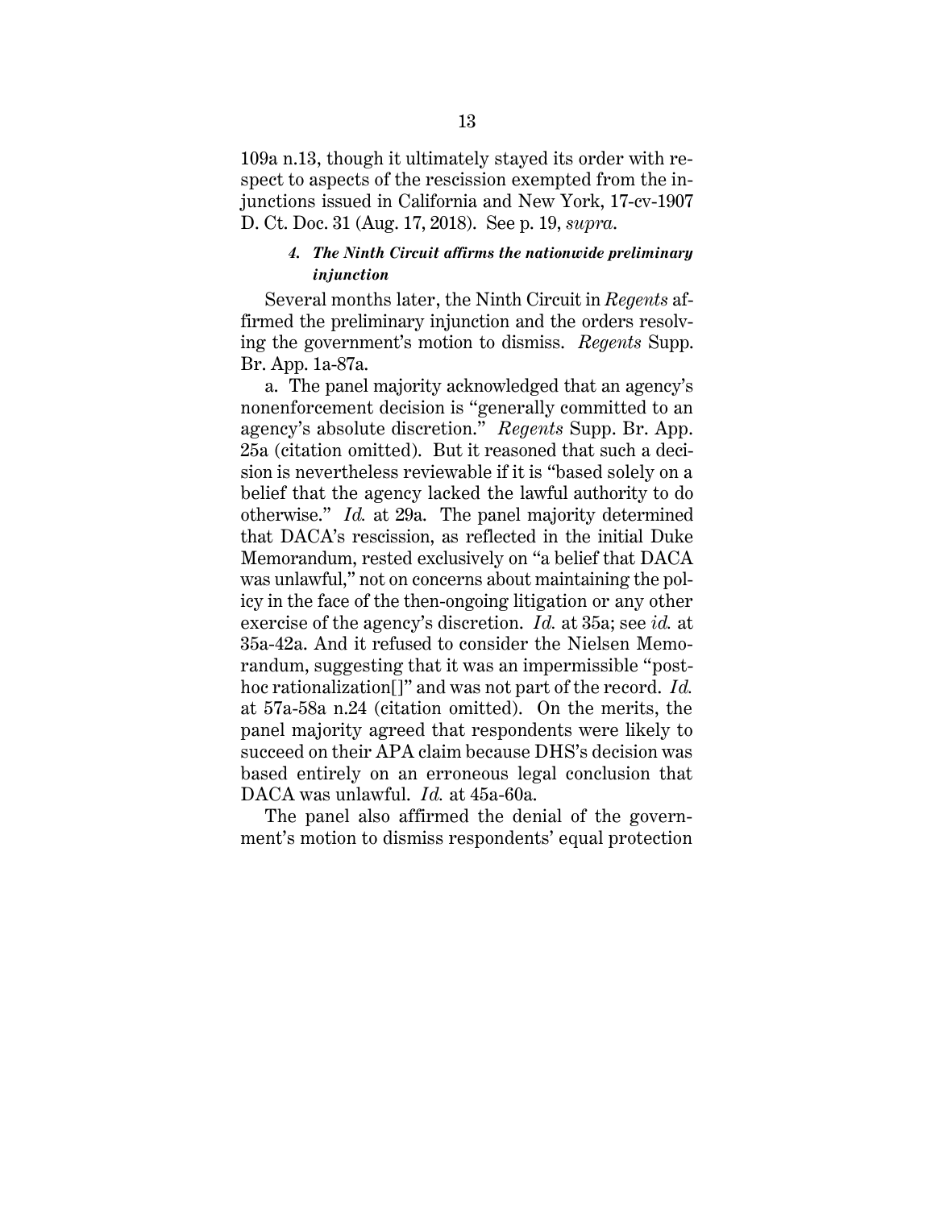109a n.13, though it ultimately stayed its order with respect to aspects of the rescission exempted from the injunctions issued in California and New York, 17-cv-1907 D. Ct. Doc. 31 (Aug. 17, 2018). See p. 19, *supra*.

#### *4. The Ninth Circuit affirms the nationwide preliminary injunction*

Several months later, the Ninth Circuit in *Regents* affirmed the preliminary injunction and the orders resolving the government's motion to dismiss. *Regents* Supp. Br. App. 1a-87a.

a. The panel majority acknowledged that an agency's nonenforcement decision is "generally committed to an agency's absolute discretion." *Regents* Supp. Br. App. 25a (citation omitted). But it reasoned that such a decision is nevertheless reviewable if it is "based solely on a belief that the agency lacked the lawful authority to do otherwise." *Id.* at 29a. The panel majority determined that DACA's rescission, as reflected in the initial Duke Memorandum, rested exclusively on "a belief that DACA was unlawful," not on concerns about maintaining the policy in the face of the then-ongoing litigation or any other exercise of the agency's discretion. *Id.* at 35a; see *id.* at 35a-42a. And it refused to consider the Nielsen Memorandum, suggesting that it was an impermissible "post-hoc rationalization[]" and was not part of the record. *Id.* at 57a-58a n.24 (citation omitted). On the merits, the panel majority agreed that respondents were likely to succeed on their APA claim because DHS's decision was based entirely on an erroneous legal conclusion that DACA was unlawful. *Id.* at 45a-60a.

The panel also affirmed the denial of the government's motion to dismiss respondents' equal protection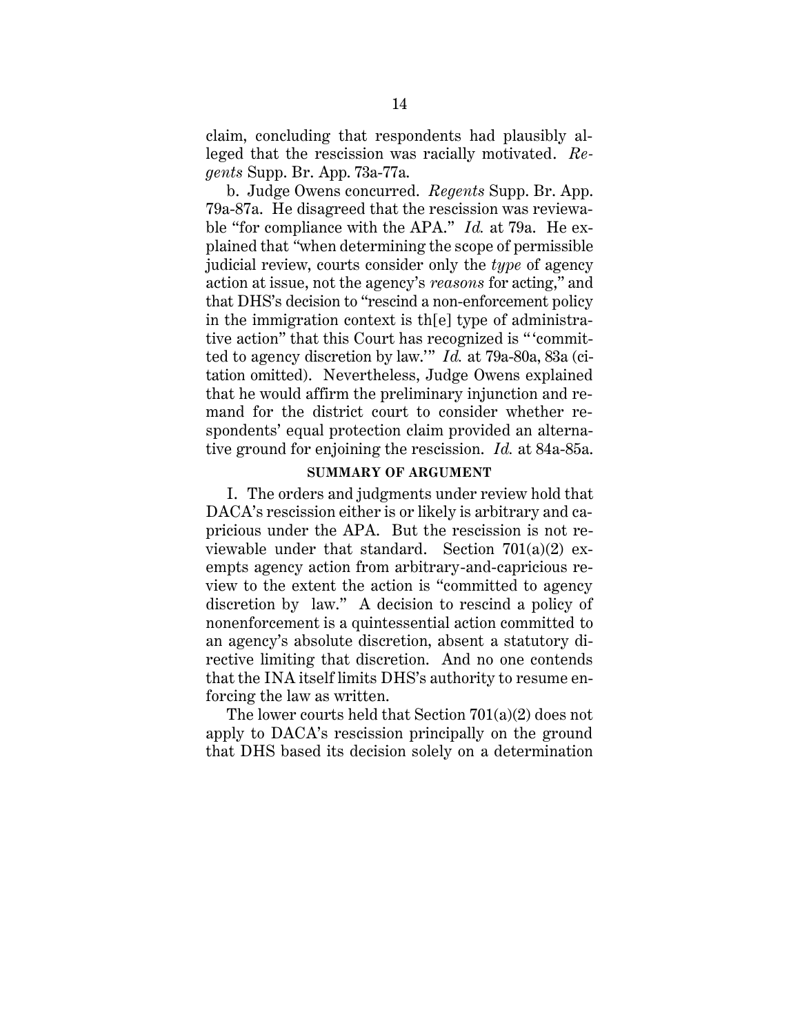claim, concluding that respondents had plausibly alleged that the rescission was racially motivated. *Regents* Supp. Br. App. 73a-77a.

b. Judge Owens concurred. *Regents* Supp. Br. App. 79a-87a. He disagreed that the rescission was reviewable "for compliance with the APA." *Id.* at 79a. He explained that "when determining the scope of permissible judicial review, courts consider only the *type* of agency action at issue, not the agency's *reasons* for acting," and that DHS's decision to "rescind a non-enforcement policy in the immigration context is th[e] type of administrative action" that this Court has recognized is "'committed to agency discretion by law.'" *Id.* at 79a-80a, 83a (citation omitted). Nevertheless, Judge Owens explained that he would affirm the preliminary injunction and remand for the district court to consider whether respondents' equal protection claim provided an alternative ground for enjoining the rescission. *Id.* at 84a-85a.

## SUMMARY OF ARGUMENT

I. The orders and judgments under review hold that DACA's rescission either is or likely is arbitrary and capricious under the APA. But the rescission is not reviewable under that standard. Section 701(a)(2) exempts agency action from arbitrary-and-capricious review to the extent the action is "committed to agency discretion by law." A decision to rescind a policy of nonenforcement is a quintessential action committed to an agency's absolute discretion, absent a statutory directive limiting that discretion. And no one contends that the INA itself limits DHS's authority to resume enforcing the law as written.

The lower courts held that Section 701(a)(2) does not apply to DACA's rescission principally on the ground that DHS based its decision solely on a determination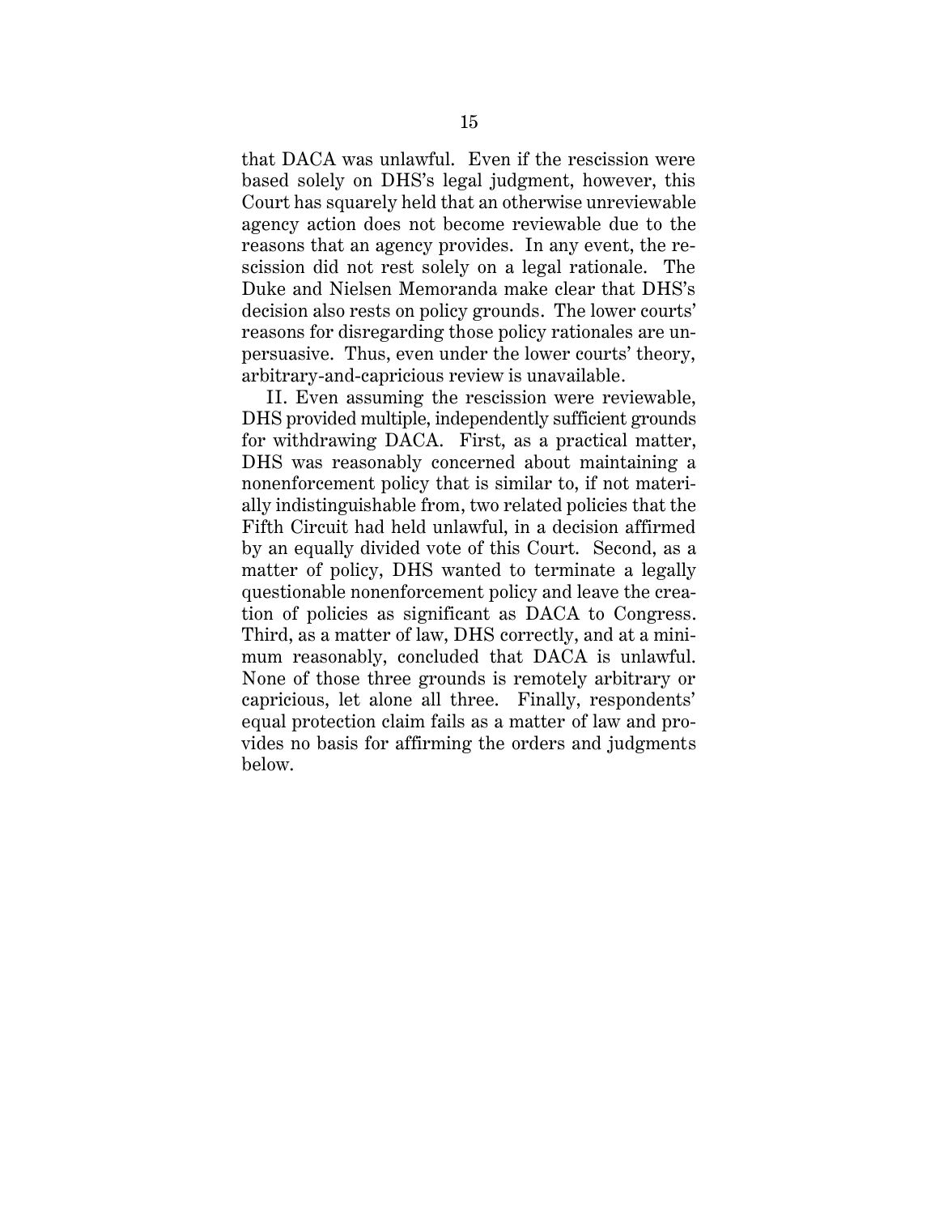that DACA was unlawful. Even if the rescission were based solely on DHS's legal judgment, however, this Court has squarely held that an otherwise unreviewable agency action does not become reviewable due to the reasons that an agency provides. In any event, the rescission did not rest solely on a legal rationale. The Duke and Nielsen Memoranda make clear that DHS's decision also rests on policy grounds. The lower courts' reasons for disregarding those policy rationales are unpersuasive. Thus, even under the lower courts' theory, arbitrary-and-capricious review is unavailable.

II. Even assuming the rescission were reviewable, DHS provided multiple, independently sufficient grounds for withdrawing DACA. First, as a practical matter, DHS was reasonably concerned about maintaining a nonenforcement policy that is similar to, if not materially indistinguishable from, two related policies that the Fifth Circuit had held unlawful, in a decision affirmed by an equally divided vote of this Court. Second, as a matter of policy, DHS wanted to terminate a legally questionable nonenforcement policy and leave the creation of policies as significant as DACA to Congress. Third, as a matter of law, DHS correctly, and at a minimum reasonably, concluded that DACA is unlawful. None of those three grounds is remotely arbitrary or capricious, let alone all three. Finally, respondents' equal protection claim fails as a matter of law and provides no basis for affirming the orders and judgments below.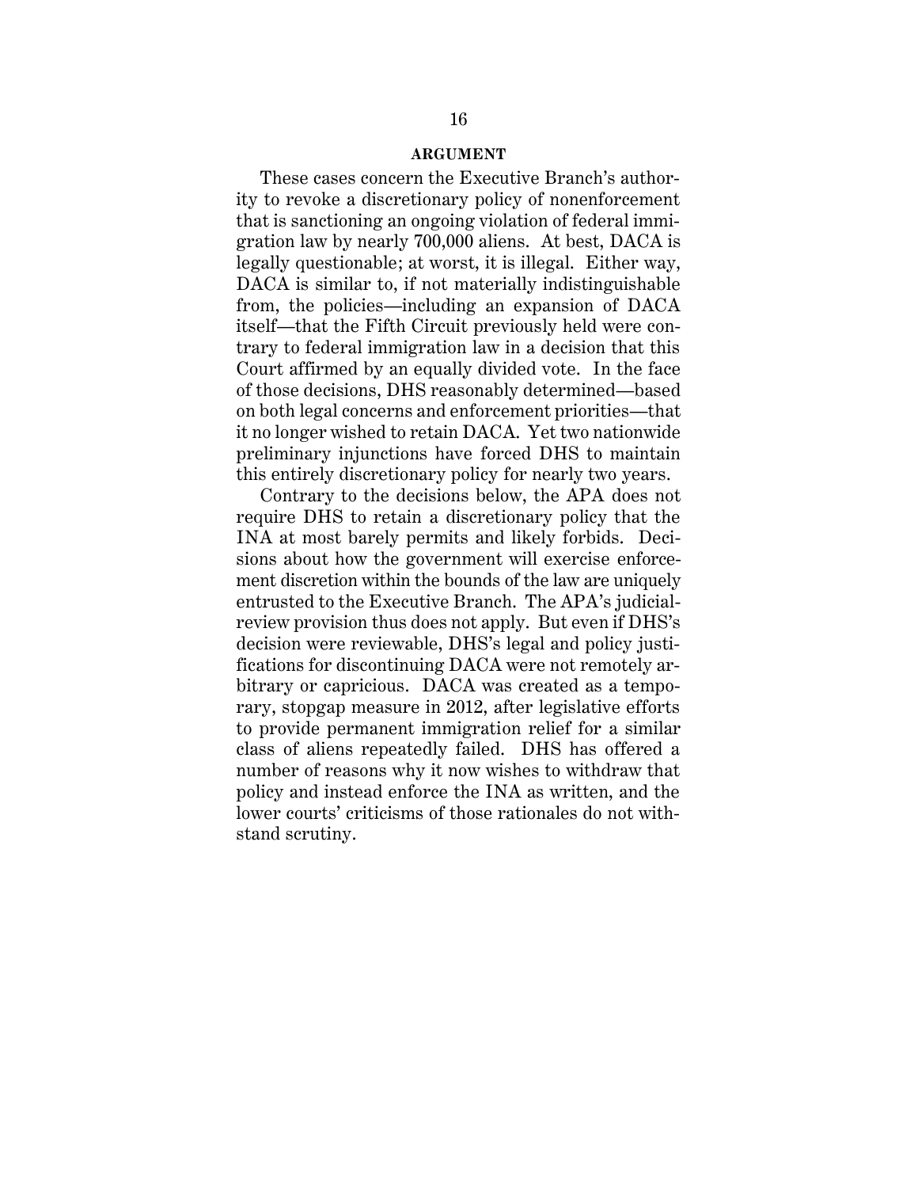## ARGUMENT

These cases concern the Executive Branch's authority to revoke a discretionary policy of nonenforcement that is sanctioning an ongoing violation of federal immigration law by nearly 700,000 aliens. At best, DACA is legally questionable; at worst, it is illegal. Either way, DACA is similar to, if not materially indistinguishable from, the policies—including an expansion of DACA itself—that the Fifth Circuit previously held were contrary to federal immigration law in a decision that this Court affirmed by an equally divided vote. In the face of those decisions, DHS reasonably determined—based on both legal concerns and enforcement priorities—that it no longer wished to retain DACA. Yet two nationwide preliminary injunctions have forced DHS to maintain this entirely discretionary policy for nearly two years.

Contrary to the decisions below, the APA does not require DHS to retain a discretionary policy that the INA at most barely permits and likely forbids. Decisions about how the government will exercise enforcement discretion within the bounds of the law are uniquely entrusted to the Executive Branch. The APA's judicial-review provision thus does not apply. But even if DHS's decision were reviewable, DHS's legal and policy justifications for discontinuing DACA were not remotely arbitrary or capricious. DACA was created as a temporary, stopgap measure in 2012, after legislative efforts to provide permanent immigration relief for a similar class of aliens repeatedly failed. DHS has offered a number of reasons why it now wishes to withdraw that policy and instead enforce the INA as written, and the lower courts' criticisms of those rationales do not withstand scrutiny.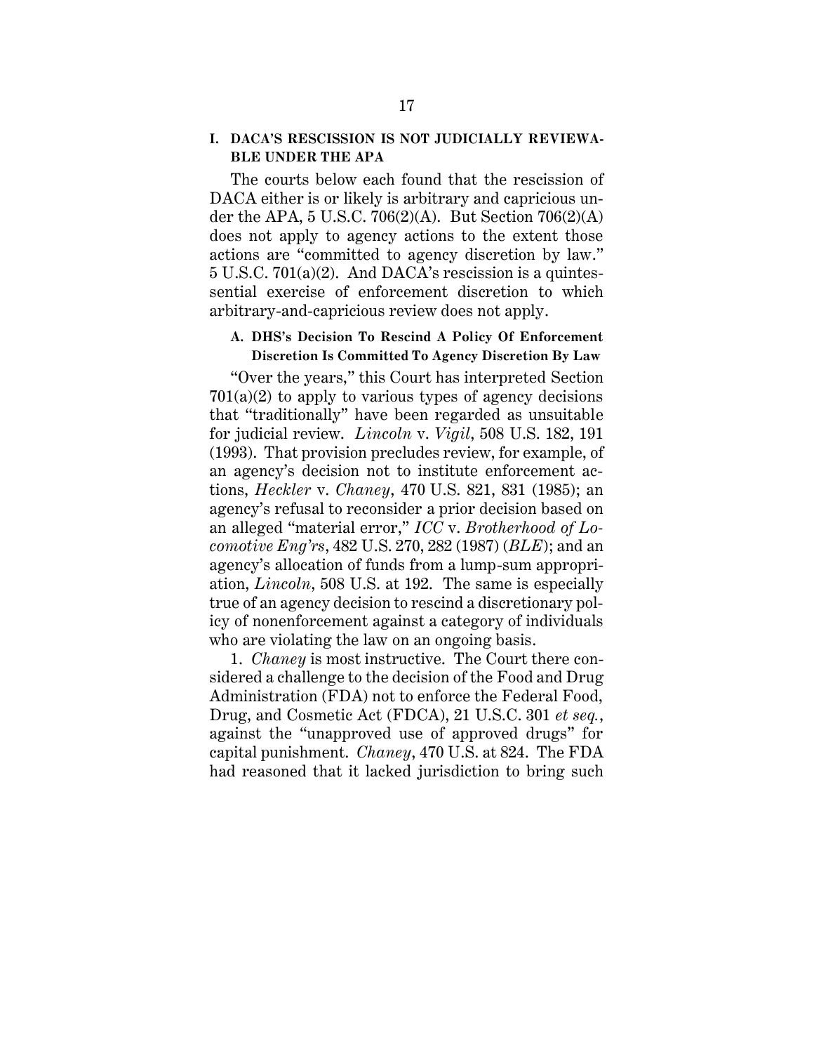## I. DACA'S RESCISSION IS NOT JUDICIALLY REVIEWABLE UNDER THE APA

The courts below each found that the rescission of DACA either is or likely is arbitrary and capricious under the APA, 5 U.S.C. 706(2)(A). But Section 706(2)(A) does not apply to agency actions to the extent those actions are "committed to agency discretion by law." 5 U.S.C. 701(a)(2). And DACA's rescission is a quintessential exercise of enforcement discretion to which arbitrary-and-capricious review does not apply.

### A. DHS's Decision To Rescind A Policy Of Enforcement Discretion Is Committed To Agency Discretion By Law

"Over the years," this Court has interpreted Section 701(a)(2) to apply to various types of agency decisions that "traditionally" have been regarded as unsuitable for judicial review. *Lincoln* v. *Vigil*, 508 U.S. 182, 191 (1993). That provision precludes review, for example, of an agency's decision not to institute enforcement actions, *Heckler* v. *Chaney*, 470 U.S. 821, 831 (1985); an agency's refusal to reconsider a prior decision based on an alleged "material error," *ICC* v. *Brotherhood of Locomotive Eng'rs*, 482 U.S. 270, 282 (1987) (*BLE*); and an agency's allocation of funds from a lump-sum appropriation, *Lincoln*, 508 U.S. at 192. The same is especially true of an agency decision to rescind a discretionary policy of nonenforcement against a category of individuals who are violating the law on an ongoing basis.

1. *Chaney* is most instructive. The Court there considered a challenge to the decision of the Food and Drug Administration (FDA) not to enforce the Federal Food, Drug, and Cosmetic Act (FDCA), 21 U.S.C. 301 *et seq.*, against the "unapproved use of approved drugs" for capital punishment. *Chaney*, 470 U.S. at 824. The FDA had reasoned that it lacked jurisdiction to bring such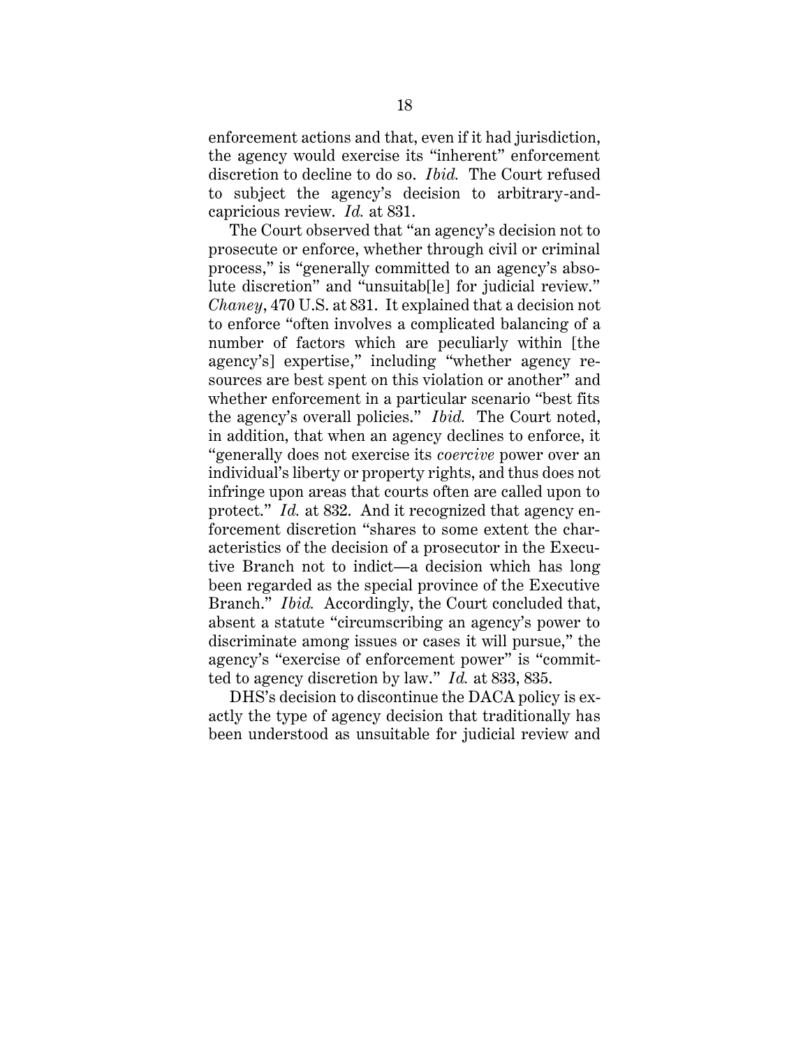enforcement actions and that, even if it had jurisdiction, the agency would exercise its "inherent" enforcement discretion to decline to do so. *Ibid.* The Court refused to subject the agency's decision to arbitrary-and-capricious review. *Id.* at 831.

The Court observed that "an agency's decision not to prosecute or enforce, whether through civil or criminal process," is "generally committed to an agency's absolute discretion" and "unsuitab[le] for judicial review." *Chaney*, 470 U.S. at 831. It explained that a decision not to enforce "often involves a complicated balancing of a number of factors which are peculiarly within [the agency's] expertise," including "whether agency resources are best spent on this violation or another" and whether enforcement in a particular scenario "best fits the agency's overall policies." *Ibid.* The Court noted, in addition, that when an agency declines to enforce, it "generally does not exercise its *coercive* power over an individual's liberty or property rights, and thus does not infringe upon areas that courts often are called upon to protect." *Id.* at 832. And it recognized that agency enforcement discretion "shares to some extent the characteristics of the decision of a prosecutor in the Executive Branch not to indict—a decision which has long been regarded as the special province of the Executive Branch." *Ibid.* Accordingly, the Court concluded that, absent a statute "circumscribing an agency's power to discriminate among issues or cases it will pursue," the agency's "exercise of enforcement power" is "committed to agency discretion by law." *Id.* at 833, 835.

DHS's decision to discontinue the DACA policy is exactly the type of agency decision that traditionally has been understood as unsuitable for judicial review and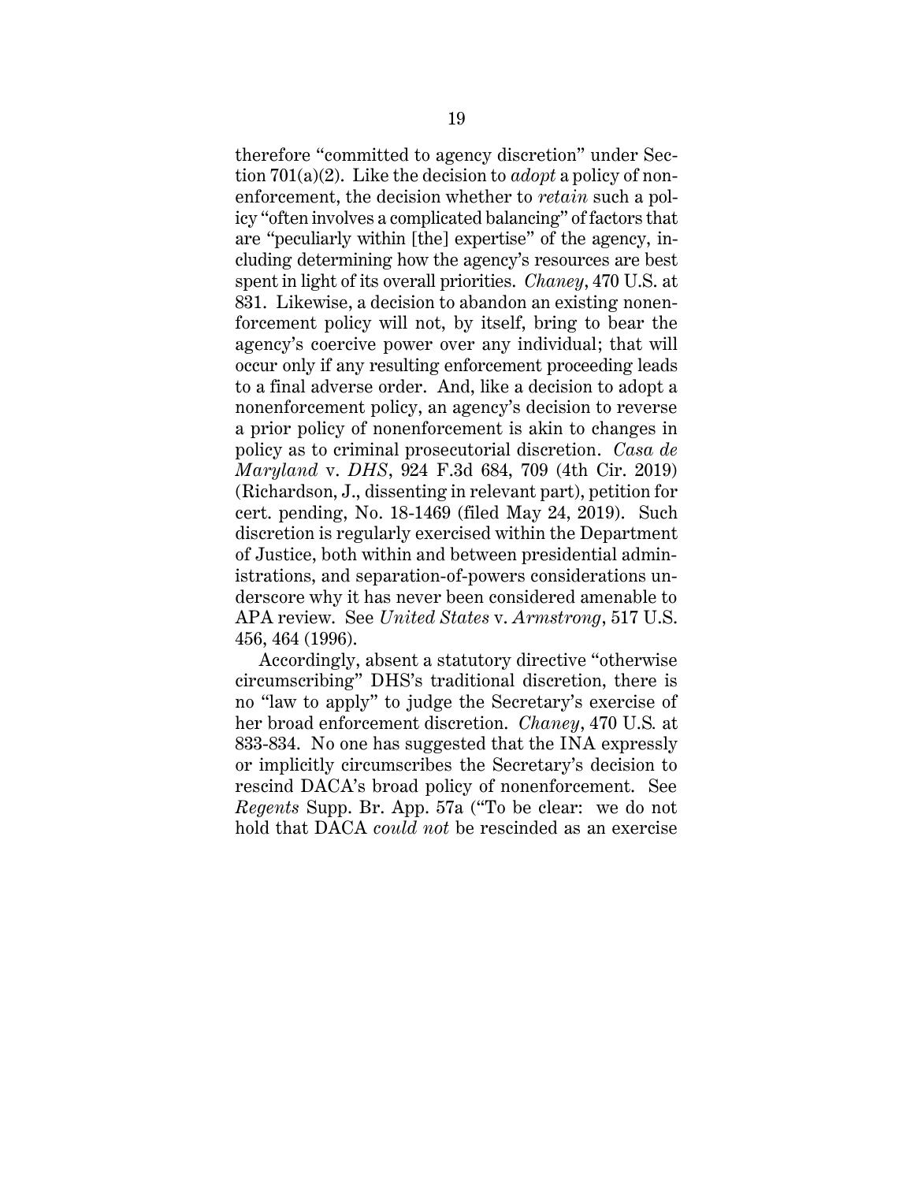therefore "committed to agency discretion" under Section 701(a)(2). Like the decision to *adopt* a policy of nonenforcement, the decision whether to *retain* such a policy "often involves a complicated balancing" of factors that are "peculiarly within [the] expertise" of the agency, including determining how the agency's resources are best spent in light of its overall priorities. *Chaney*, 470 U.S. at 831. Likewise, a decision to abandon an existing nonenforcement policy will not, by itself, bring to bear the agency's coercive power over any individual; that will occur only if any resulting enforcement proceeding leads to a final adverse order. And, like a decision to adopt a nonenforcement policy, an agency's decision to reverse a prior policy of nonenforcement is akin to changes in policy as to criminal prosecutorial discretion. *Casa de Maryland* v. *DHS*, 924 F.3d 684, 709 (4th Cir. 2019) (Richardson, J., dissenting in relevant part), petition for cert. pending, No. 18-1469 (filed May 24, 2019). Such discretion is regularly exercised within the Department of Justice, both within and between presidential administrations, and separation-of-powers considerations underscore why it has never been considered amenable to APA review. See *United States* v. *Armstrong*, 517 U.S. 456, 464 (1996).

Accordingly, absent a statutory directive "otherwise circumscribing" DHS's traditional discretion, there is no "law to apply" to judge the Secretary's exercise of her broad enforcement discretion. *Chaney*, 470 U.S. at 833-834. No one has suggested that the INA expressly or implicitly circumscribes the Secretary's decision to rescind DACA's broad policy of nonenforcement. See *Regents* Supp. Br. App. 57a ("To be clear: we do not hold that DACA *could not* be rescinded as an exercise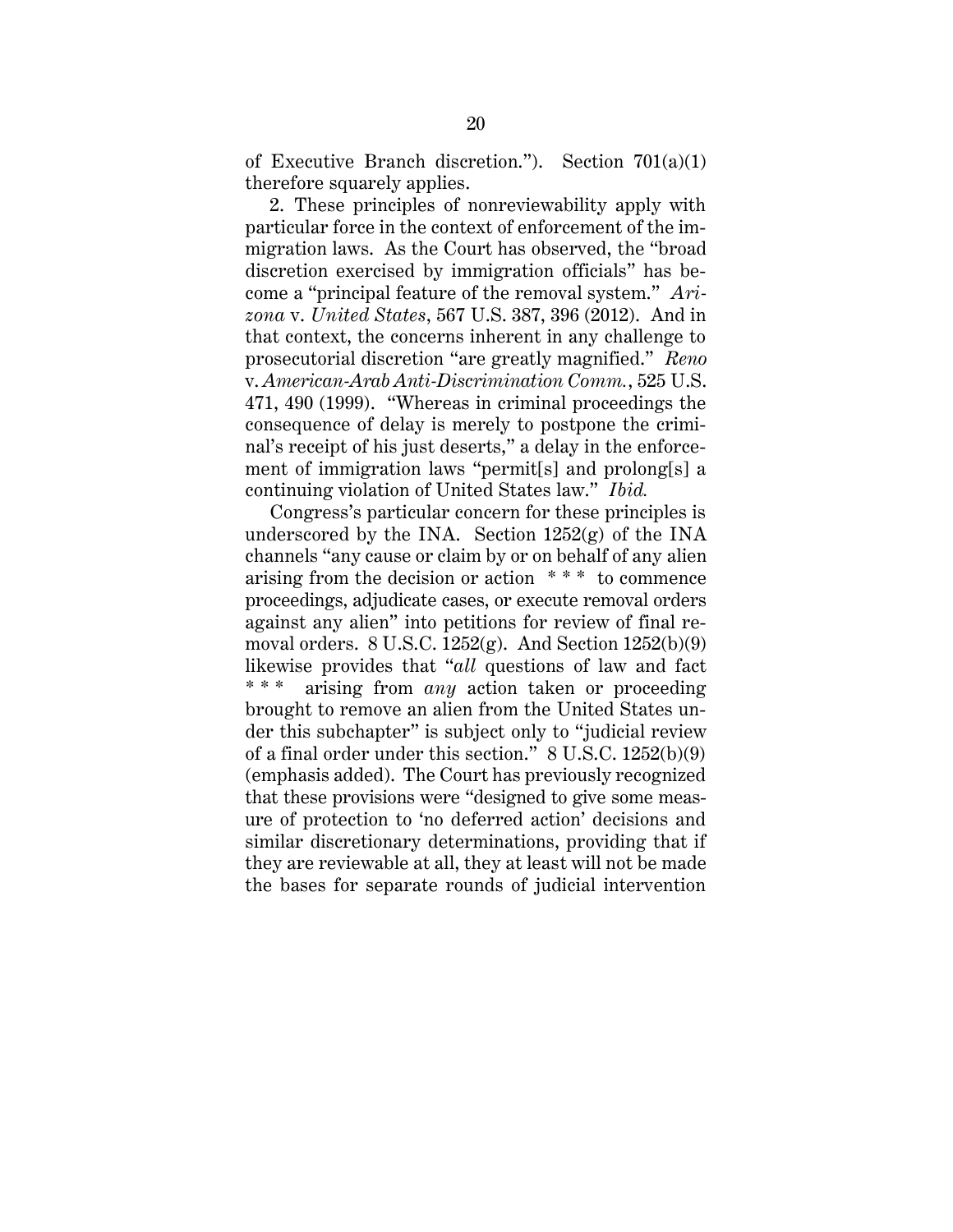of Executive Branch discretion."). Section 701(a)(1) therefore squarely applies.

2. These principles of nonreviewability apply with particular force in the context of enforcement of the immigration laws. As the Court has observed, the "broad discretion exercised by immigration officials" has become a "principal feature of the removal system." *Arizona* v. *United States*, 567 U.S. 387, 396 (2012). And in that context, the concerns inherent in any challenge to prosecutorial discretion "are greatly magnified." *Reno* v. *American-Arab Anti-Discrimination Comm.*, 525 U.S. 471, 490 (1999). "Whereas in criminal proceedings the consequence of delay is merely to postpone the criminal's receipt of his just deserts," a delay in the enforcement of immigration laws "permit[s] and prolong[s] a continuing violation of United States law." *Ibid.*

Congress's particular concern for these principles is underscored by the INA. Section 1252(g) of the INA channels "any cause or claim by or on behalf of any alien arising from the decision or action * * * to commence proceedings, adjudicate cases, or execute removal orders against any alien" into petitions for review of final removal orders. 8 U.S.C. 1252(g). And Section 1252(b)(9) likewise provides that "*all* questions of law and fact * * * arising from *any* action taken or proceeding brought to remove an alien from the United States under this subchapter" is subject only to "judicial review of a final order under this section." 8 U.S.C. 1252(b)(9) (emphasis added). The Court has previously recognized that these provisions were "designed to give some measure of protection to 'no deferred action' decisions and similar discretionary determinations, providing that if they are reviewable at all, they at least will not be made the bases for separate rounds of judicial intervention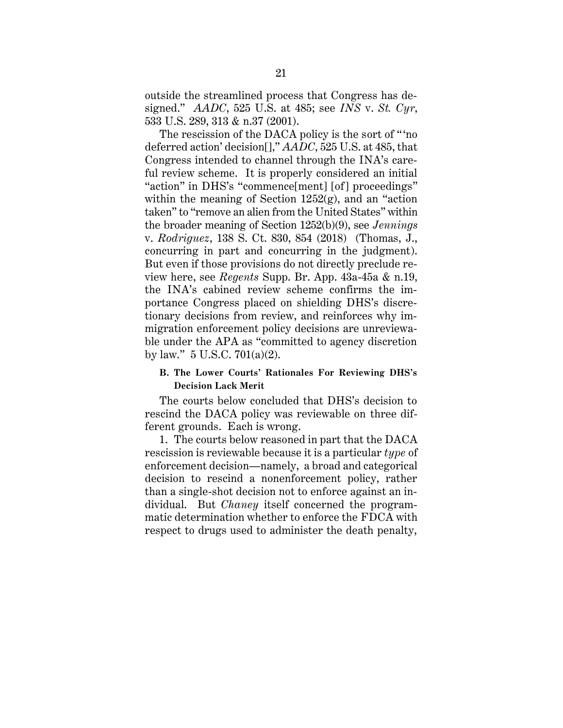outside the streamlined process that Congress has designed." *AADC*, 525 U.S. at 485; see *INS* v. *St. Cyr*, 533 U.S. 289, 313 & n.37 (2001).

The rescission of the DACA policy is the sort of "'no deferred action' decision[]," *AADC*, 525 U.S. at 485, that Congress intended to channel through the INA's careful review scheme. It is properly considered an initial "action" in DHS's "commence[ment] [of] proceedings" within the meaning of Section 1252(g), and an "action taken" to "remove an alien from the United States" within the broader meaning of Section 1252(b)(9), see *Jennings* v. *Rodriguez*, 138 S. Ct. 830, 854 (2018) (Thomas, J., concurring in part and concurring in the judgment). But even if those provisions do not directly preclude review here, see *Regents* Supp. Br. App. 43a-45a & n.19, the INA's cabined review scheme confirms the importance Congress placed on shielding DHS's discretionary decisions from review, and reinforces why immigration enforcement policy decisions are unreviewable under the APA as "committed to agency discretion by law." 5 U.S.C. 701(a)(2).

### B. The Lower Courts' Rationales For Reviewing DHS's Decision Lack Merit

The courts below concluded that DHS's decision to rescind the DACA policy was reviewable on three different grounds. Each is wrong.

1. The courts below reasoned in part that the DACA rescission is reviewable because it is a particular *type* of enforcement decision—namely, a broad and categorical decision to rescind a nonenforcement policy, rather than a single-shot decision not to enforce against an individual. But *Chaney* itself concerned the programmatic determination whether to enforce the FDCA with respect to drugs used to administer the death penalty,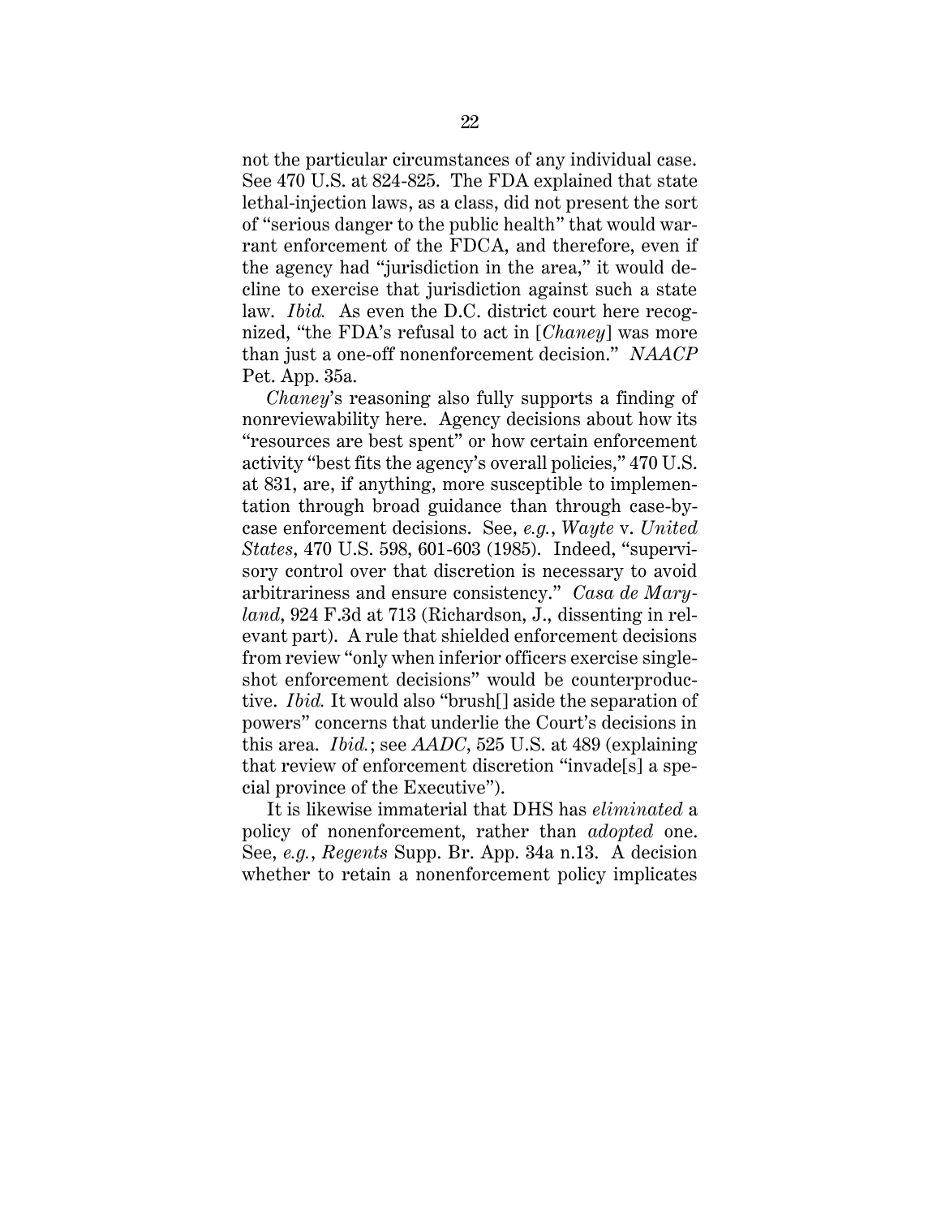not the particular circumstances of any individual case. See 470 U.S. at 824-825. The FDA explained that state lethal-injection laws, as a class, did not present the sort of "serious danger to the public health" that would warrant enforcement of the FDCA, and therefore, even if the agency had "jurisdiction in the area," it would decline to exercise that jurisdiction against such a state law. *Ibid.* As even the D.C. district court here recognized, "the FDA's refusal to act in [*Chaney*] was more than just a one-off nonenforcement decision." *NAACP* Pet. App. 35a.

*Chaney*'s reasoning also fully supports a finding of nonreviewability here. Agency decisions about how its "resources are best spent" or how certain enforcement activity "best fits the agency's overall policies," 470 U.S. at 831, are, if anything, more susceptible to implementation through broad guidance than through case-by-case enforcement decisions. See, *e.g.*, *Wayte* v. *United States*, 470 U.S. 598, 601-603 (1985). Indeed, "supervisory control over that discretion is necessary to avoid arbitrariness and ensure consistency." *Casa de Maryland*, 924 F.3d at 713 (Richardson, J., dissenting in relevant part). A rule that shielded enforcement decisions from review "only when inferior officers exercise single-shot enforcement decisions" would be counterproductive. *Ibid.* It would also "brush[] aside the separation of powers" concerns that underlie the Court's decisions in this area. *Ibid.*; see *AADC*, 525 U.S. at 489 (explaining that review of enforcement discretion "invade[s] a special province of the Executive").

It is likewise immaterial that DHS has *eliminated* a policy of nonenforcement, rather than *adopted* one. See, *e.g.*, *Regents* Supp. Br. App. 34a n.13. A decision whether to retain a nonenforcement policy implicates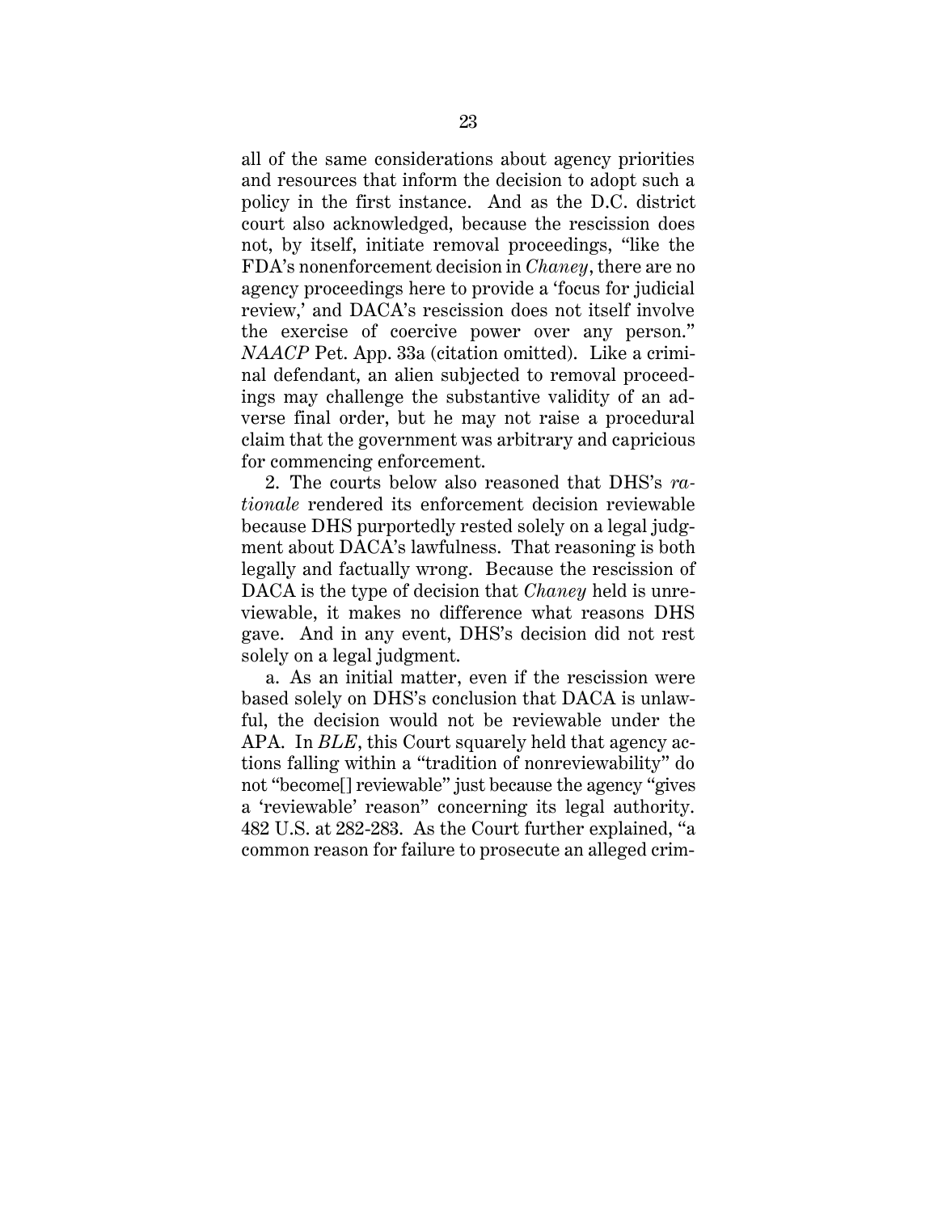all of the same considerations about agency priorities and resources that inform the decision to adopt such a policy in the first instance. And as the D.C. district court also acknowledged, because the rescission does not, by itself, initiate removal proceedings, "like the FDA's nonenforcement decision in *Chaney*, there are no agency proceedings here to provide a 'focus for judicial review,' and DACA's rescission does not itself involve the exercise of coercive power over any person." *NAACP* Pet. App. 33a (citation omitted). Like a criminal defendant, an alien subjected to removal proceedings may challenge the substantive validity of an adverse final order, but he may not raise a procedural claim that the government was arbitrary and capricious for commencing enforcement.

2. The courts below also reasoned that DHS's *rationale* rendered its enforcement decision reviewable because DHS purportedly rested solely on a legal judgment about DACA's lawfulness. That reasoning is both legally and factually wrong. Because the rescission of DACA is the type of decision that *Chaney* held is unreviewable, it makes no difference what reasons DHS gave. And in any event, DHS's decision did not rest solely on a legal judgment.

a. As an initial matter, even if the rescission were based solely on DHS's conclusion that DACA is unlawful, the decision would not be reviewable under the APA. In *BLE*, this Court squarely held that agency actions falling within a "tradition of nonreviewability" do not "become[] reviewable" just because the agency "gives a 'reviewable' reason" concerning its legal authority. 482 U.S. at 282-283. As the Court further explained, "a common reason for failure to prosecute an alleged crim-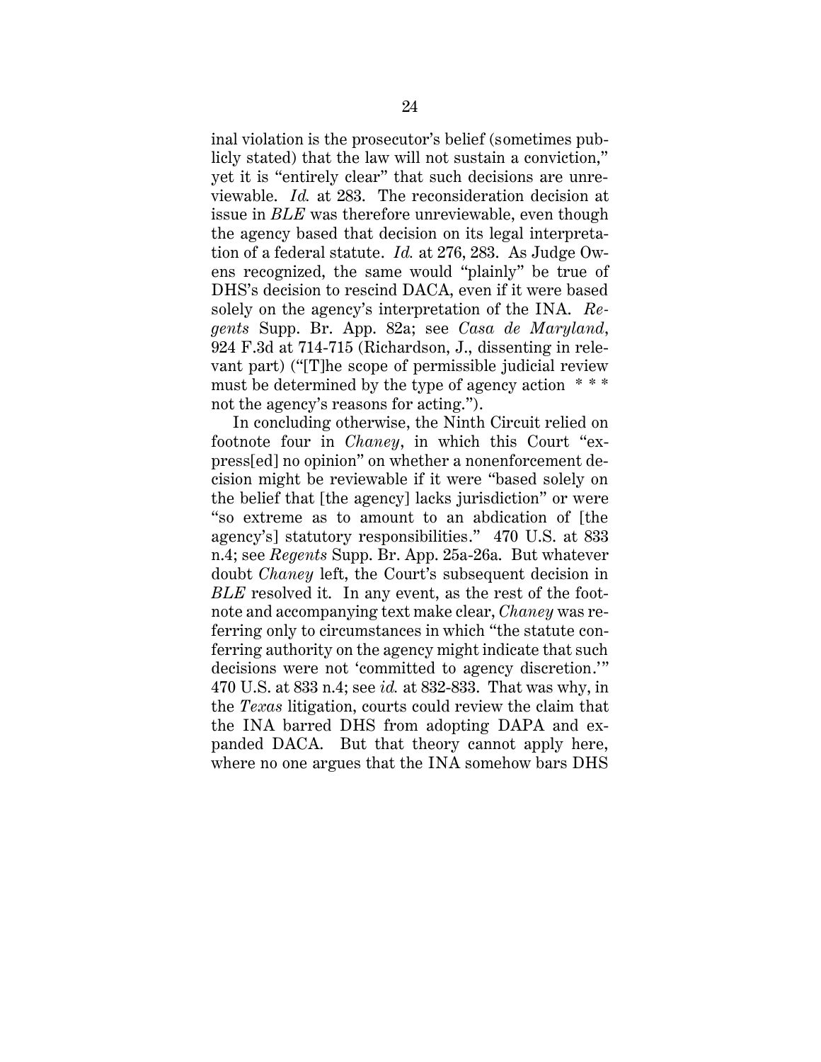inal violation is the prosecutor's belief (sometimes publicly stated) that the law will not sustain a conviction," yet it is "entirely clear" that such decisions are unreviewable. *Id.* at 283. The reconsideration decision at issue in *BLE* was therefore unreviewable, even though the agency based that decision on its legal interpretation of a federal statute. *Id.* at 276, 283. As Judge Owens recognized, the same would "plainly" be true of DHS's decision to rescind DACA, even if it were based solely on the agency's interpretation of the INA. *Regents* Supp. Br. App. 82a; see *Casa de Maryland*, 924 F.3d at 714-715 (Richardson, J., dissenting in relevant part) ("[T]he scope of permissible judicial review must be determined by the type of agency action * * * not the agency's reasons for acting.").

In concluding otherwise, the Ninth Circuit relied on footnote four in *Chaney*, in which this Court "express[ed] no opinion" on whether a nonenforcement decision might be reviewable if it were "based solely on the belief that [the agency] lacks jurisdiction" or were "so extreme as to amount to an abdication of [the agency's] statutory responsibilities." 470 U.S. at 833 n.4; see *Regents* Supp. Br. App. 25a-26a. But whatever doubt *Chaney* left, the Court's subsequent decision in *BLE* resolved it. In any event, as the rest of the footnote and accompanying text make clear, *Chaney* was referring only to circumstances in which "the statute conferring authority on the agency might indicate that such decisions were not 'committed to agency discretion.'" 470 U.S. at 833 n.4; see *id.* at 832-833. That was why, in the *Texas* litigation, courts could review the claim that the INA barred DHS from adopting DAPA and expanded DACA. But that theory cannot apply here, where no one argues that the INA somehow bars DHS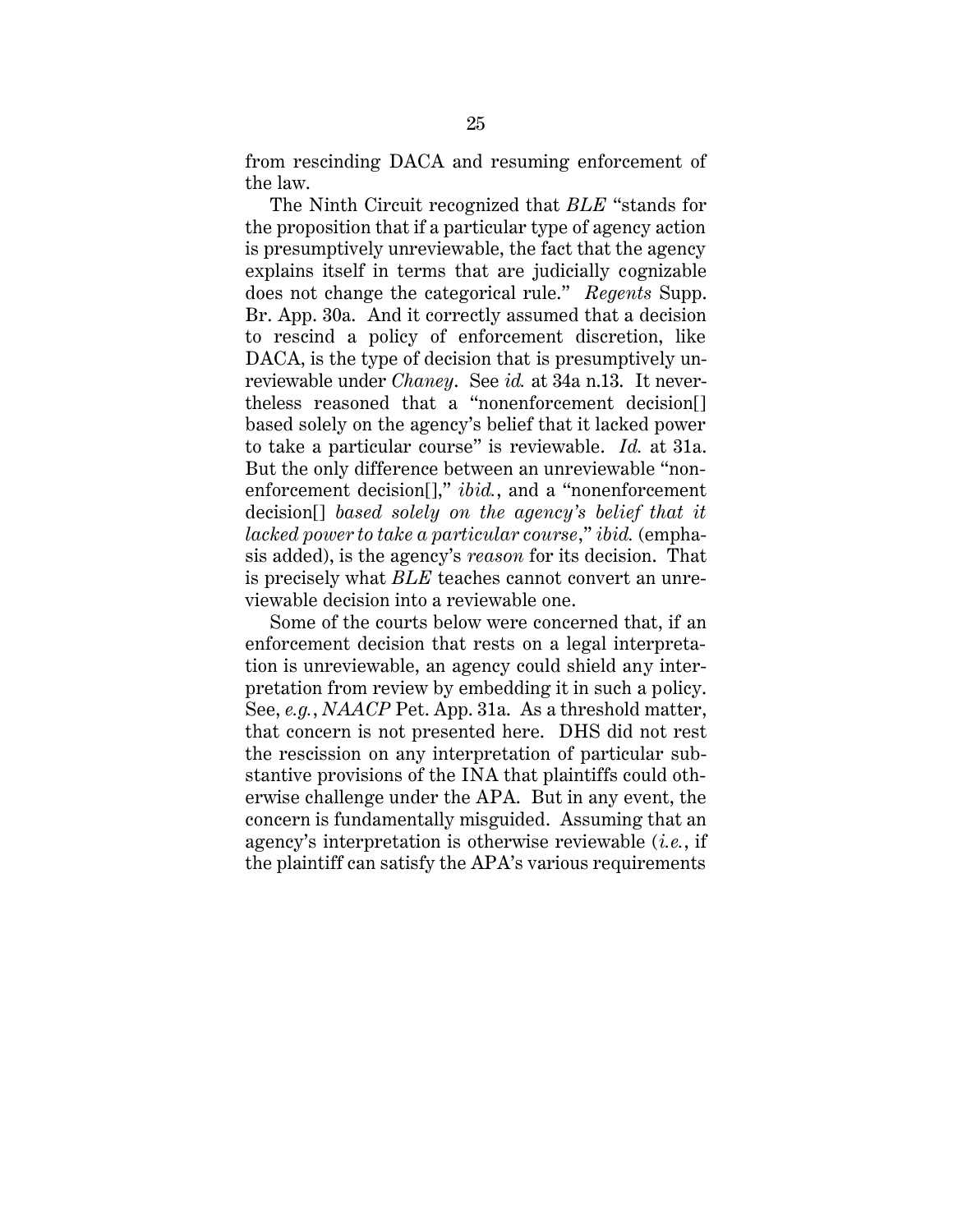from rescinding DACA and resuming enforcement of the law.

The Ninth Circuit recognized that *BLE* "stands for the proposition that if a particular type of agency action is presumptively unreviewable, the fact that the agency explains itself in terms that are judicially cognizable does not change the categorical rule." *Regents* Supp. Br. App. 30a. And it correctly assumed that a decision to rescind a policy of enforcement discretion, like DACA, is the type of decision that is presumptively unreviewable under *Chaney*. See *id.* at 34a n.13. It nevertheless reasoned that a "nonenforcement decision[] based solely on the agency's belief that it lacked power to take a particular course" is reviewable. *Id.* at 31a. But the only difference between an unreviewable "nonenforcement decision[]," *ibid.*, and a "nonenforcement decision[] *based solely on the agency's belief that it lacked power to take a particular course*," *ibid.* (emphasis added), is the agency's *reason* for its decision. That is precisely what *BLE* teaches cannot convert an unreviewable decision into a reviewable one.

Some of the courts below were concerned that, if an enforcement decision that rests on a legal interpretation is unreviewable, an agency could shield any interpretation from review by embedding it in such a policy. See, *e.g.*, *NAACP* Pet. App. 31a. As a threshold matter, that concern is not presented here. DHS did not rest the rescission on any interpretation of particular substantive provisions of the INA that plaintiffs could otherwise challenge under the APA. But in any event, the concern is fundamentally misguided. Assuming that an agency's interpretation is otherwise reviewable (*i.e.*, if the plaintiff can satisfy the APA's various requirements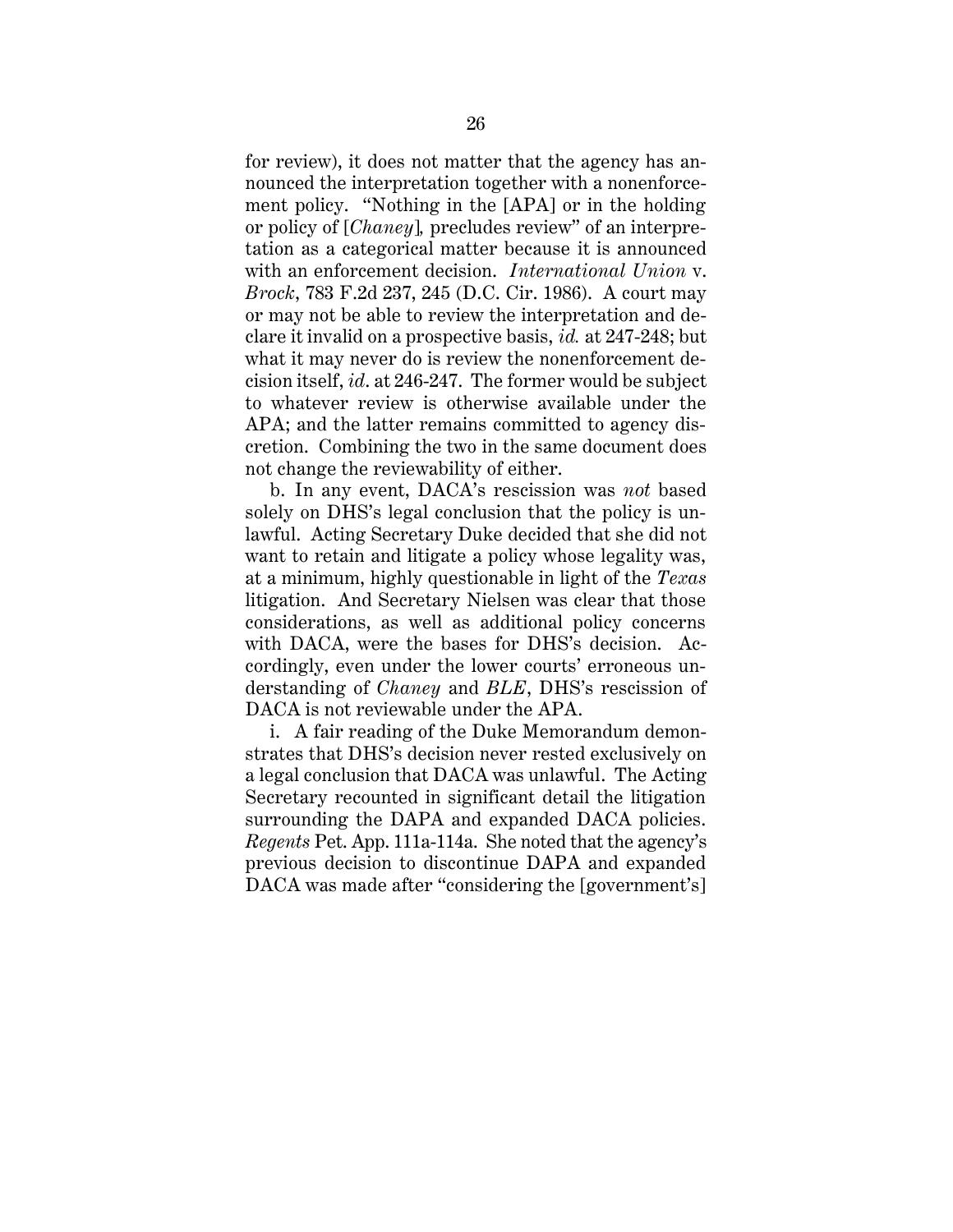for review), it does not matter that the agency has announced the interpretation together with a nonenforcement policy. "Nothing in the [APA] or in the holding or policy of [*Chaney*], precludes review" of an interpretation as a categorical matter because it is announced with an enforcement decision. *International Union* v. *Brock*, 783 F.2d 237, 245 (D.C. Cir. 1986). A court may or may not be able to review the interpretation and declare it invalid on a prospective basis, *id.* at 247-248; but what it may never do is review the nonenforcement decision itself, *id*. at 246-247. The former would be subject to whatever review is otherwise available under the APA; and the latter remains committed to agency discretion. Combining the two in the same document does not change the reviewability of either.

b. In any event, DACA's rescission was *not* based solely on DHS's legal conclusion that the policy is unlawful. Acting Secretary Duke decided that she did not want to retain and litigate a policy whose legality was, at a minimum, highly questionable in light of the *Texas* litigation. And Secretary Nielsen was clear that those considerations, as well as additional policy concerns with DACA, were the bases for DHS's decision. Accordingly, even under the lower courts' erroneous understanding of *Chaney* and *BLE*, DHS's rescission of DACA is not reviewable under the APA.

i. A fair reading of the Duke Memorandum demonstrates that DHS's decision never rested exclusively on a legal conclusion that DACA was unlawful. The Acting Secretary recounted in significant detail the litigation surrounding the DAPA and expanded DACA policies. *Regents* Pet. App. 111a-114a. She noted that the agency's previous decision to discontinue DAPA and expanded DACA was made after "considering the [government's]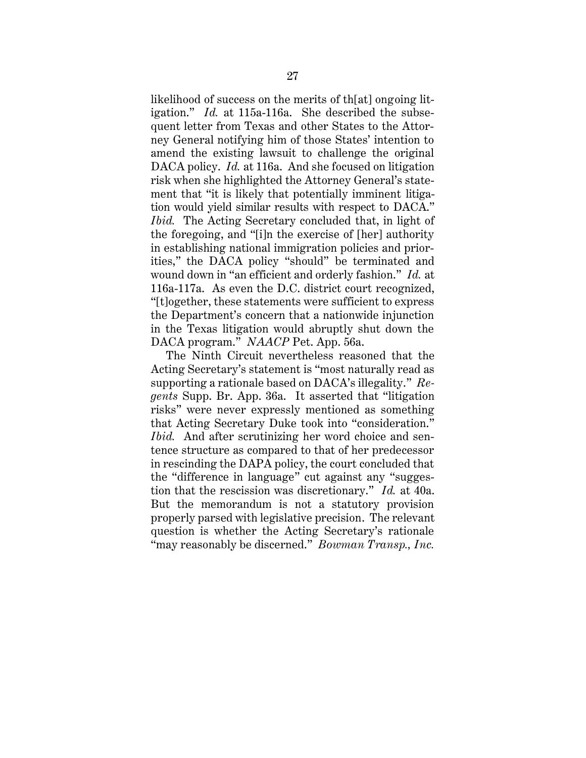likelihood of success on the merits of th[at] ongoing litigation." *Id.* at 115a-116a. She described the subsequent letter from Texas and other States to the Attorney General notifying him of those States' intention to amend the existing lawsuit to challenge the original DACA policy. *Id.* at 116a. And she focused on litigation risk when she highlighted the Attorney General's statement that "it is likely that potentially imminent litigation would yield similar results with respect to DACA." *Ibid.* The Acting Secretary concluded that, in light of the foregoing, and "[i]n the exercise of [her] authority in establishing national immigration policies and priorities," the DACA policy "should" be terminated and wound down in "an efficient and orderly fashion." *Id.* at 116a-117a. As even the D.C. district court recognized, "[t]ogether, these statements were sufficient to express the Department's concern that a nationwide injunction in the Texas litigation would abruptly shut down the DACA program." *NAACP* Pet. App. 56a.

The Ninth Circuit nevertheless reasoned that the Acting Secretary's statement is "most naturally read as supporting a rationale based on DACA's illegality." *Regents* Supp. Br. App. 36a. It asserted that "litigation risks" were never expressly mentioned as something that Acting Secretary Duke took into "consideration." *Ibid.* And after scrutinizing her word choice and sentence structure as compared to that of her predecessor in rescinding the DAPA policy, the court concluded that the "difference in language" cut against any "suggestion that the rescission was discretionary." *Id.* at 40a. But the memorandum is not a statutory provision properly parsed with legislative precision. The relevant question is whether the Acting Secretary's rationale "may reasonably be discerned." *Bowman Transp., Inc.*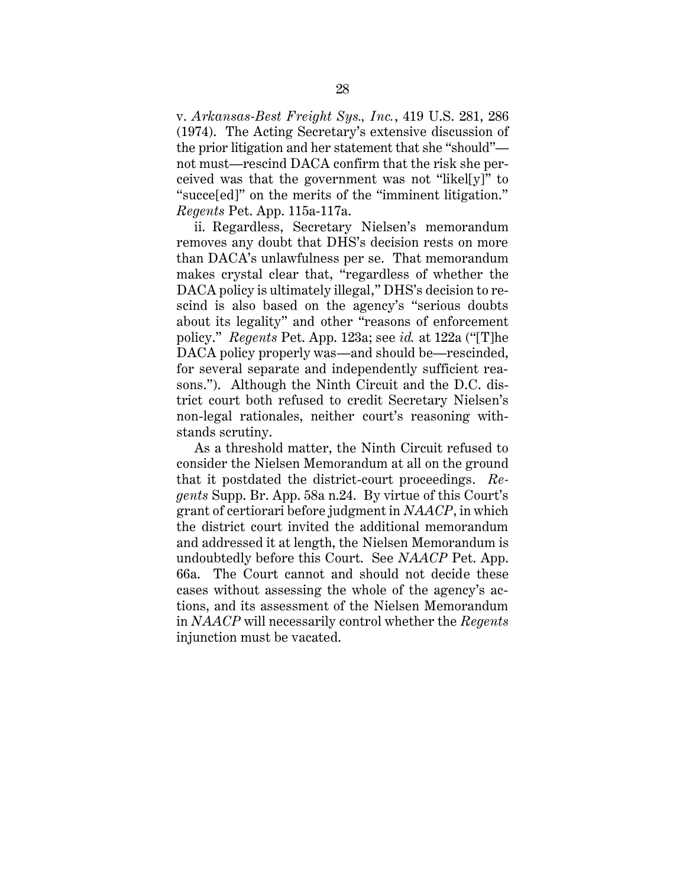v. *Arkansas-Best Freight Sys., Inc.*, 419 U.S. 281, 286 (1974). The Acting Secretary's extensive discussion of the prior litigation and her statement that she "should"—not must—rescind DACA confirm that the risk she perceived was that the government was not "likel[y]" to "succe[ed]" on the merits of the "imminent litigation." *Regents* Pet. App. 115a-117a.

ii. Regardless, Secretary Nielsen's memorandum removes any doubt that DHS's decision rests on more than DACA's unlawfulness per se. That memorandum makes crystal clear that, "regardless of whether the DACA policy is ultimately illegal," DHS's decision to rescind is also based on the agency's "serious doubts about its legality" and other "reasons of enforcement policy." *Regents* Pet. App. 123a; see *id.* at 122a ("[T]he DACA policy properly was—and should be—rescinded, for several separate and independently sufficient reasons."). Although the Ninth Circuit and the D.C. district court both refused to credit Secretary Nielsen's non-legal rationales, neither court's reasoning withstands scrutiny.

As a threshold matter, the Ninth Circuit refused to consider the Nielsen Memorandum at all on the ground that it postdated the district-court proceedings. *Regents* Supp. Br. App. 58a n.24. By virtue of this Court's grant of certiorari before judgment in *NAACP*, in which the district court invited the additional memorandum and addressed it at length, the Nielsen Memorandum is undoubtedly before this Court. See *NAACP* Pet. App. 66a. The Court cannot and should not decide these cases without assessing the whole of the agency's actions, and its assessment of the Nielsen Memorandum in *NAACP* will necessarily control whether the *Regents* injunction must be vacated.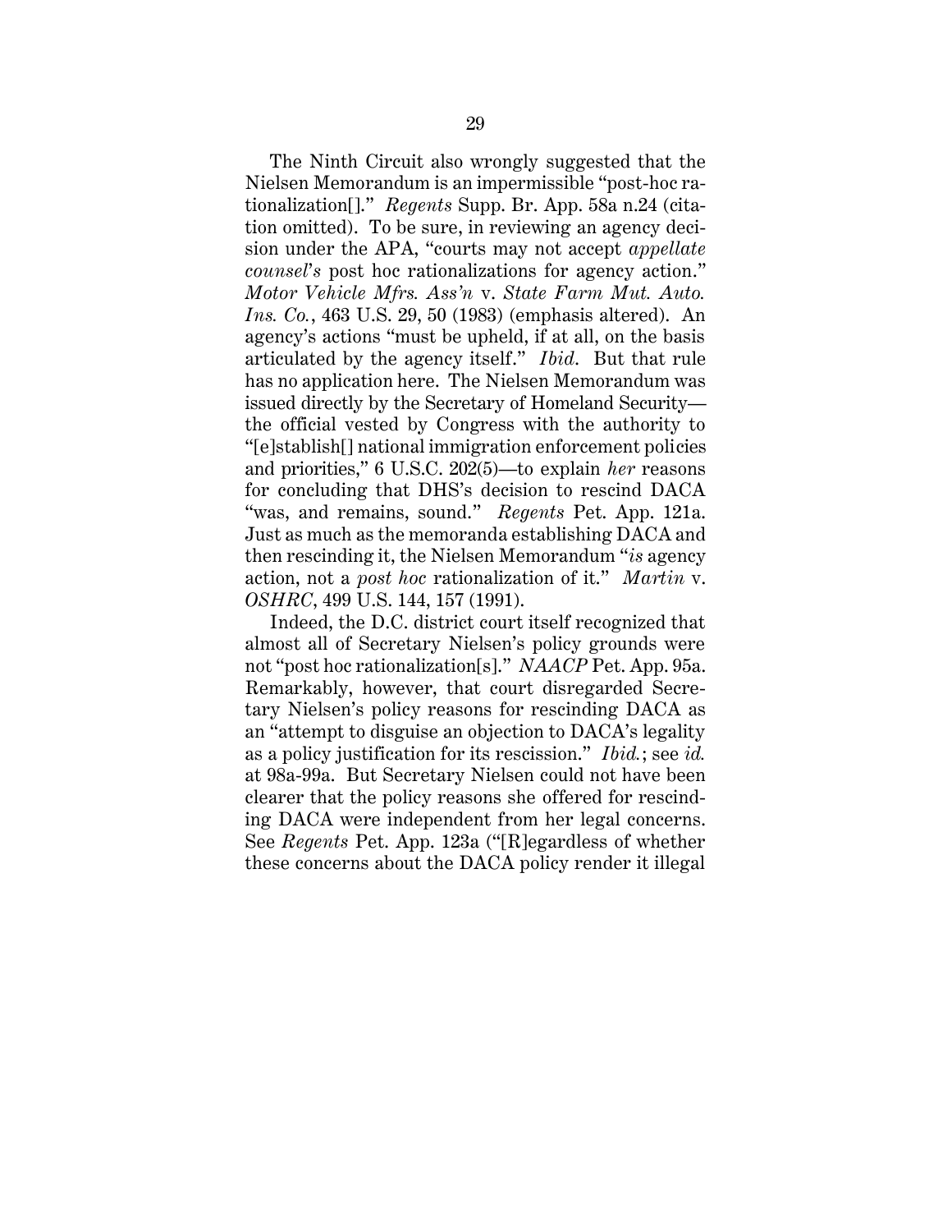The Ninth Circuit also wrongly suggested that the Nielsen Memorandum is an impermissible "post-hoc rationalization[]." *Regents* Supp. Br. App. 58a n.24 (citation omitted). To be sure, in reviewing an agency decision under the APA, "courts may not accept *appellate counsel's* post hoc rationalizations for agency action." *Motor Vehicle Mfrs. Ass'n* v. *State Farm Mut. Auto. Ins. Co.*, 463 U.S. 29, 50 (1983) (emphasis altered). An agency's actions "must be upheld, if at all, on the basis articulated by the agency itself." *Ibid.* But that rule has no application here. The Nielsen Memorandum was issued directly by the Secretary of Homeland Security—the official vested by Congress with the authority to "[e]stablish[] national immigration enforcement policies and priorities," 6 U.S.C. 202(5)—to explain *her* reasons for concluding that DHS's decision to rescind DACA "was, and remains, sound." *Regents* Pet. App. 121a. Just as much as the memoranda establishing DACA and then rescinding it, the Nielsen Memorandum "*is* agency action, not a *post hoc* rationalization of it." *Martin* v. *OSHRC*, 499 U.S. 144, 157 (1991).

Indeed, the D.C. district court itself recognized that almost all of Secretary Nielsen's policy grounds were not "post hoc rationalization[s]." *NAACP* Pet. App. 95a. Remarkably, however, that court disregarded Secretary Nielsen's policy reasons for rescinding DACA as an "attempt to disguise an objection to DACA's legality as a policy justification for its rescission." *Ibid.*; see *id.* at 98a-99a. But Secretary Nielsen could not have been clearer that the policy reasons she offered for rescinding DACA were independent from her legal concerns. See *Regents* Pet. App. 123a ("[R]egardless of whether these concerns about the DACA policy render it illegal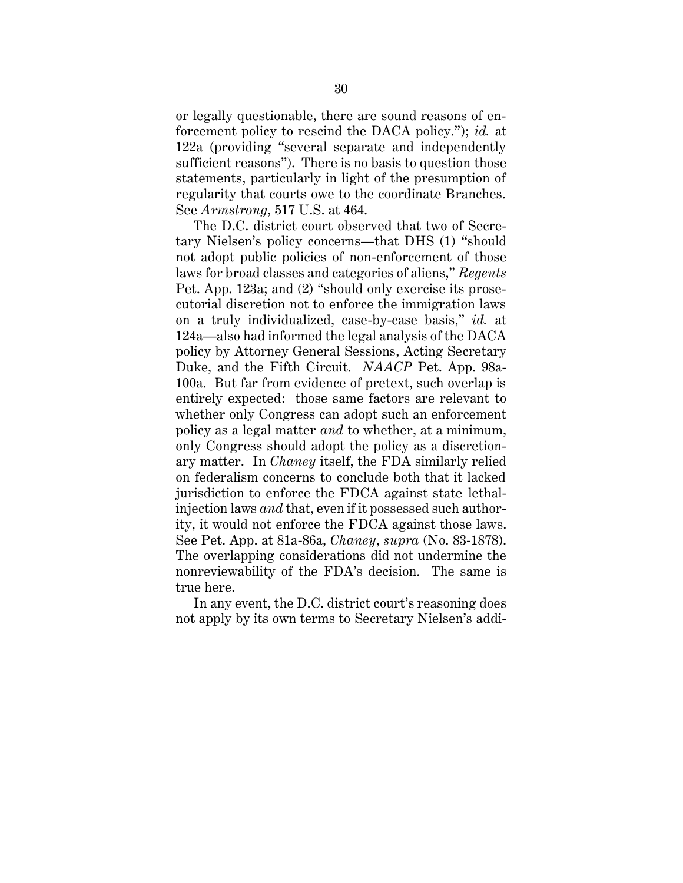or legally questionable, there are sound reasons of enforcement policy to rescind the DACA policy."); *id.* at 122a (providing "several separate and independently sufficient reasons"). There is no basis to question those statements, particularly in light of the presumption of regularity that courts owe to the coordinate Branches. See *Armstrong*, 517 U.S. at 464.

The D.C. district court observed that two of Secretary Nielsen's policy concerns—that DHS (1) "should not adopt public policies of non-enforcement of those laws for broad classes and categories of aliens," *Regents* Pet. App. 123a; and (2) "should only exercise its prosecutorial discretion not to enforce the immigration laws on a truly individualized, case-by-case basis," *id.* at 124a—also had informed the legal analysis of the DACA policy by Attorney General Sessions, Acting Secretary Duke, and the Fifth Circuit. *NAACP* Pet. App. 98a-100a. But far from evidence of pretext, such overlap is entirely expected: those same factors are relevant to whether only Congress can adopt such an enforcement policy as a legal matter *and* to whether, at a minimum, only Congress should adopt the policy as a discretionary matter. In *Chaney* itself, the FDA similarly relied on federalism concerns to conclude both that it lacked jurisdiction to enforce the FDCA against state lethal-injection laws *and* that, even if it possessed such authority, it would not enforce the FDCA against those laws. See Pet. App. at 81a-86a, *Chaney*, *supra* (No. 83-1878). The overlapping considerations did not undermine the nonreviewability of the FDA's decision. The same is true here.

In any event, the D.C. district court's reasoning does not apply by its own terms to Secretary Nielsen's addi-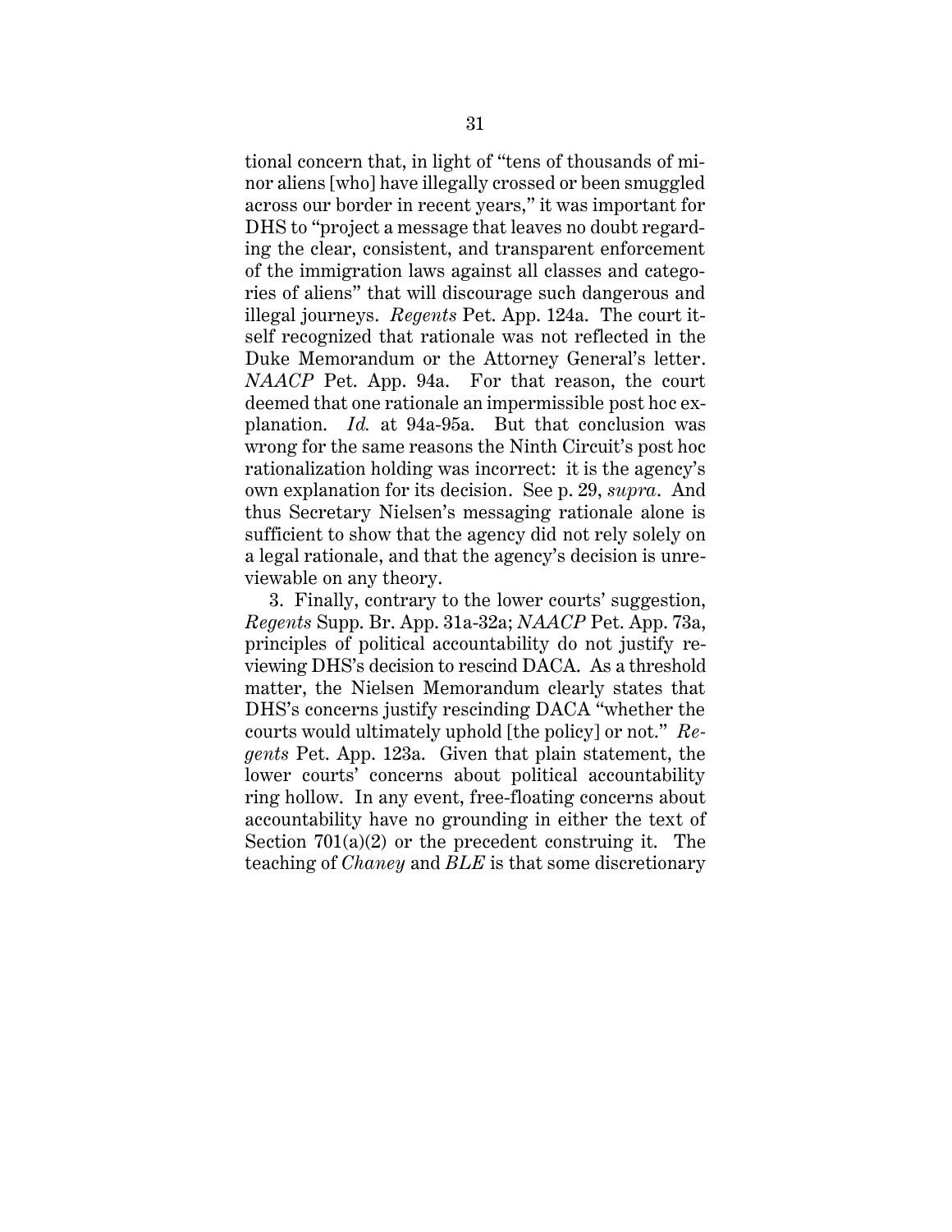tional concern that, in light of "tens of thousands of minor aliens [who] have illegally crossed or been smuggled across our border in recent years," it was important for DHS to "project a message that leaves no doubt regarding the clear, consistent, and transparent enforcement of the immigration laws against all classes and categories of aliens" that will discourage such dangerous and illegal journeys. *Regents* Pet. App. 124a. The court itself recognized that rationale was not reflected in the Duke Memorandum or the Attorney General's letter. *NAACP* Pet. App. 94a. For that reason, the court deemed that one rationale an impermissible post hoc explanation. *Id.* at 94a-95a. But that conclusion was wrong for the same reasons the Ninth Circuit's post hoc rationalization holding was incorrect: it is the agency's own explanation for its decision. See p. 29, *supra*. And thus Secretary Nielsen's messaging rationale alone is sufficient to show that the agency did not rely solely on a legal rationale, and that the agency's decision is unreviewable on any theory.

3. Finally, contrary to the lower courts' suggestion, *Regents* Supp. Br. App. 31a-32a; *NAACP* Pet. App. 73a, principles of political accountability do not justify reviewing DHS's decision to rescind DACA. As a threshold matter, the Nielsen Memorandum clearly states that DHS's concerns justify rescinding DACA "whether the courts would ultimately uphold [the policy] or not." *Regents* Pet. App. 123a. Given that plain statement, the lower courts' concerns about political accountability ring hollow. In any event, free-floating concerns about accountability have no grounding in either the text of Section 701(a)(2) or the precedent construing it. The teaching of *Chaney* and *BLE* is that some discretionary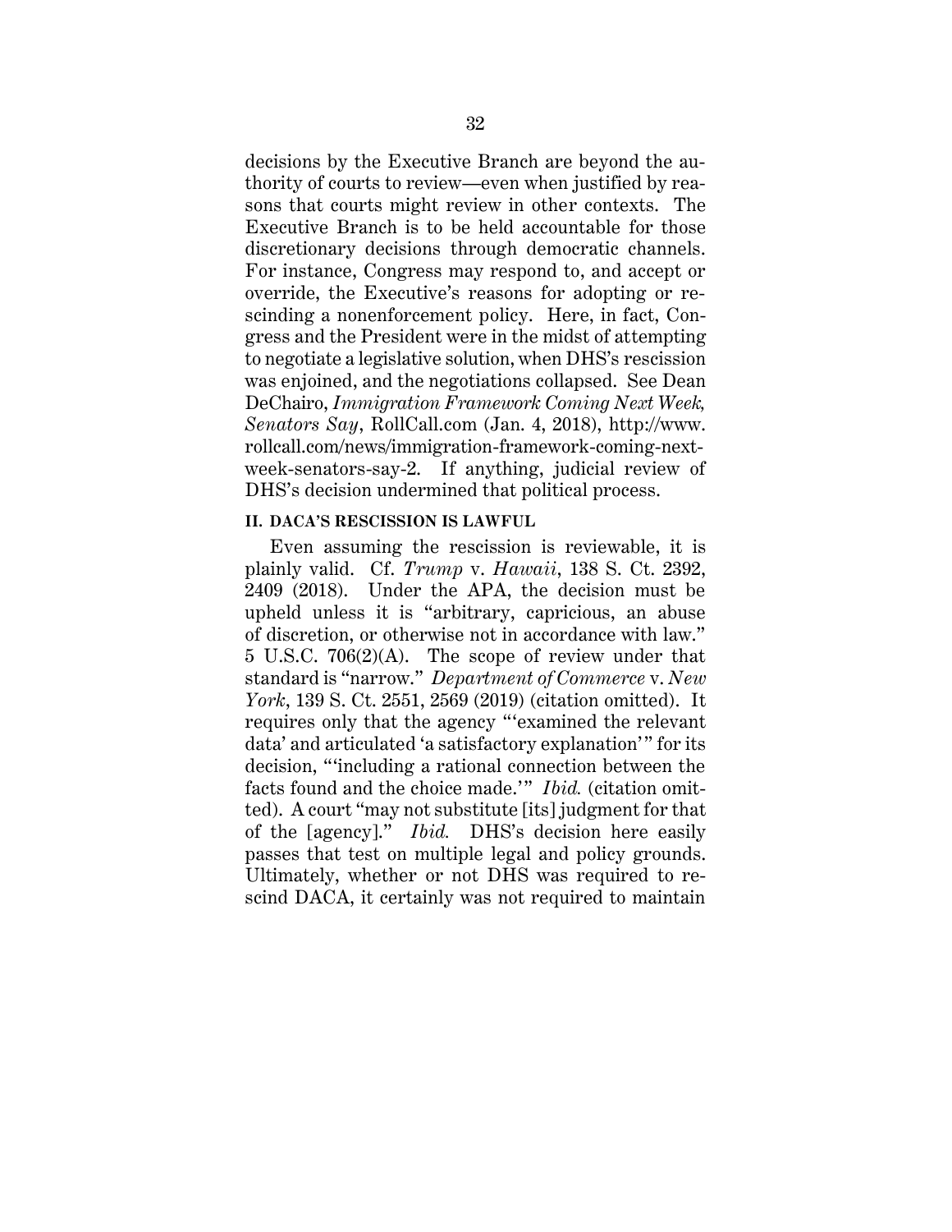decisions by the Executive Branch are beyond the authority of courts to review—even when justified by reasons that courts might review in other contexts. The Executive Branch is to be held accountable for those discretionary decisions through democratic channels. For instance, Congress may respond to, and accept or override, the Executive's reasons for adopting or rescinding a nonenforcement policy. Here, in fact, Congress and the President were in the midst of attempting to negotiate a legislative solution, when DHS's rescission was enjoined, and the negotiations collapsed. See Dean DeChairo, *Immigration Framework Coming Next Week, Senators Say*, RollCall.com (Jan. 4, 2018), http://www.rollcall.com/news/immigration-framework-coming-next-week-senators-say-2. If anything, judicial review of DHS's decision undermined that political process.

## II. DACA'S RESCISSION IS LAWFUL

Even assuming the rescission is reviewable, it is plainly valid. Cf. *Trump* v. *Hawaii*, 138 S. Ct. 2392, 2409 (2018). Under the APA, the decision must be upheld unless it is "arbitrary, capricious, an abuse of discretion, or otherwise not in accordance with law." 5 U.S.C. 706(2)(A). The scope of review under that standard is "narrow." *Department of Commerce* v. *New York*, 139 S. Ct. 2551, 2569 (2019) (citation omitted). It requires only that the agency "'examined the relevant data' and articulated 'a satisfactory explanation'" for its decision, "'including a rational connection between the facts found and the choice made.'" *Ibid.* (citation omitted). A court "may not substitute [its] judgment for that of the [agency]." *Ibid.* DHS's decision here easily passes that test on multiple legal and policy grounds. Ultimately, whether or not DHS was required to rescind DACA, it certainly was not required to maintain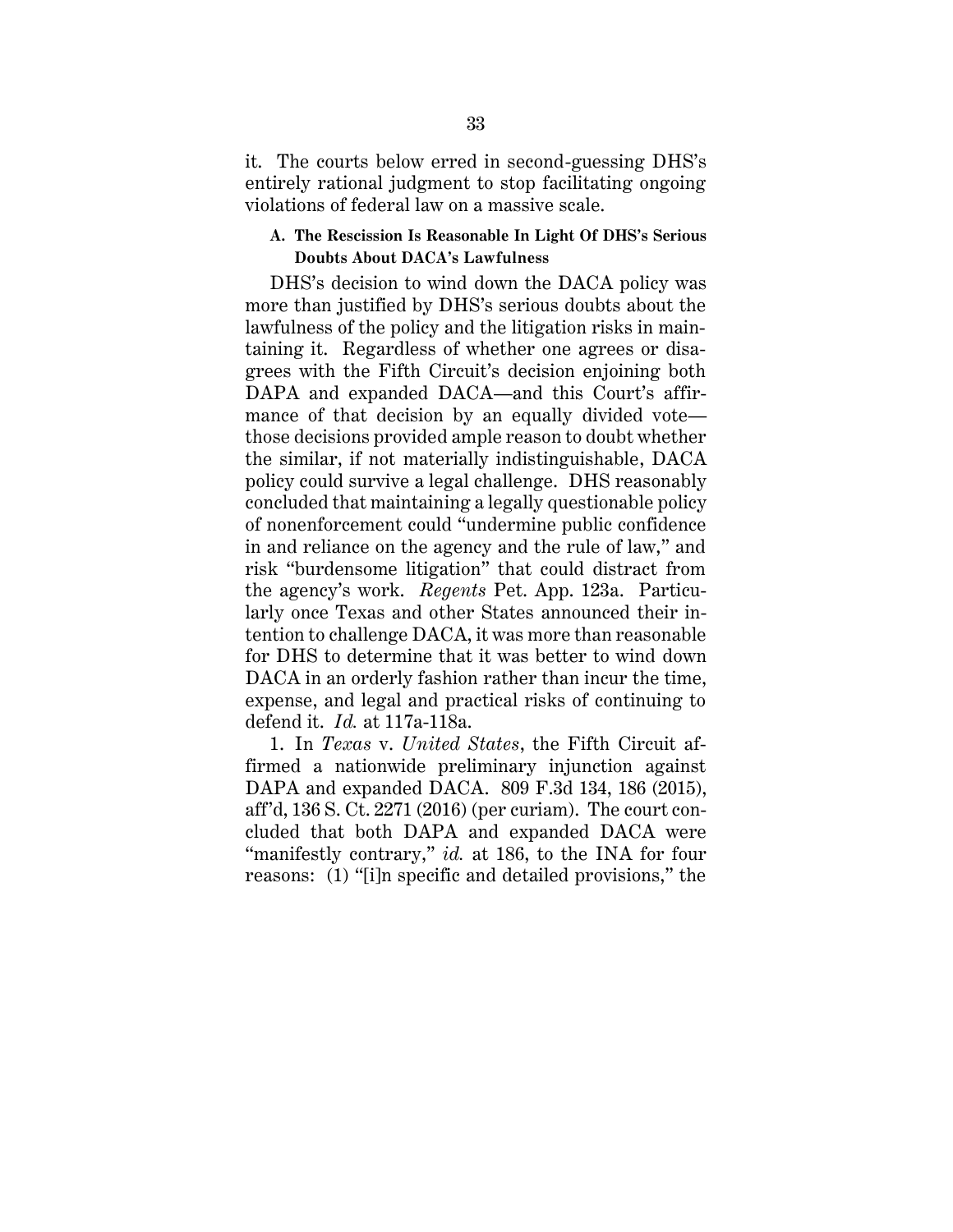it. The courts below erred in second-guessing DHS's entirely rational judgment to stop facilitating ongoing violations of federal law on a massive scale.

### A. The Rescission Is Reasonable In Light Of DHS's Serious Doubts About DACA's Lawfulness

DHS's decision to wind down the DACA policy was more than justified by DHS's serious doubts about the lawfulness of the policy and the litigation risks in maintaining it. Regardless of whether one agrees or disagrees with the Fifth Circuit's decision enjoining both DAPA and expanded DACA—and this Court's affirmance of that decision by an equally divided vote—those decisions provided ample reason to doubt whether the similar, if not materially indistinguishable, DACA policy could survive a legal challenge. DHS reasonably concluded that maintaining a legally questionable policy of nonenforcement could "undermine public confidence in and reliance on the agency and the rule of law," and risk "burdensome litigation" that could distract from the agency's work. *Regents* Pet. App. 123a. Particularly once Texas and other States announced their intention to challenge DACA, it was more than reasonable for DHS to determine that it was better to wind down DACA in an orderly fashion rather than incur the time, expense, and legal and practical risks of continuing to defend it. *Id.* at 117a-118a.

1. In *Texas* v. *United States*, the Fifth Circuit affirmed a nationwide preliminary injunction against DAPA and expanded DACA. 809 F.3d 134, 186 (2015), aff'd, 136 S. Ct. 2271 (2016) (per curiam). The court concluded that both DAPA and expanded DACA were "manifestly contrary," *id.* at 186, to the INA for four reasons: (1) "[i]n specific and detailed provisions," the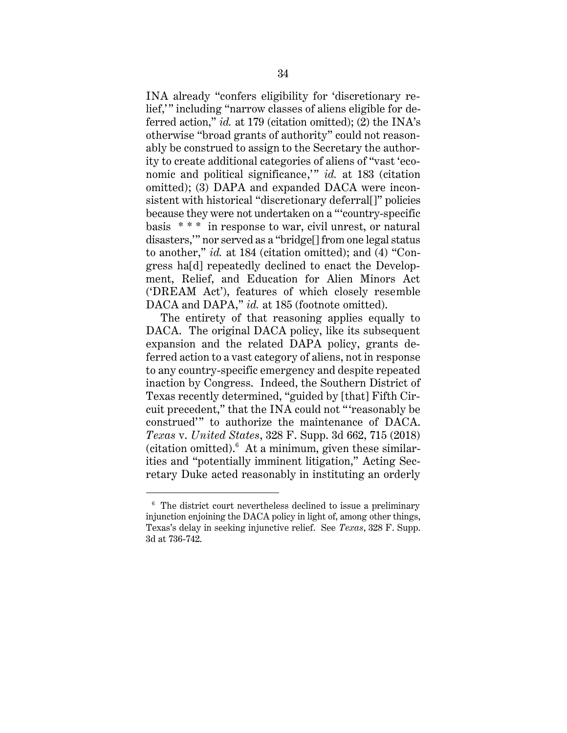INA already "confers eligibility for 'discretionary relief,'" including "narrow classes of aliens eligible for deferred action," *id.* at 179 (citation omitted); (2) the INA's otherwise "broad grants of authority" could not reasonably be construed to assign to the Secretary the authority to create additional categories of aliens of "vast 'economic and political significance,'" *id.* at 183 (citation omitted); (3) DAPA and expanded DACA were inconsistent with historical "discretionary deferral[]" policies because they were not undertaken on a "'country-specific basis * * * in response to war, civil unrest, or natural disasters,'" nor served as a "bridge[] from one legal status to another," *id.* at 184 (citation omitted); and (4) "Congress ha[d] repeatedly declined to enact the Development, Relief, and Education for Alien Minors Act ('DREAM Act'), features of which closely resemble DACA and DAPA," *id.* at 185 (footnote omitted).

The entirety of that reasoning applies equally to DACA. The original DACA policy, like its subsequent expansion and the related DAPA policy, grants deferred action to a vast category of aliens, not in response to any country-specific emergency and despite repeated inaction by Congress. Indeed, the Southern District of Texas recently determined, "guided by [that] Fifth Circuit precedent," that the INA could not "'reasonably be construed'" to authorize the maintenance of DACA. *Texas* v. *United States*, 328 F. Supp. 3d 662, 715 (2018) (citation omitted).[6] At a minimum, given these similarities and "potentially imminent litigation," Acting Secretary Duke acted reasonably in instituting an orderly

---

[6] The district court nevertheless declined to issue a preliminary injunction enjoining the DACA policy in light of, among other things, Texas's delay in seeking injunctive relief. See *Texas*, 328 F. Supp. 3d at 736-742.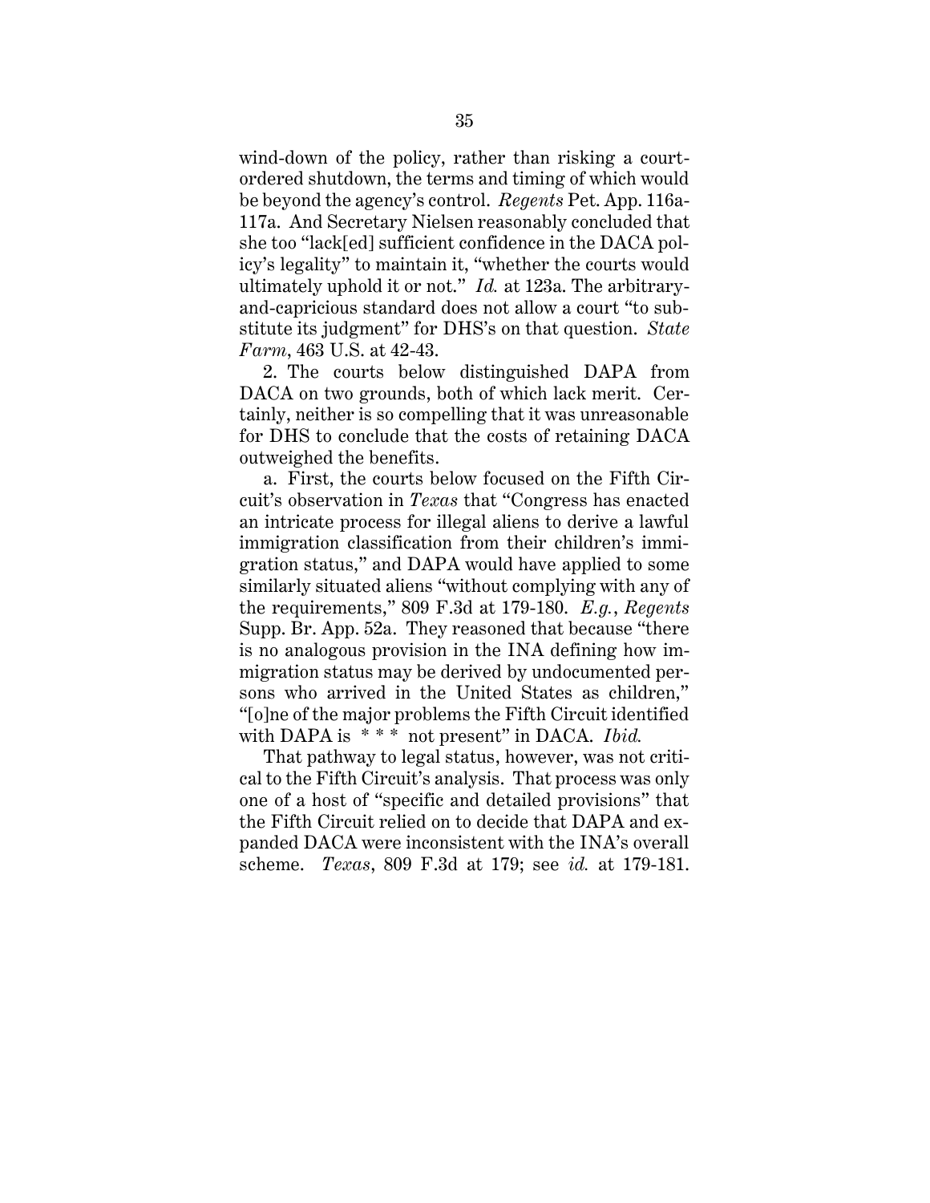wind-down of the policy, rather than risking a court-ordered shutdown, the terms and timing of which would be beyond the agency's control. *Regents* Pet. App. 116a-117a. And Secretary Nielsen reasonably concluded that she too "lack[ed] sufficient confidence in the DACA policy's legality" to maintain it, "whether the courts would ultimately uphold it or not." *Id.* at 123a. The arbitrary-and-capricious standard does not allow a court "to substitute its judgment" for DHS's on that question. *State Farm*, 463 U.S. at 42-43.

2. The courts below distinguished DAPA from DACA on two grounds, both of which lack merit. Certainly, neither is so compelling that it was unreasonable for DHS to conclude that the costs of retaining DACA outweighed the benefits.

a. First, the courts below focused on the Fifth Circuit's observation in *Texas* that "Congress has enacted an intricate process for illegal aliens to derive a lawful immigration classification from their children's immigration status," and DAPA would have applied to some similarly situated aliens "without complying with any of the requirements," 809 F.3d at 179-180. *E.g.*, *Regents* Supp. Br. App. 52a. They reasoned that because "there is no analogous provision in the INA defining how immigration status may be derived by undocumented persons who arrived in the United States as children," "[o]ne of the major problems the Fifth Circuit identified with DAPA is * * * not present" in DACA. *Ibid.*

That pathway to legal status, however, was not critical to the Fifth Circuit's analysis. That process was only one of a host of "specific and detailed provisions" that the Fifth Circuit relied on to decide that DAPA and expanded DACA were inconsistent with the INA's overall scheme. *Texas*, 809 F.3d at 179; see *id.* at 179-181.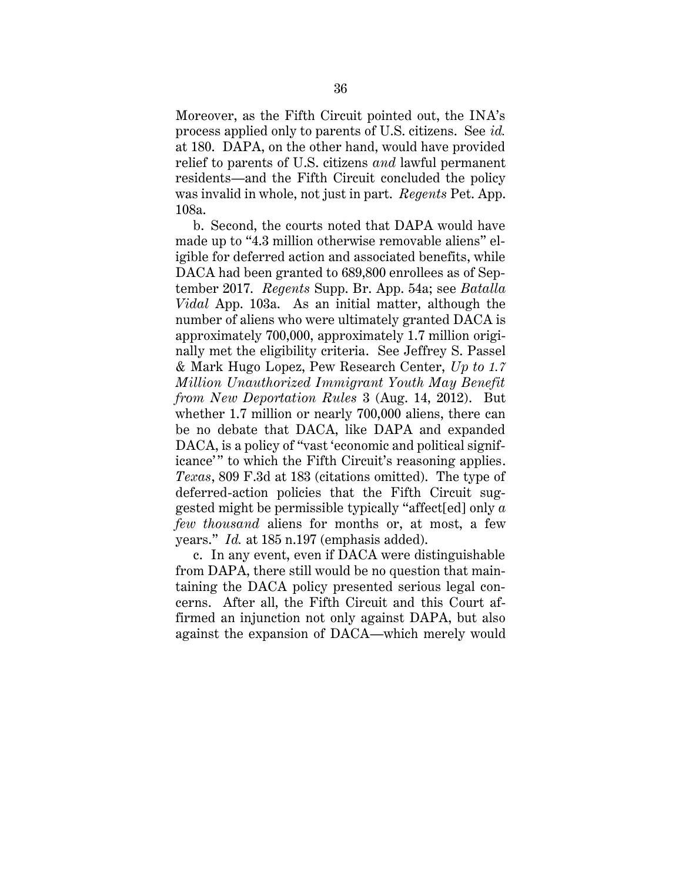Moreover, as the Fifth Circuit pointed out, the INA's process applied only to parents of U.S. citizens. See *id.* at 180. DAPA, on the other hand, would have provided relief to parents of U.S. citizens *and* lawful permanent residents—and the Fifth Circuit concluded the policy was invalid in whole, not just in part. *Regents* Pet. App. 108a.

b. Second, the courts noted that DAPA would have made up to "4.3 million otherwise removable aliens" eligible for deferred action and associated benefits, while DACA had been granted to 689,800 enrollees as of September 2017. *Regents* Supp. Br. App. 54a; see *Batalla Vidal* App. 103a. As an initial matter, although the number of aliens who were ultimately granted DACA is approximately 700,000, approximately 1.7 million originally met the eligibility criteria. See Jeffrey S. Passel & Mark Hugo Lopez, Pew Research Center, *Up to 1.7 Million Unauthorized Immigrant Youth May Benefit from New Deportation Rules* 3 (Aug. 14, 2012). But whether 1.7 million or nearly 700,000 aliens, there can be no debate that DACA, like DAPA and expanded DACA, is a policy of "vast 'economic and political significance'" to which the Fifth Circuit's reasoning applies. *Texas*, 809 F.3d at 183 (citations omitted). The type of deferred-action policies that the Fifth Circuit suggested might be permissible typically "affect[ed] only *a few thousand* aliens for months or, at most, a few years." *Id.* at 185 n.197 (emphasis added).

c. In any event, even if DACA were distinguishable from DAPA, there still would be no question that maintaining the DACA policy presented serious legal concerns. After all, the Fifth Circuit and this Court affirmed an injunction not only against DAPA, but also against the expansion of DACA—which merely would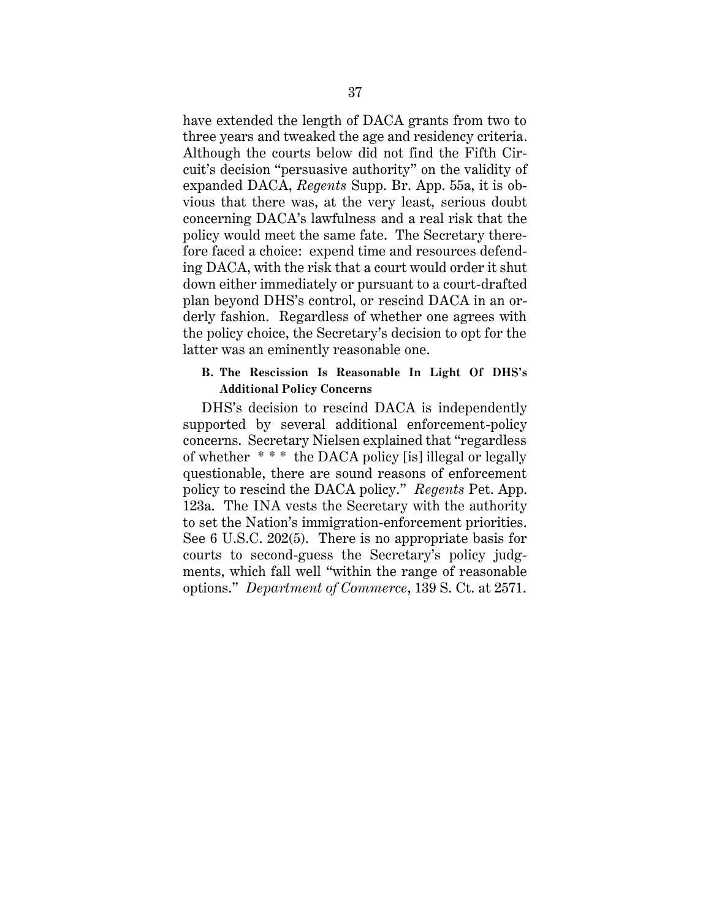have extended the length of DACA grants from two to three years and tweaked the age and residency criteria. Although the courts below did not find the Fifth Circuit's decision "persuasive authority" on the validity of expanded DACA, *Regents* Supp. Br. App. 55a, it is obvious that there was, at the very least, serious doubt concerning DACA's lawfulness and a real risk that the policy would meet the same fate. The Secretary therefore faced a choice: expend time and resources defending DACA, with the risk that a court would order it shut down either immediately or pursuant to a court-drafted plan beyond DHS's control, or rescind DACA in an orderly fashion. Regardless of whether one agrees with the policy choice, the Secretary's decision to opt for the latter was an eminently reasonable one.

**B. The Rescission Is Reasonable In Light Of DHS's Additional Policy Concerns**

DHS's decision to rescind DACA is independently supported by several additional enforcement-policy concerns. Secretary Nielsen explained that "regardless of whether * * * the DACA policy [is] illegal or legally questionable, there are sound reasons of enforcement policy to rescind the DACA policy." *Regents* Pet. App. 123a. The INA vests the Secretary with the authority to set the Nation's immigration-enforcement priorities. See 6 U.S.C. 202(5). There is no appropriate basis for courts to second-guess the Secretary's policy judgments, which fall well "within the range of reasonable options." *Department of Commerce*, 139 S. Ct. at 2571.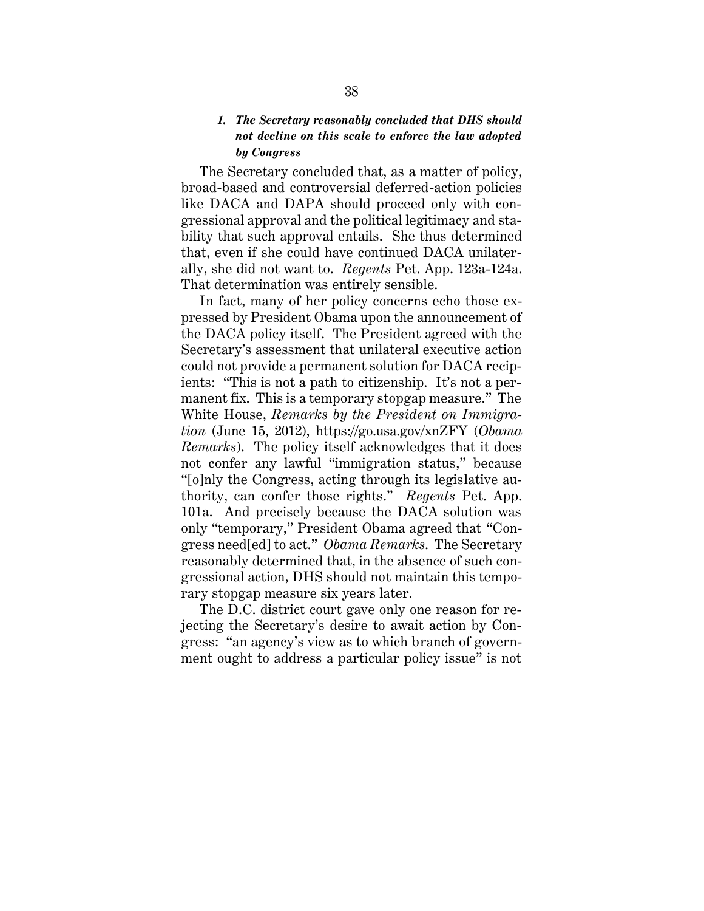### *1. The Secretary reasonably concluded that DHS should not decline on this scale to enforce the law adopted by Congress*

The Secretary concluded that, as a matter of policy, broad-based and controversial deferred-action policies like DACA and DAPA should proceed only with congressional approval and the political legitimacy and stability that such approval entails. She thus determined that, even if she could have continued DACA unilaterally, she did not want to. *Regents* Pet. App. 123a-124a. That determination was entirely sensible.

In fact, many of her policy concerns echo those expressed by President Obama upon the announcement of the DACA policy itself. The President agreed with the Secretary's assessment that unilateral executive action could not provide a permanent solution for DACA recipients: "This is not a path to citizenship. It's not a permanent fix. This is a temporary stopgap measure." The White House, *Remarks by the President on Immigration* (June 15, 2012), https://go.usa.gov/xnZFY (*Obama Remarks*). The policy itself acknowledges that it does not confer any lawful "immigration status," because "[o]nly the Congress, acting through its legislative authority, can confer those rights." *Regents* Pet. App. 101a. And precisely because the DACA solution was only "temporary," President Obama agreed that "Congress need[ed] to act." *Obama Remarks*. The Secretary reasonably determined that, in the absence of such congressional action, DHS should not maintain this temporary stopgap measure six years later.

The D.C. district court gave only one reason for rejecting the Secretary's desire to await action by Congress: "an agency's view as to which branch of government ought to address a particular policy issue" is not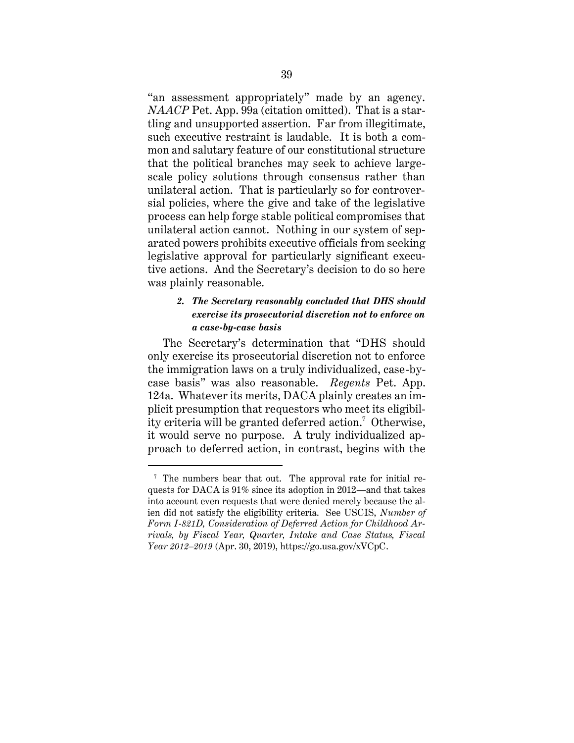"an assessment appropriately" made by an agency. *NAACP* Pet. App. 99a (citation omitted). That is a startling and unsupported assertion. Far from illegitimate, such executive restraint is laudable. It is both a common and salutary feature of our constitutional structure that the political branches may seek to achieve large-scale policy solutions through consensus rather than unilateral action. That is particularly so for controversial policies, where the give and take of the legislative process can help forge stable political compromises that unilateral action cannot. Nothing in our system of separated powers prohibits executive officials from seeking legislative approval for particularly significant executive actions. And the Secretary's decision to do so here was plainly reasonable.

#### ***2. The Secretary reasonably concluded that DHS should exercise its prosecutorial discretion not to enforce on a case-by-case basis***

The Secretary's determination that "DHS should only exercise its prosecutorial discretion not to enforce the immigration laws on a truly individualized, case-by-case basis" was also reasonable. *Regents* Pet. App. 124a. Whatever its merits, DACA plainly creates an implicit presumption that requestors who meet its eligibility criteria will be granted deferred action.[7] Otherwise, it would serve no purpose. A truly individualized approach to deferred action, in contrast, begins with the

---

[7] The numbers bear that out. The approval rate for initial requests for DACA is 91% since its adoption in 2012—and that takes into account even requests that were denied merely because the alien did not satisfy the eligibility criteria. See USCIS, *Number of Form I-821D, Consideration of Deferred Action for Childhood Arrivals, by Fiscal Year, Quarter, Intake and Case Status, Fiscal Year 2012–2019* (Apr. 30, 2019), https://go.usa.gov/xVCpC.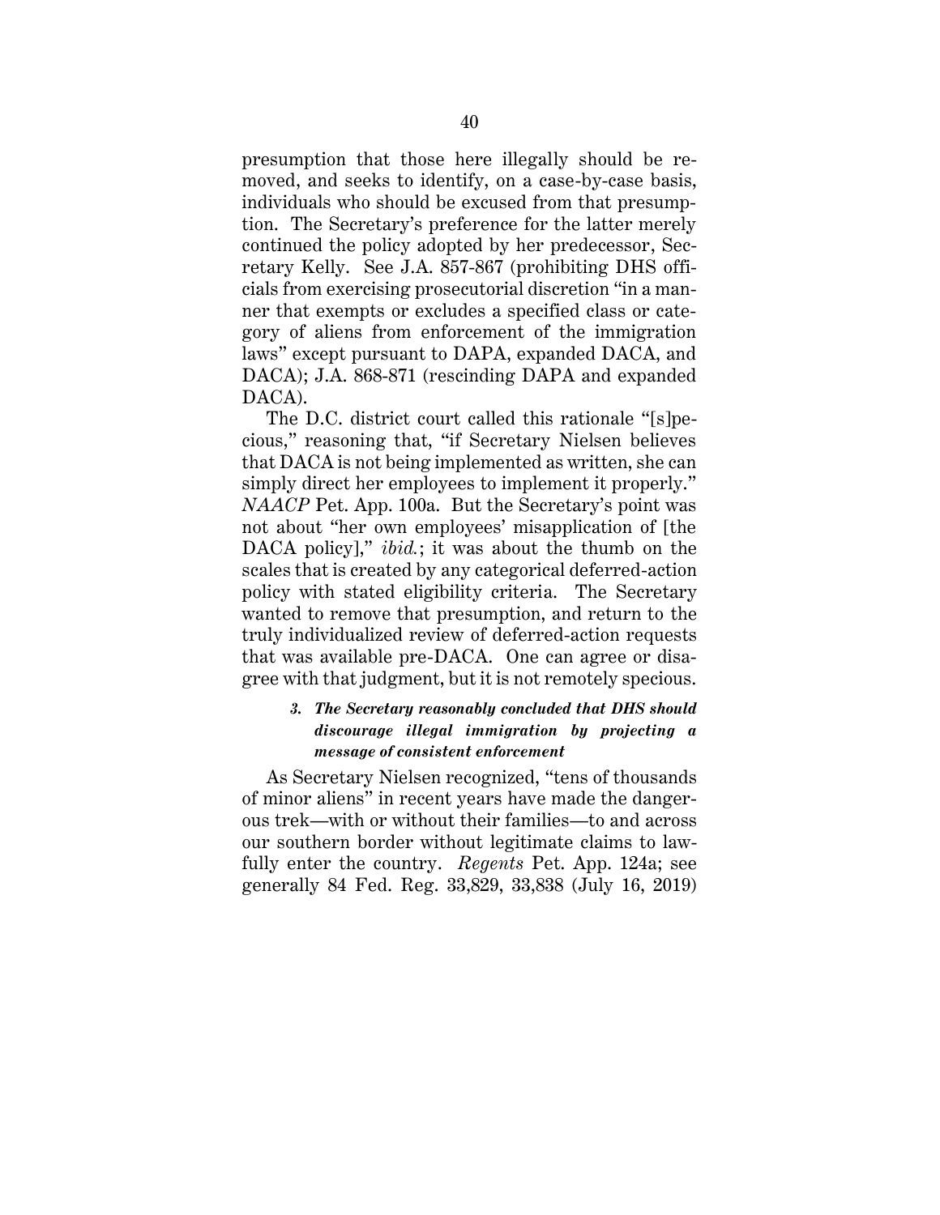presumption that those here illegally should be removed, and seeks to identify, on a case-by-case basis, individuals who should be excused from that presumption. The Secretary's preference for the latter merely continued the policy adopted by her predecessor, Secretary Kelly. See J.A. 857-867 (prohibiting DHS officials from exercising prosecutorial discretion "in a manner that exempts or excludes a specified class or category of aliens from enforcement of the immigration laws" except pursuant to DAPA, expanded DACA, and DACA); J.A. 868-871 (rescinding DAPA and expanded DACA).

The D.C. district court called this rationale "[s]pecious," reasoning that, "if Secretary Nielsen believes that DACA is not being implemented as written, she can simply direct her employees to implement it properly." *NAACP* Pet. App. 100a. But the Secretary's point was not about "her own employees' misapplication of [the DACA policy]," *ibid.*; it was about the thumb on the scales that is created by any categorical deferred-action policy with stated eligibility criteria. The Secretary wanted to remove that presumption, and return to the truly individualized review of deferred-action requests that was available pre-DACA. One can agree or disagree with that judgment, but it is not remotely specious.

#### *3. The Secretary reasonably concluded that DHS should discourage illegal immigration by projecting a message of consistent enforcement*

As Secretary Nielsen recognized, "tens of thousands of minor aliens" in recent years have made the dangerous trek—with or without their families—to and across our southern border without legitimate claims to lawfully enter the country. *Regents* Pet. App. 124a; see generally 84 Fed. Reg. 33,829, 33,838 (July 16, 2019)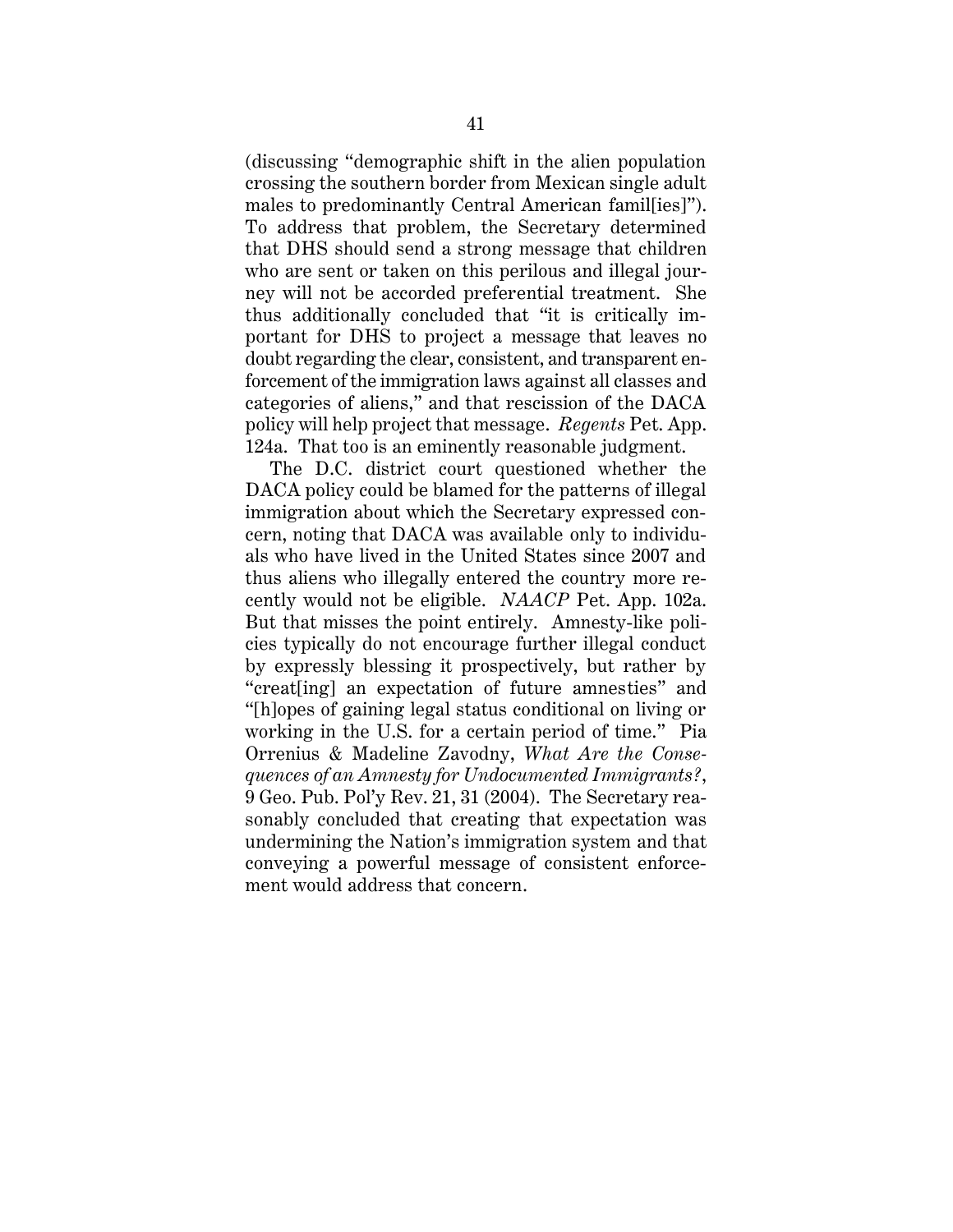(discussing "demographic shift in the alien population crossing the southern border from Mexican single adult males to predominantly Central American famil[ies]"). To address that problem, the Secretary determined that DHS should send a strong message that children who are sent or taken on this perilous and illegal journey will not be accorded preferential treatment. She thus additionally concluded that "it is critically important for DHS to project a message that leaves no doubt regarding the clear, consistent, and transparent enforcement of the immigration laws against all classes and categories of aliens," and that rescission of the DACA policy will help project that message. *Regents* Pet. App. 124a. That too is an eminently reasonable judgment.

The D.C. district court questioned whether the DACA policy could be blamed for the patterns of illegal immigration about which the Secretary expressed concern, noting that DACA was available only to individuals who have lived in the United States since 2007 and thus aliens who illegally entered the country more recently would not be eligible. *NAACP* Pet. App. 102a. But that misses the point entirely. Amnesty-like policies typically do not encourage further illegal conduct by expressly blessing it prospectively, but rather by "creat[ing] an expectation of future amnesties" and "[h]opes of gaining legal status conditional on living or working in the U.S. for a certain period of time." Pia Orrenius & Madeline Zavodny, *What Are the Consequences of an Amnesty for Undocumented Immigrants?*, 9 Geo. Pub. Pol'y Rev. 21, 31 (2004). The Secretary reasonably concluded that creating that expectation was undermining the Nation's immigration system and that conveying a powerful message of consistent enforcement would address that concern.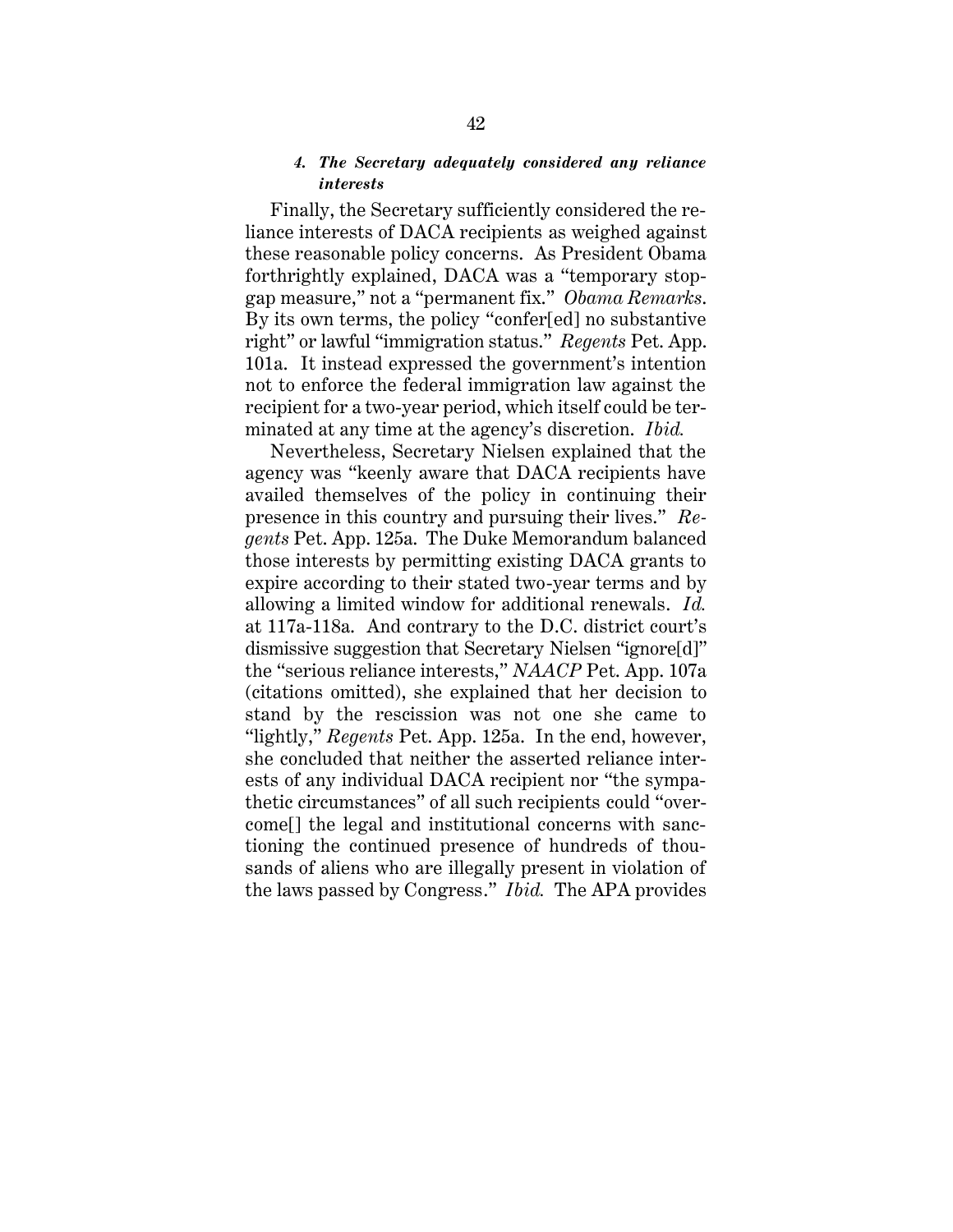#### *4. The Secretary adequately considered any reliance interests*

Finally, the Secretary sufficiently considered the reliance interests of DACA recipients as weighed against these reasonable policy concerns. As President Obama forthrightly explained, DACA was a "temporary stopgap measure," not a "permanent fix." *Obama Remarks*. By its own terms, the policy "confer[ed] no substantive right" or lawful "immigration status." *Regents* Pet. App. 101a. It instead expressed the government's intention not to enforce the federal immigration law against the recipient for a two-year period, which itself could be terminated at any time at the agency's discretion. *Ibid.*

Nevertheless, Secretary Nielsen explained that the agency was "keenly aware that DACA recipients have availed themselves of the policy in continuing their presence in this country and pursuing their lives." *Regents* Pet. App. 125a. The Duke Memorandum balanced those interests by permitting existing DACA grants to expire according to their stated two-year terms and by allowing a limited window for additional renewals. *Id.* at 117a-118a. And contrary to the D.C. district court's dismissive suggestion that Secretary Nielsen "ignore[d]" the "serious reliance interests," *NAACP* Pet. App. 107a (citations omitted), she explained that her decision to stand by the rescission was not one she came to "lightly," *Regents* Pet. App. 125a. In the end, however, she concluded that neither the asserted reliance interests of any individual DACA recipient nor "the sympathetic circumstances" of all such recipients could "overcome[] the legal and institutional concerns with sanctioning the continued presence of hundreds of thousands of aliens who are illegally present in violation of the laws passed by Congress." *Ibid.* The APA provides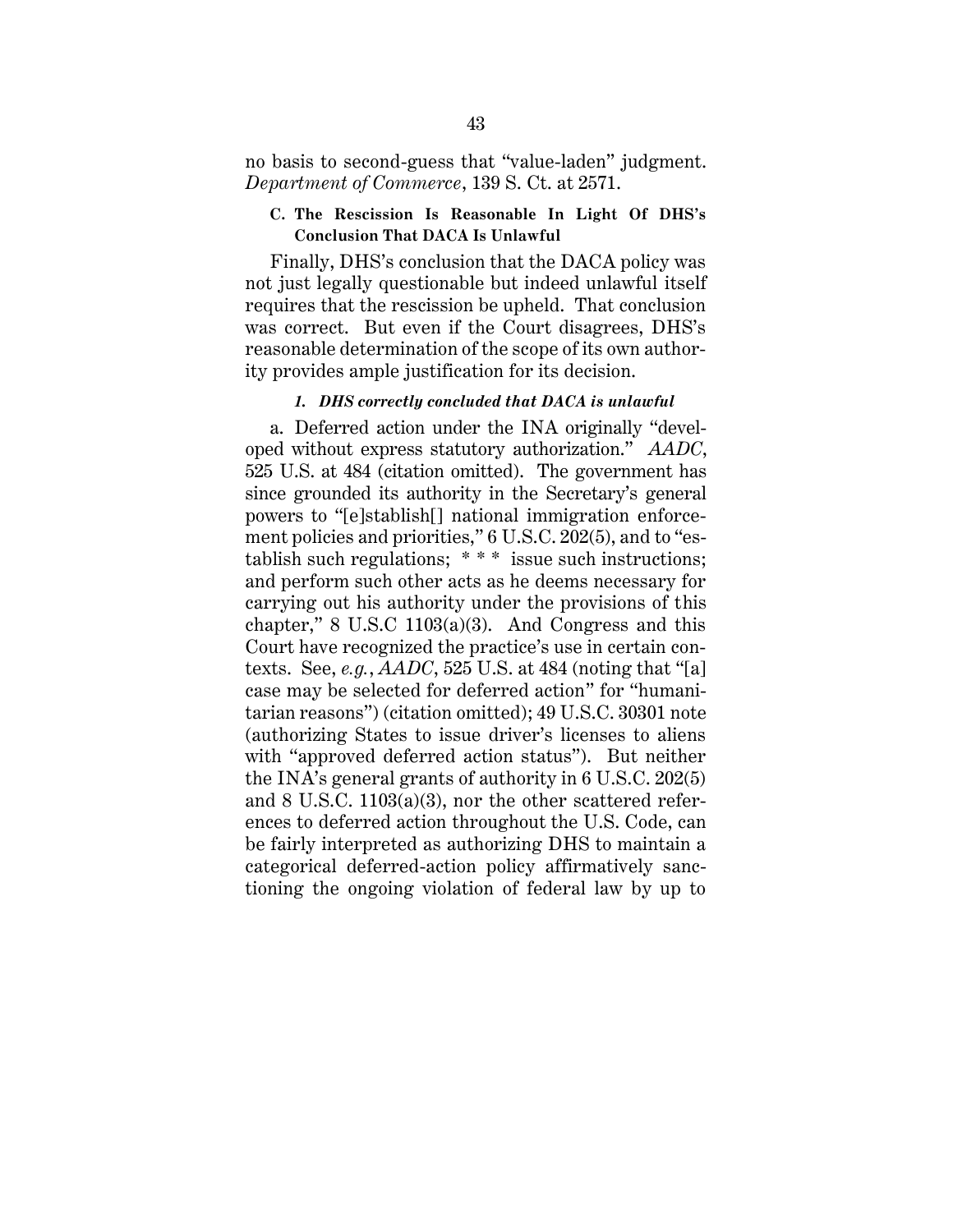no basis to second-guess that "value-laden" judgment. *Department of Commerce*, 139 S. Ct. at 2571.

### C. The Rescission Is Reasonable In Light Of DHS's Conclusion That DACA Is Unlawful

Finally, DHS's conclusion that the DACA policy was not just legally questionable but indeed unlawful itself requires that the rescission be upheld. That conclusion was correct. But even if the Court disagrees, DHS's reasonable determination of the scope of its own authority provides ample justification for its decision.

#### *1. DHS correctly concluded that DACA is unlawful*

a. Deferred action under the INA originally "developed without express statutory authorization." *AADC*, 525 U.S. at 484 (citation omitted). The government has since grounded its authority in the Secretary's general powers to "[e]stablish[] national immigration enforcement policies and priorities," 6 U.S.C. 202(5), and to "establish such regulations; * * * issue such instructions; and perform such other acts as he deems necessary for carrying out his authority under the provisions of this chapter," 8 U.S.C 1103(a)(3). And Congress and this Court have recognized the practice's use in certain contexts. See, *e.g.*, *AADC*, 525 U.S. at 484 (noting that "[a] case may be selected for deferred action" for "humanitarian reasons") (citation omitted); 49 U.S.C. 30301 note (authorizing States to issue driver's licenses to aliens with "approved deferred action status"). But neither the INA's general grants of authority in 6 U.S.C. 202(5) and 8 U.S.C. 1103(a)(3), nor the other scattered references to deferred action throughout the U.S. Code, can be fairly interpreted as authorizing DHS to maintain a categorical deferred-action policy affirmatively sanctioning the ongoing violation of federal law by up to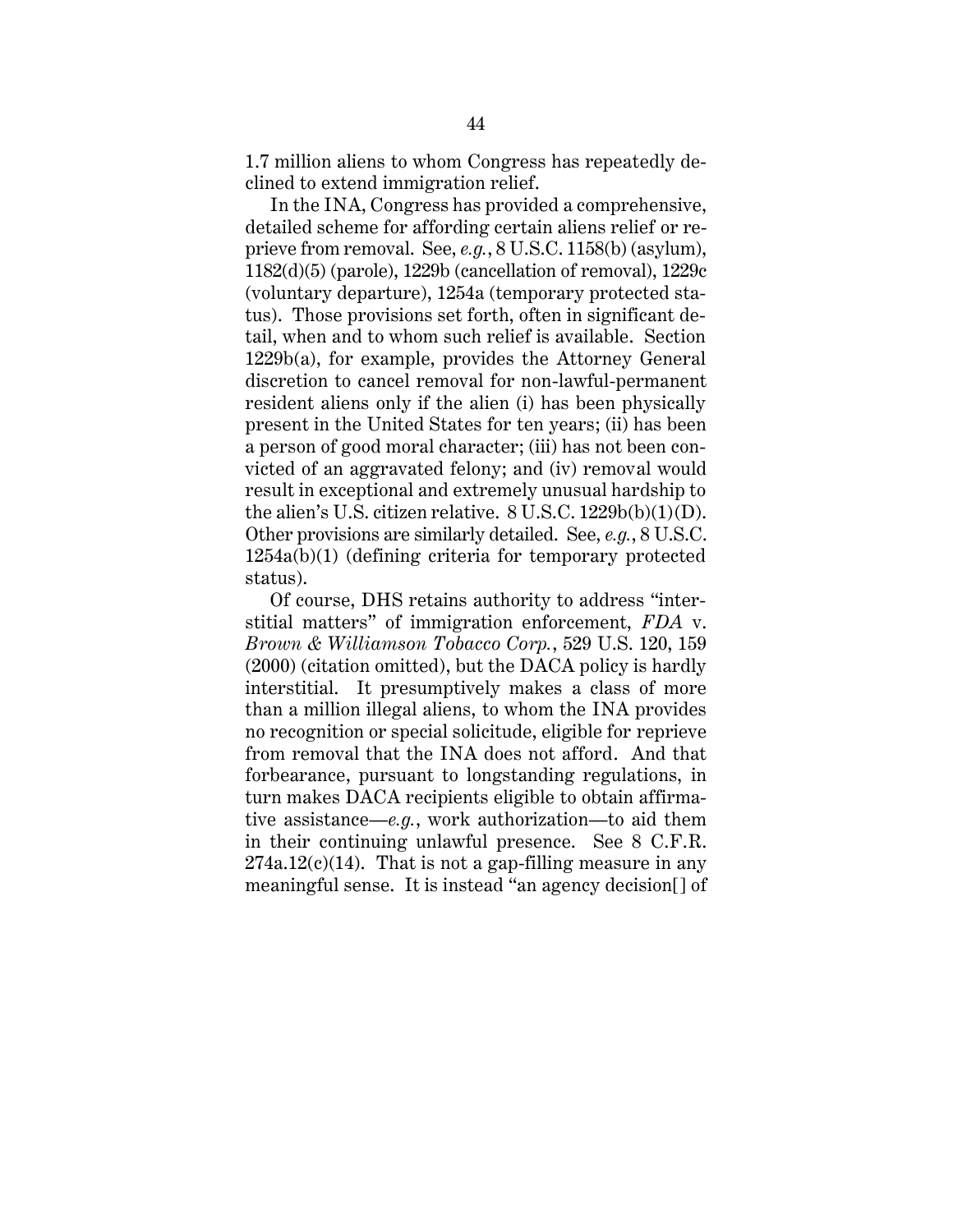1.7 million aliens to whom Congress has repeatedly declined to extend immigration relief.

In the INA, Congress has provided a comprehensive, detailed scheme for affording certain aliens relief or reprieve from removal. See, *e.g.*, 8 U.S.C. 1158(b) (asylum), 1182(d)(5) (parole), 1229b (cancellation of removal), 1229c (voluntary departure), 1254a (temporary protected status). Those provisions set forth, often in significant detail, when and to whom such relief is available. Section 1229b(a), for example, provides the Attorney General discretion to cancel removal for non-lawful-permanent resident aliens only if the alien (i) has been physically present in the United States for ten years; (ii) has been a person of good moral character; (iii) has not been convicted of an aggravated felony; and (iv) removal would result in exceptional and extremely unusual hardship to the alien's U.S. citizen relative. 8 U.S.C. 1229b(b)(1)(D). Other provisions are similarly detailed. See, *e.g.*, 8 U.S.C. 1254a(b)(1) (defining criteria for temporary protected status).

Of course, DHS retains authority to address "interstitial matters" of immigration enforcement, *FDA* v. *Brown & Williamson Tobacco Corp.*, 529 U.S. 120, 159 (2000) (citation omitted), but the DACA policy is hardly interstitial. It presumptively makes a class of more than a million illegal aliens, to whom the INA provides no recognition or special solicitude, eligible for reprieve from removal that the INA does not afford. And that forbearance, pursuant to longstanding regulations, in turn makes DACA recipients eligible to obtain affirmative assistance—*e.g.*, work authorization—to aid them in their continuing unlawful presence. See 8 C.F.R. 274a.12(c)(14). That is not a gap-filling measure in any meaningful sense. It is instead "an agency decision[] of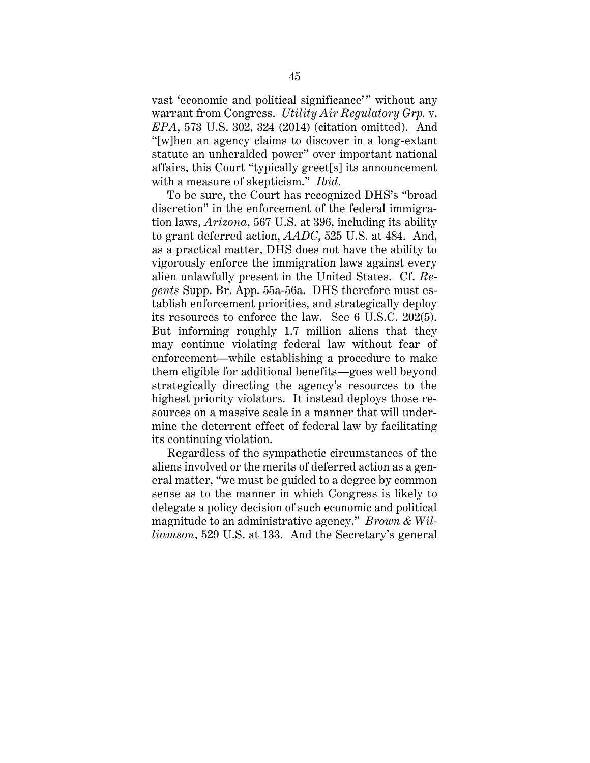vast 'economic and political significance'" without any warrant from Congress. *Utility Air Regulatory Grp.* v. *EPA*, 573 U.S. 302, 324 (2014) (citation omitted). And "[w]hen an agency claims to discover in a long-extant statute an unheralded power" over important national affairs, this Court "typically greet[s] its announcement with a measure of skepticism." *Ibid.*

To be sure, the Court has recognized DHS's "broad discretion" in the enforcement of the federal immigration laws, *Arizona*, 567 U.S. at 396, including its ability to grant deferred action, *AADC*, 525 U.S. at 484. And, as a practical matter, DHS does not have the ability to vigorously enforce the immigration laws against every alien unlawfully present in the United States. Cf. *Regents* Supp. Br. App. 55a-56a. DHS therefore must establish enforcement priorities, and strategically deploy its resources to enforce the law. See 6 U.S.C. 202(5). But informing roughly 1.7 million aliens that they may continue violating federal law without fear of enforcement—while establishing a procedure to make them eligible for additional benefits—goes well beyond strategically directing the agency's resources to the highest priority violators. It instead deploys those resources on a massive scale in a manner that will undermine the deterrent effect of federal law by facilitating its continuing violation.

Regardless of the sympathetic circumstances of the aliens involved or the merits of deferred action as a general matter, "we must be guided to a degree by common sense as to the manner in which Congress is likely to delegate a policy decision of such economic and political magnitude to an administrative agency." *Brown & Williamson*, 529 U.S. at 133. And the Secretary's general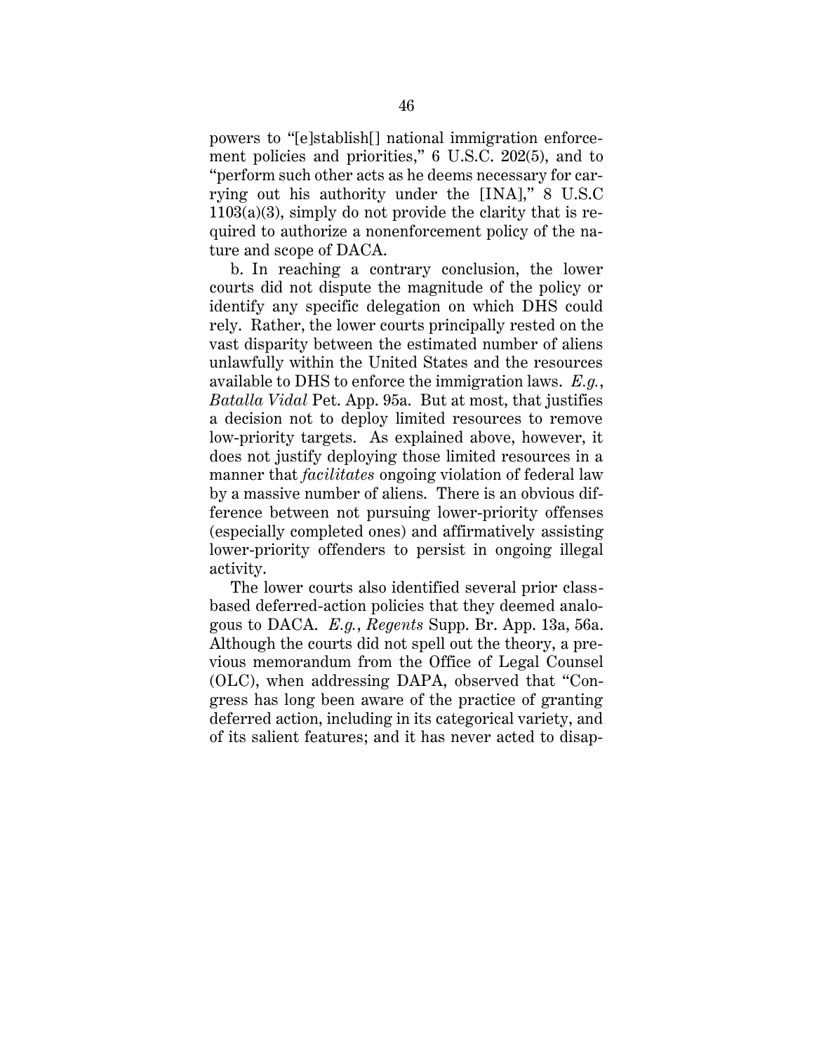powers to "[e]stablish[] national immigration enforcement policies and priorities," 6 U.S.C. 202(5), and to "perform such other acts as he deems necessary for carrying out his authority under the [INA]," 8 U.S.C 1103(a)(3), simply do not provide the clarity that is required to authorize a nonenforcement policy of the nature and scope of DACA.

b. In reaching a contrary conclusion, the lower courts did not dispute the magnitude of the policy or identify any specific delegation on which DHS could rely. Rather, the lower courts principally rested on the vast disparity between the estimated number of aliens unlawfully within the United States and the resources available to DHS to enforce the immigration laws. *E.g.*, *Batalla Vidal* Pet. App. 95a. But at most, that justifies a decision not to deploy limited resources to remove low-priority targets. As explained above, however, it does not justify deploying those limited resources in a manner that *facilitates* ongoing violation of federal law by a massive number of aliens. There is an obvious difference between not pursuing lower-priority offenses (especially completed ones) and affirmatively assisting lower-priority offenders to persist in ongoing illegal activity.

The lower courts also identified several prior class-based deferred-action policies that they deemed analogous to DACA. *E.g.*, *Regents* Supp. Br. App. 13a, 56a. Although the courts did not spell out the theory, a previous memorandum from the Office of Legal Counsel (OLC), when addressing DAPA, observed that "Congress has long been aware of the practice of granting deferred action, including in its categorical variety, and of its salient features; and it has never acted to disap-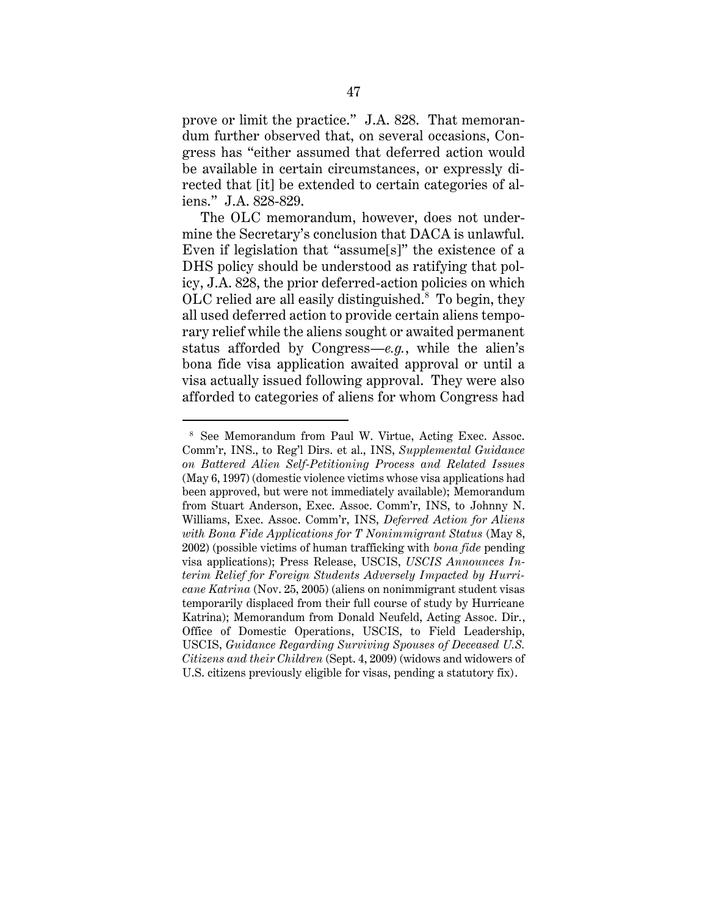prove or limit the practice." J.A. 828. That memorandum further observed that, on several occasions, Congress has "either assumed that deferred action would be available in certain circumstances, or expressly directed that [it] be extended to certain categories of aliens." J.A. 828-829.

The OLC memorandum, however, does not undermine the Secretary's conclusion that DACA is unlawful. Even if legislation that "assume[s]" the existence of a DHS policy should be understood as ratifying that policy, J.A. 828, the prior deferred-action policies on which OLC relied are all easily distinguished.[8] To begin, they all used deferred action to provide certain aliens temporary relief while the aliens sought or awaited permanent status afforded by Congress—*e.g.*, while the alien's bona fide visa application awaited approval or until a visa actually issued following approval. They were also afforded to categories of aliens for whom Congress had

---

[8] See Memorandum from Paul W. Virtue, Acting Exec. Assoc. Comm'r, INS., to Reg'l Dirs. et al., INS, *Supplemental Guidance on Battered Alien Self-Petitioning Process and Related Issues* (May 6, 1997) (domestic violence victims whose visa applications had been approved, but were not immediately available); Memorandum from Stuart Anderson, Exec. Assoc. Comm'r, INS, to Johnny N. Williams, Exec. Assoc. Comm'r, INS, *Deferred Action for Aliens with Bona Fide Applications for T Nonimmigrant Status* (May 8, 2002) (possible victims of human trafficking with *bona fide* pending visa applications); Press Release, USCIS, *USCIS Announces Interim Relief for Foreign Students Adversely Impacted by Hurricane Katrina* (Nov. 25, 2005) (aliens on nonimmigrant student visas temporarily displaced from their full course of study by Hurricane Katrina); Memorandum from Donald Neufeld, Acting Assoc. Dir., Office of Domestic Operations, USCIS, to Field Leadership, USCIS, *Guidance Regarding Surviving Spouses of Deceased U.S. Citizens and their Children* (Sept. 4, 2009) (widows and widowers of U.S. citizens previously eligible for visas, pending a statutory fix).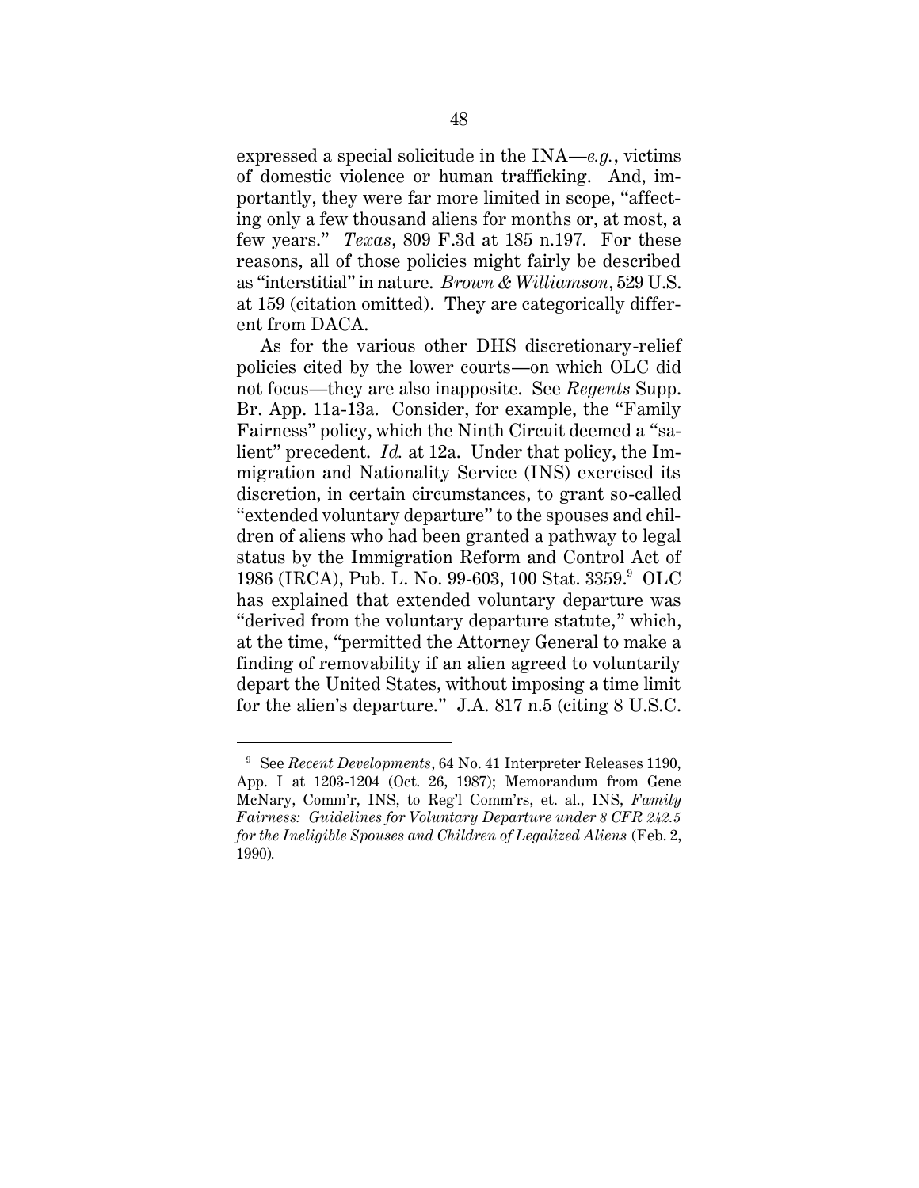expressed a special solicitude in the INA—*e.g.*, victims of domestic violence or human trafficking. And, importantly, they were far more limited in scope, "affecting only a few thousand aliens for months or, at most, a few years." *Texas*, 809 F.3d at 185 n.197. For these reasons, all of those policies might fairly be described as "interstitial" in nature. *Brown & Williamson*, 529 U.S. at 159 (citation omitted). They are categorically different from DACA.

As for the various other DHS discretionary-relief policies cited by the lower courts—on which OLC did not focus—they are also inapposite. See *Regents* Supp. Br. App. 11a-13a. Consider, for example, the "Family Fairness" policy, which the Ninth Circuit deemed a "salient" precedent. *Id.* at 12a. Under that policy, the Immigration and Nationality Service (INS) exercised its discretion, in certain circumstances, to grant so-called "extended voluntary departure" to the spouses and children of aliens who had been granted a pathway to legal status by the Immigration Reform and Control Act of 1986 (IRCA), Pub. L. No. 99-603, 100 Stat. 3359.[9] OLC has explained that extended voluntary departure was "derived from the voluntary departure statute," which, at the time, "permitted the Attorney General to make a finding of removability if an alien agreed to voluntarily depart the United States, without imposing a time limit for the alien's departure." J.A. 817 n.5 (citing 8 U.S.C.

---

[9] See *Recent Developments*, 64 No. 41 Interpreter Releases 1190, App. I at 1203-1204 (Oct. 26, 1987); Memorandum from Gene McNary, Comm'r, INS, to Reg'l Comm'rs, et. al., INS, *Family Fairness: Guidelines for Voluntary Departure under 8 CFR 242.5 for the Ineligible Spouses and Children of Legalized Aliens* (Feb. 2, 1990).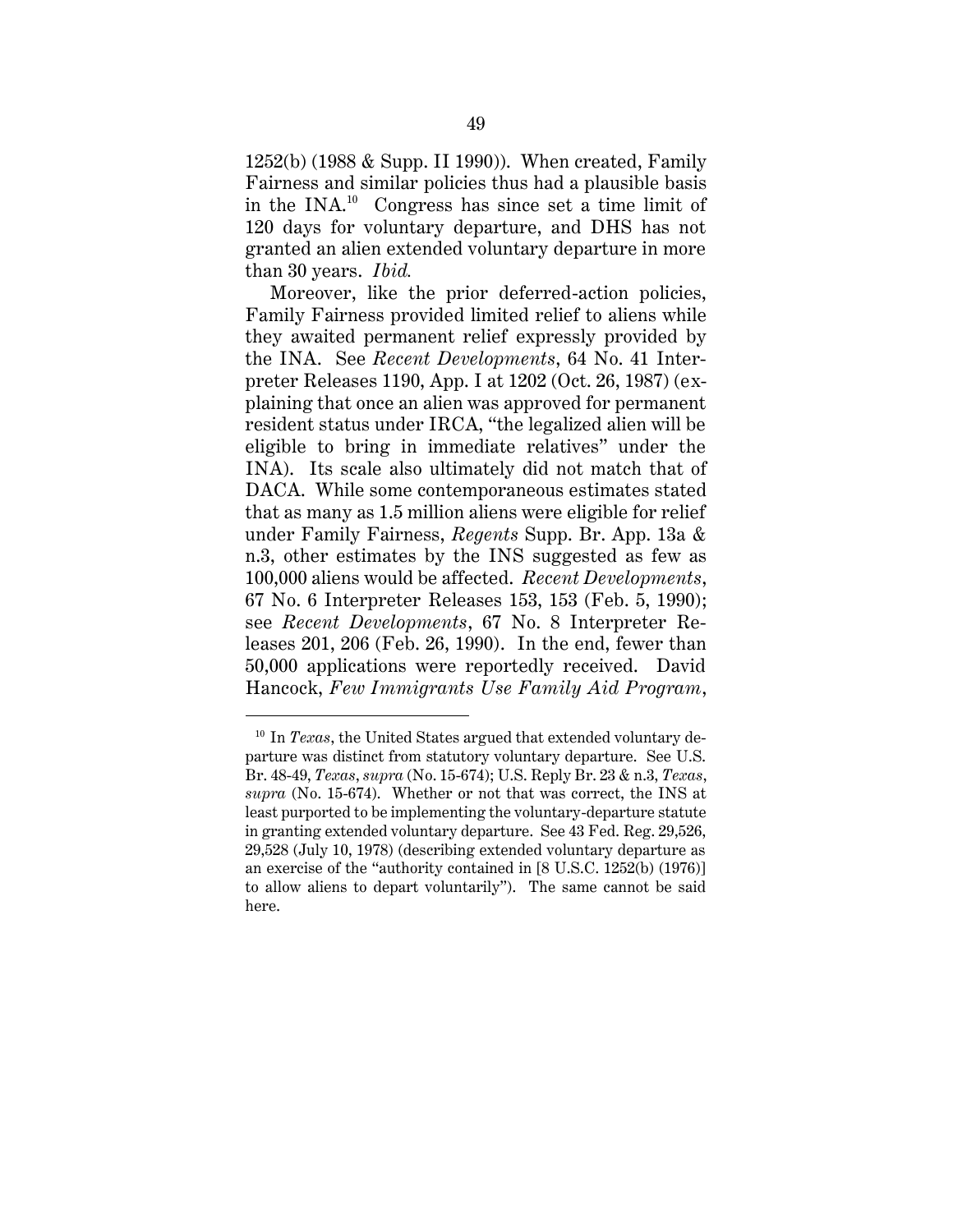1252(b) (1988 & Supp. II 1990)). When created, Family Fairness and similar policies thus had a plausible basis in the INA.[10] Congress has since set a time limit of 120 days for voluntary departure, and DHS has not granted an alien extended voluntary departure in more than 30 years. *Ibid.*

Moreover, like the prior deferred-action policies, Family Fairness provided limited relief to aliens while they awaited permanent relief expressly provided by the INA. See *Recent Developments*, 64 No. 41 Interpreter Releases 1190, App. I at 1202 (Oct. 26, 1987) (explaining that once an alien was approved for permanent resident status under IRCA, "the legalized alien will be eligible to bring in immediate relatives" under the INA). Its scale also ultimately did not match that of DACA. While some contemporaneous estimates stated that as many as 1.5 million aliens were eligible for relief under Family Fairness, *Regents* Supp. Br. App. 13a & n.3, other estimates by the INS suggested as few as 100,000 aliens would be affected. *Recent Developments*, 67 No. 6 Interpreter Releases 153, 153 (Feb. 5, 1990); see *Recent Developments*, 67 No. 8 Interpreter Releases 201, 206 (Feb. 26, 1990). In the end, fewer than 50,000 applications were reportedly received. David Hancock, *Few Immigrants Use Family Aid Program*,

---

[10] In *Texas*, the United States argued that extended voluntary departure was distinct from statutory voluntary departure. See U.S. Br. 48-49, *Texas*, *supra* (No. 15-674); U.S. Reply Br. 23 & n.3, *Texas*, *supra* (No. 15-674). Whether or not that was correct, the INS at least purported to be implementing the voluntary-departure statute in granting extended voluntary departure. See 43 Fed. Reg. 29,526, 29,528 (July 10, 1978) (describing extended voluntary departure as an exercise of the "authority contained in [8 U.S.C. 1252(b) (1976)] to allow aliens to depart voluntarily"). The same cannot be said here.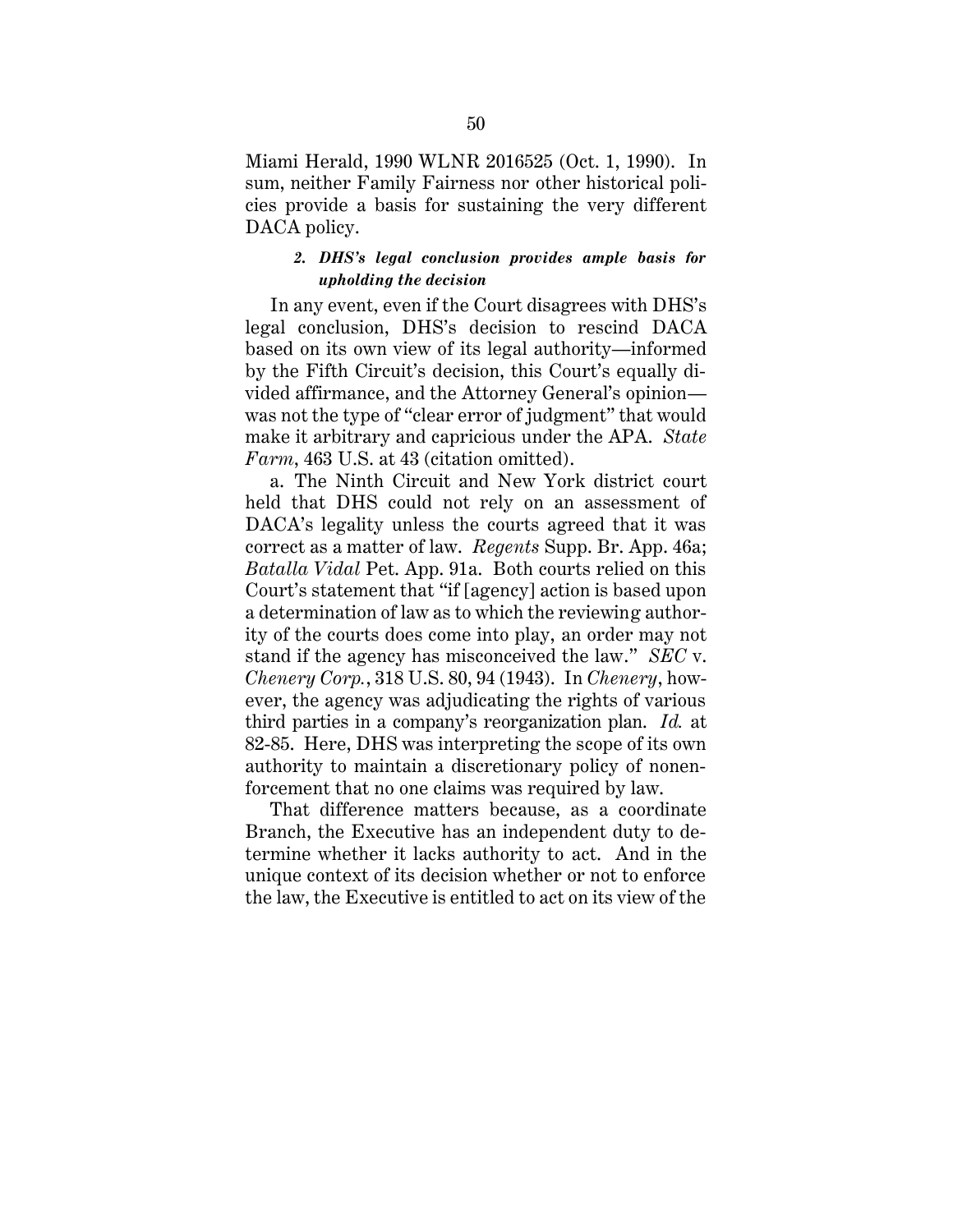Miami Herald, 1990 WLNR 2016525 (Oct. 1, 1990). In sum, neither Family Fairness nor other historical policies provide a basis for sustaining the very different DACA policy.

#### *2. DHS's legal conclusion provides ample basis for upholding the decision*

In any event, even if the Court disagrees with DHS's legal conclusion, DHS's decision to rescind DACA based on its own view of its legal authority—informed by the Fifth Circuit's decision, this Court's equally divided affirmance, and the Attorney General's opinion—was not the type of "clear error of judgment" that would make it arbitrary and capricious under the APA. *State Farm*, 463 U.S. at 43 (citation omitted).

a. The Ninth Circuit and New York district court held that DHS could not rely on an assessment of DACA's legality unless the courts agreed that it was correct as a matter of law. *Regents* Supp. Br. App. 46a; *Batalla Vidal* Pet. App. 91a. Both courts relied on this Court's statement that "if [agency] action is based upon a determination of law as to which the reviewing authority of the courts does come into play, an order may not stand if the agency has misconceived the law." *SEC* v. *Chenery Corp.*, 318 U.S. 80, 94 (1943). In *Chenery*, however, the agency was adjudicating the rights of various third parties in a company's reorganization plan. *Id.* at 82-85. Here, DHS was interpreting the scope of its own authority to maintain a discretionary policy of nonenforcement that no one claims was required by law.

That difference matters because, as a coordinate Branch, the Executive has an independent duty to determine whether it lacks authority to act. And in the unique context of its decision whether or not to enforce the law, the Executive is entitled to act on its view of the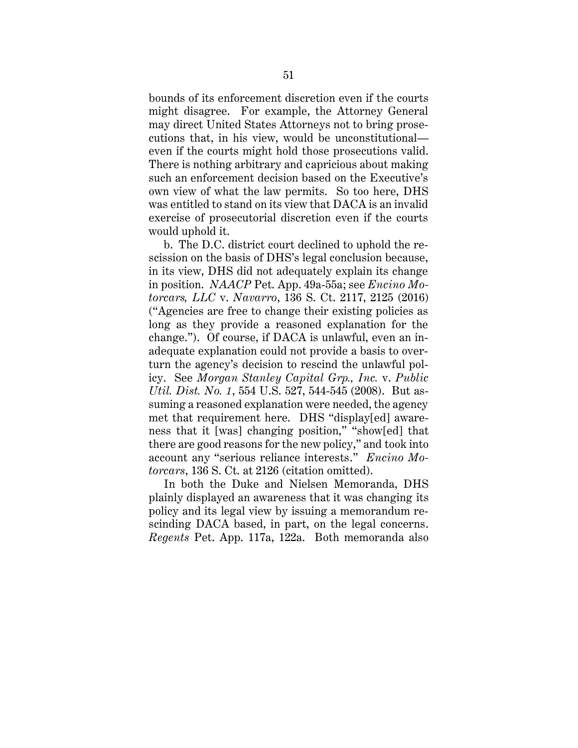bounds of its enforcement discretion even if the courts might disagree. For example, the Attorney General may direct United States Attorneys not to bring prosecutions that, in his view, would be unconstitutional—even if the courts might hold those prosecutions valid. There is nothing arbitrary and capricious about making such an enforcement decision based on the Executive's own view of what the law permits. So too here, DHS was entitled to stand on its view that DACA is an invalid exercise of prosecutorial discretion even if the courts would uphold it.

b. The D.C. district court declined to uphold the rescission on the basis of DHS's legal conclusion because, in its view, DHS did not adequately explain its change in position. *NAACP* Pet. App. 49a-55a; see *Encino Motorcars, LLC* v. *Navarro*, 136 S. Ct. 2117, 2125 (2016) ("Agencies are free to change their existing policies as long as they provide a reasoned explanation for the change."). Of course, if DACA is unlawful, even an inadequate explanation could not provide a basis to overturn the agency's decision to rescind the unlawful policy. See *Morgan Stanley Capital Grp., Inc.* v. *Public Util. Dist. No. 1*, 554 U.S. 527, 544-545 (2008). But assuming a reasoned explanation were needed, the agency met that requirement here. DHS "display[ed] awareness that it [was] changing position," "show[ed] that there are good reasons for the new policy," and took into account any "serious reliance interests." *Encino Motorcars*, 136 S. Ct. at 2126 (citation omitted).

In both the Duke and Nielsen Memoranda, DHS plainly displayed an awareness that it was changing its policy and its legal view by issuing a memorandum rescinding DACA based, in part, on the legal concerns. *Regents* Pet. App. 117a, 122a. Both memoranda also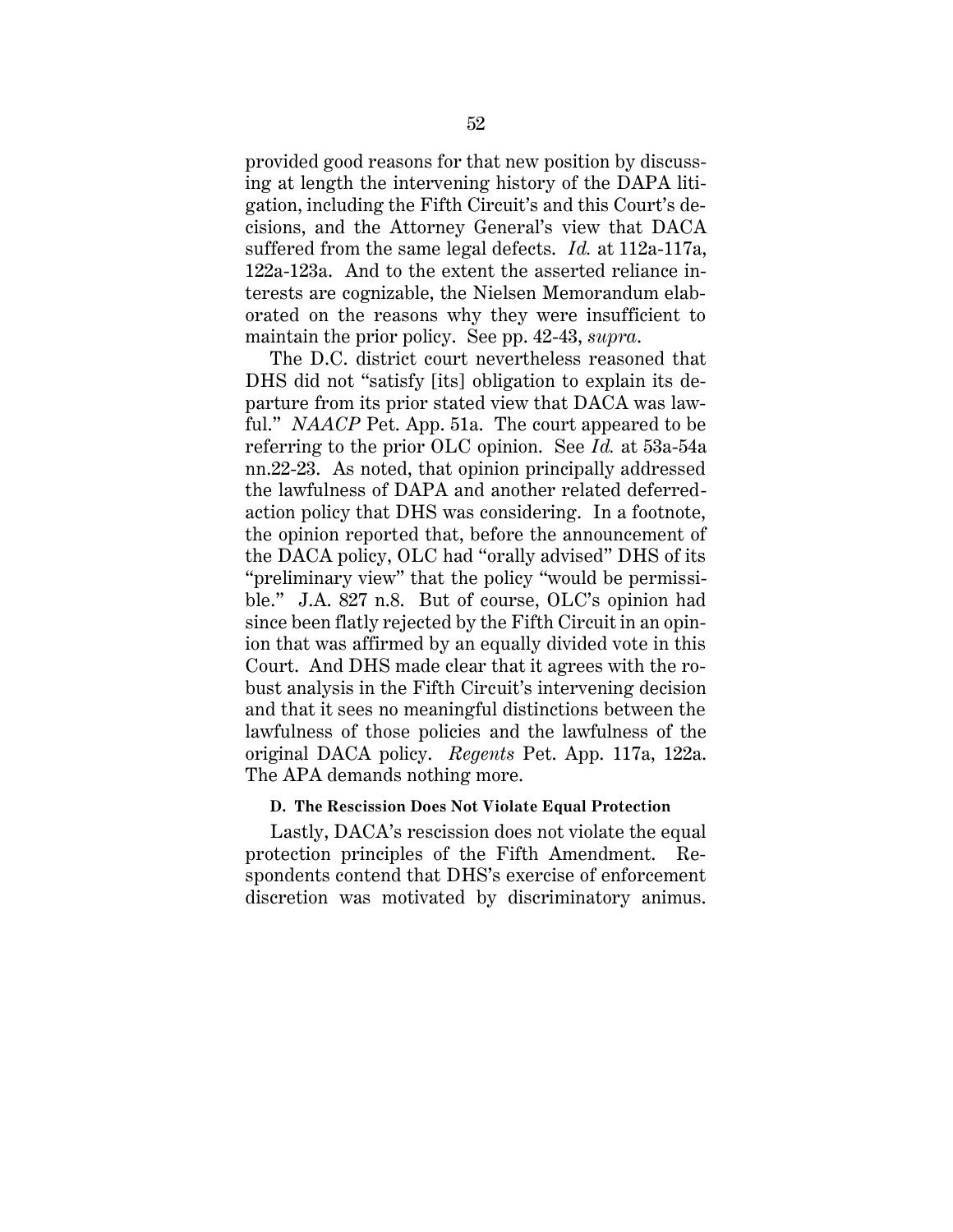provided good reasons for that new position by discussing at length the intervening history of the DAPA litigation, including the Fifth Circuit's and this Court's decisions, and the Attorney General's view that DACA suffered from the same legal defects. *Id.* at 112a-117a, 122a-123a. And to the extent the asserted reliance interests are cognizable, the Nielsen Memorandum elaborated on the reasons why they were insufficient to maintain the prior policy. See pp. 42-43, *supra*.

The D.C. district court nevertheless reasoned that DHS did not "satisfy [its] obligation to explain its departure from its prior stated view that DACA was lawful." *NAACP* Pet. App. 51a. The court appeared to be referring to the prior OLC opinion. See *Id.* at 53a-54a nn.22-23. As noted, that opinion principally addressed the lawfulness of DAPA and another related deferred-action policy that DHS was considering. In a footnote, the opinion reported that, before the announcement of the DACA policy, OLC had "orally advised" DHS of its "preliminary view" that the policy "would be permissible." J.A. 827 n.8. But of course, OLC's opinion had since been flatly rejected by the Fifth Circuit in an opinion that was affirmed by an equally divided vote in this Court. And DHS made clear that it agrees with the robust analysis in the Fifth Circuit's intervening decision and that it sees no meaningful distinctions between the lawfulness of those policies and the lawfulness of the original DACA policy. *Regents* Pet. App. 117a, 122a. The APA demands nothing more.

#### D. The Rescission Does Not Violate Equal Protection

Lastly, DACA's rescission does not violate the equal protection principles of the Fifth Amendment. Respondents contend that DHS's exercise of enforcement discretion was motivated by discriminatory animus.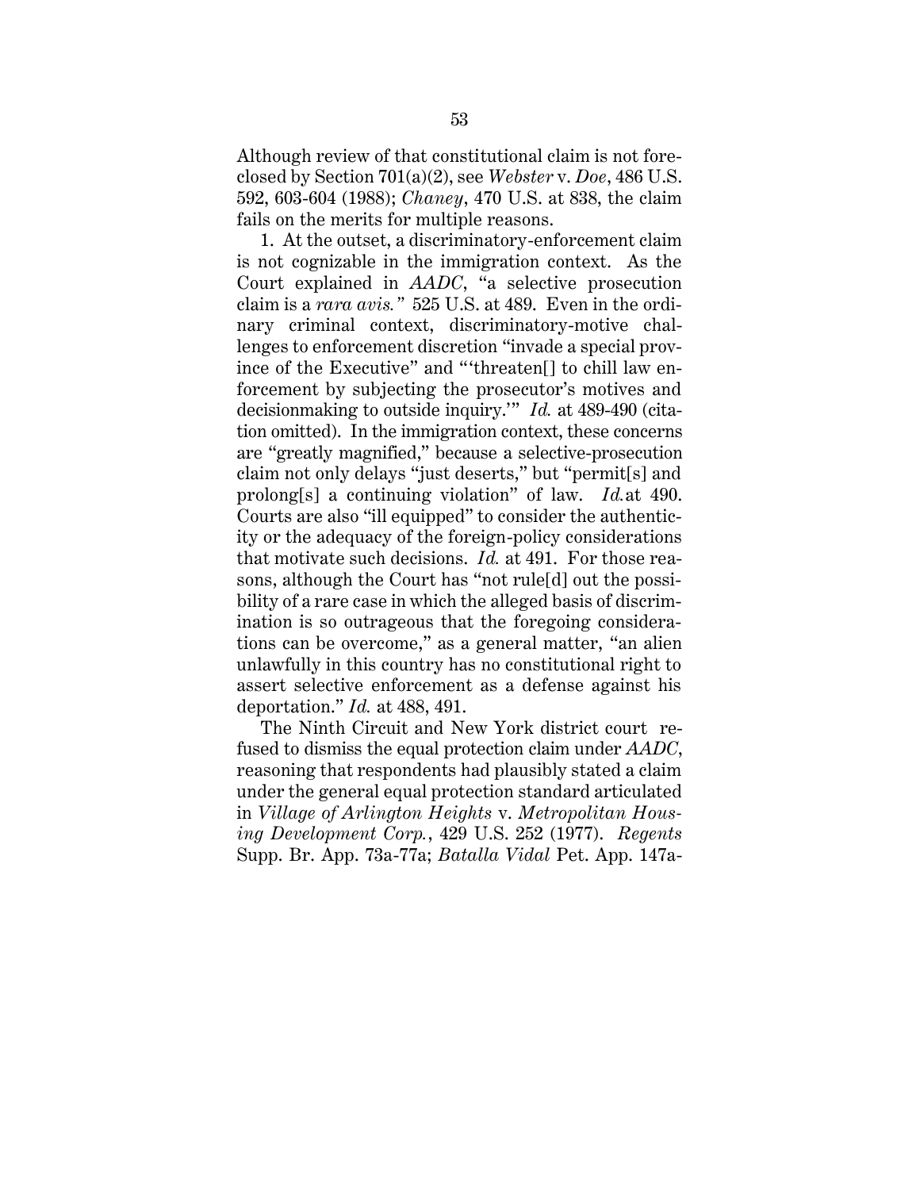Although review of that constitutional claim is not foreclosed by Section 701(a)(2), see *Webster* v. *Doe*, 486 U.S. 592, 603-604 (1988); *Chaney*, 470 U.S. at 838, the claim fails on the merits for multiple reasons.

1. At the outset, a discriminatory-enforcement claim is not cognizable in the immigration context. As the Court explained in *AADC*, "a selective prosecution claim is a *rara avis.*" 525 U.S. at 489. Even in the ordinary criminal context, discriminatory-motive challenges to enforcement discretion "invade a special province of the Executive" and "'threaten[] to chill law enforcement by subjecting the prosecutor's motives and decisionmaking to outside inquiry.'" *Id.* at 489-490 (citation omitted). In the immigration context, these concerns are "greatly magnified," because a selective-prosecution claim not only delays "just deserts," but "permit[s] and prolong[s] a continuing violation" of law. *Id.* at 490. Courts are also "ill equipped" to consider the authenticity or the adequacy of the foreign-policy considerations that motivate such decisions. *Id.* at 491. For those reasons, although the Court has "not rule[d] out the possibility of a rare case in which the alleged basis of discrimination is so outrageous that the foregoing considerations can be overcome," as a general matter, "an alien unlawfully in this country has no constitutional right to assert selective enforcement as a defense against his deportation." *Id.* at 488, 491.

The Ninth Circuit and New York district court refused to dismiss the equal protection claim under *AADC*, reasoning that respondents had plausibly stated a claim under the general equal protection standard articulated in *Village of Arlington Heights* v. *Metropolitan Housing Development Corp.*, 429 U.S. 252 (1977). *Regents* Supp. Br. App. 73a-77a; *Batalla Vidal* Pet. App. 147a-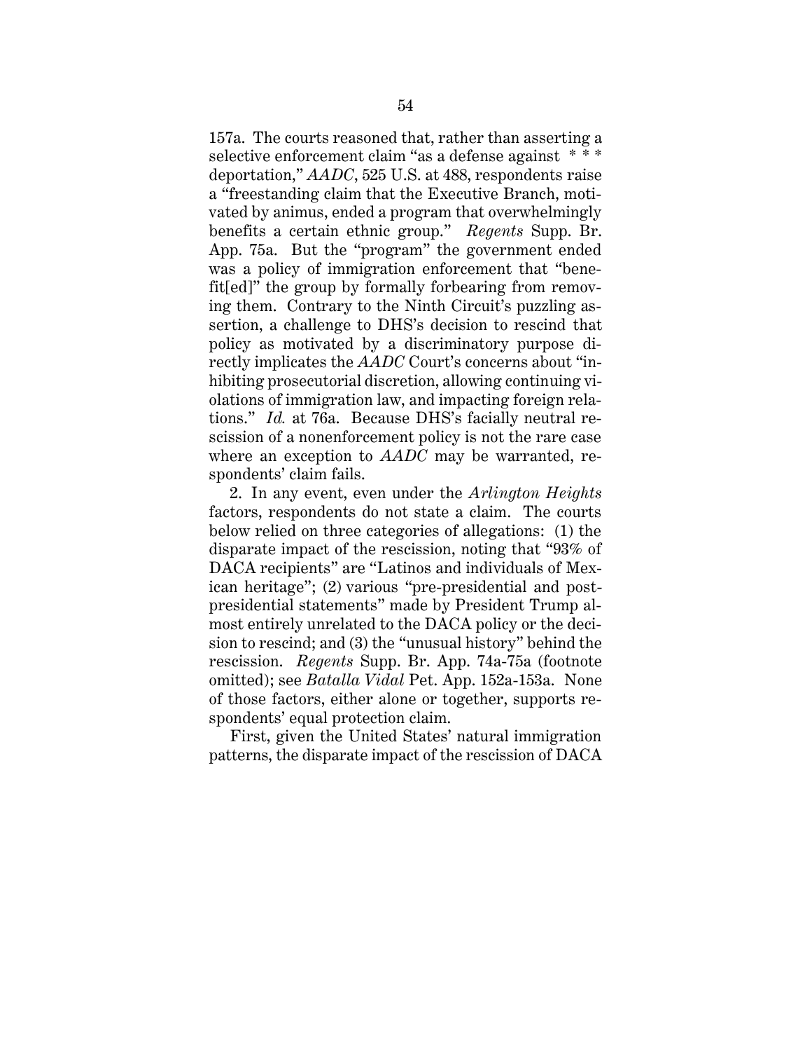157a. The courts reasoned that, rather than asserting a selective enforcement claim "as a defense against * * * deportation," *AADC*, 525 U.S. at 488, respondents raise a "freestanding claim that the Executive Branch, motivated by animus, ended a program that overwhelmingly benefits a certain ethnic group." *Regents* Supp. Br. App. 75a. But the "program" the government ended was a policy of immigration enforcement that "benefit[ed]" the group by formally forbearing from removing them. Contrary to the Ninth Circuit's puzzling assertion, a challenge to DHS's decision to rescind that policy as motivated by a discriminatory purpose directly implicates the *AADC* Court's concerns about "inhibiting prosecutorial discretion, allowing continuing violations of immigration law, and impacting foreign relations." *Id.* at 76a. Because DHS's facially neutral rescission of a nonenforcement policy is not the rare case where an exception to *AADC* may be warranted, respondents' claim fails.

2. In any event, even under the *Arlington Heights* factors, respondents do not state a claim. The courts below relied on three categories of allegations: (1) the disparate impact of the rescission, noting that "93% of DACA recipients" are "Latinos and individuals of Mexican heritage"; (2) various "pre-presidential and post-presidential statements" made by President Trump almost entirely unrelated to the DACA policy or the decision to rescind; and (3) the "unusual history" behind the rescission. *Regents* Supp. Br. App. 74a-75a (footnote omitted); see *Batalla Vidal* Pet. App. 152a-153a. None of those factors, either alone or together, supports respondents' equal protection claim.

First, given the United States' natural immigration patterns, the disparate impact of the rescission of DACA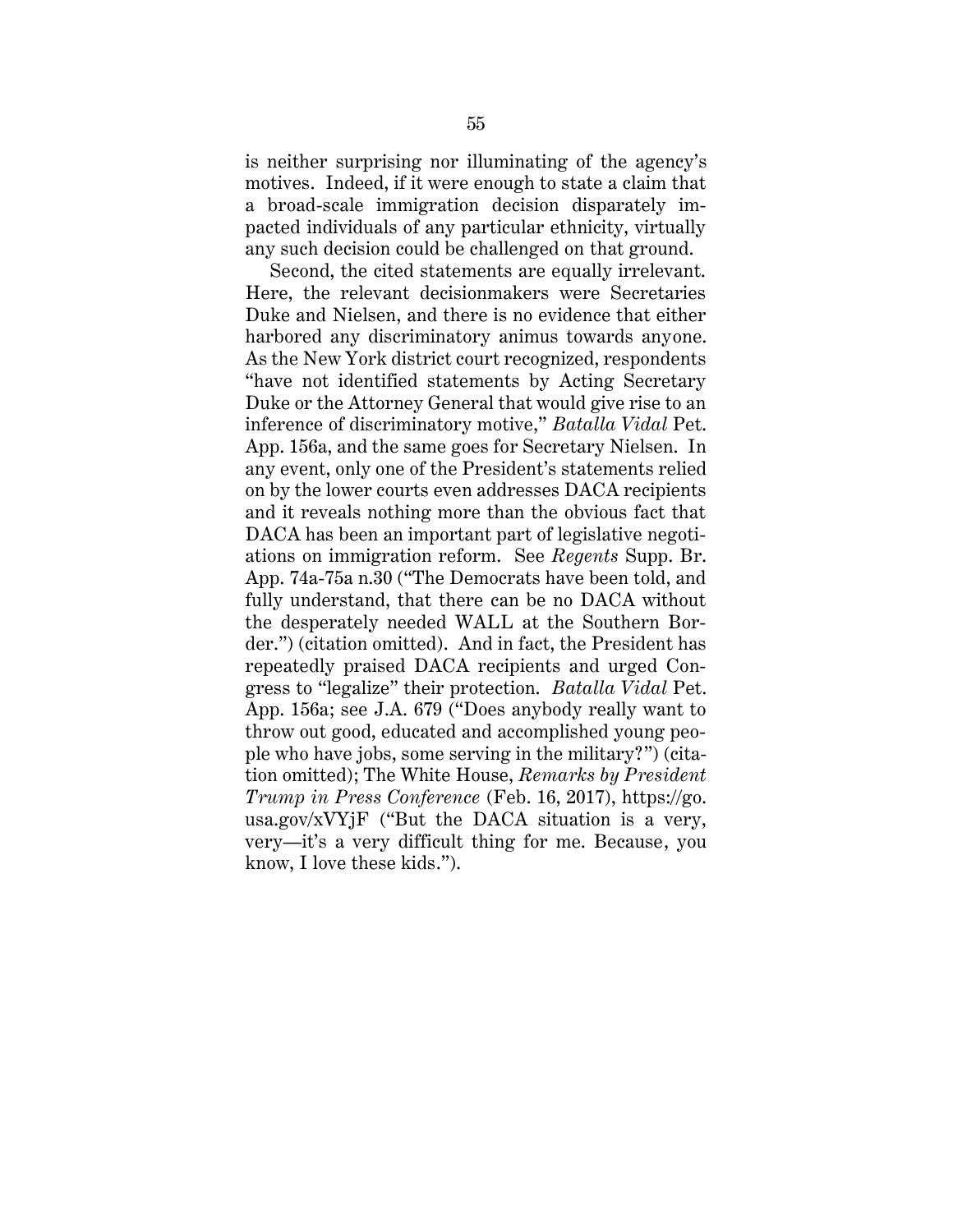is neither surprising nor illuminating of the agency's motives. Indeed, if it were enough to state a claim that a broad-scale immigration decision disparately impacted individuals of any particular ethnicity, virtually any such decision could be challenged on that ground.

Second, the cited statements are equally irrelevant. Here, the relevant decisionmakers were Secretaries Duke and Nielsen, and there is no evidence that either harbored any discriminatory animus towards anyone. As the New York district court recognized, respondents "have not identified statements by Acting Secretary Duke or the Attorney General that would give rise to an inference of discriminatory motive," *Batalla Vidal* Pet. App. 156a, and the same goes for Secretary Nielsen. In any event, only one of the President's statements relied on by the lower courts even addresses DACA recipients and it reveals nothing more than the obvious fact that DACA has been an important part of legislative negotiations on immigration reform. See *Regents* Supp. Br. App. 74a-75a n.30 ("The Democrats have been told, and fully understand, that there can be no DACA without the desperately needed WALL at the Southern Border.") (citation omitted). And in fact, the President has repeatedly praised DACA recipients and urged Congress to "legalize" their protection. *Batalla Vidal* Pet. App. 156a; see J.A. 679 ("Does anybody really want to throw out good, educated and accomplished young people who have jobs, some serving in the military?") (citation omitted); The White House, *Remarks by President Trump in Press Conference* (Feb. 16, 2017), https://go.usa.gov/xVYjF ("But the DACA situation is a very, very—it's a very difficult thing for me. Because, you know, I love these kids.").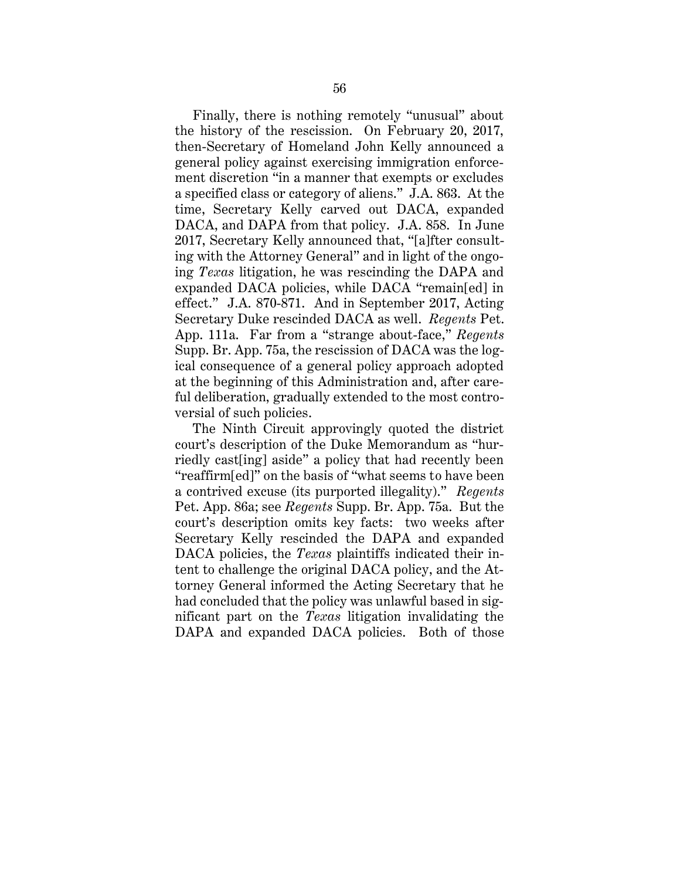Finally, there is nothing remotely "unusual" about the history of the rescission. On February 20, 2017, then-Secretary of Homeland John Kelly announced a general policy against exercising immigration enforcement discretion "in a manner that exempts or excludes a specified class or category of aliens." J.A. 863. At the time, Secretary Kelly carved out DACA, expanded DACA, and DAPA from that policy. J.A. 858. In June 2017, Secretary Kelly announced that, "[a]fter consulting with the Attorney General" and in light of the ongoing *Texas* litigation, he was rescinding the DAPA and expanded DACA policies, while DACA "remain[ed] in effect." J.A. 870-871. And in September 2017, Acting Secretary Duke rescinded DACA as well. *Regents* Pet. App. 111a. Far from a "strange about-face," *Regents* Supp. Br. App. 75a, the rescission of DACA was the logical consequence of a general policy approach adopted at the beginning of this Administration and, after careful deliberation, gradually extended to the most controversial of such policies.

The Ninth Circuit approvingly quoted the district court's description of the Duke Memorandum as "hurriedly cast[ing] aside" a policy that had recently been "reaffirm[ed]" on the basis of "what seems to have been a contrived excuse (its purported illegality)." *Regents* Pet. App. 86a; see *Regents* Supp. Br. App. 75a. But the court's description omits key facts: two weeks after Secretary Kelly rescinded the DAPA and expanded DACA policies, the *Texas* plaintiffs indicated their intent to challenge the original DACA policy, and the Attorney General informed the Acting Secretary that he had concluded that the policy was unlawful based in significant part on the *Texas* litigation invalidating the DAPA and expanded DACA policies. Both of those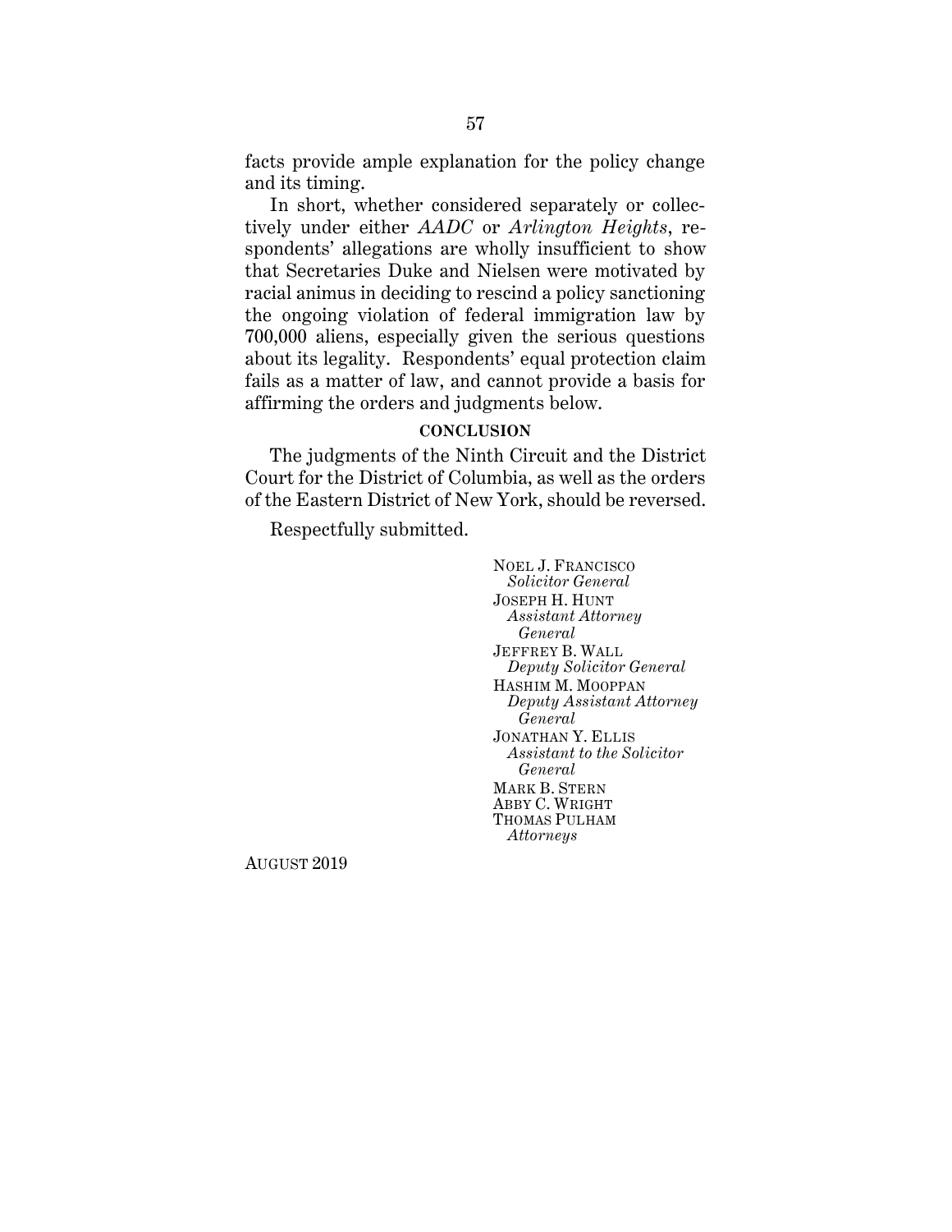facts provide ample explanation for the policy change and its timing.

In short, whether considered separately or collectively under either *AADC* or *Arlington Heights*, respondents' allegations are wholly insufficient to show that Secretaries Duke and Nielsen were motivated by racial animus in deciding to rescind a policy sanctioning the ongoing violation of federal immigration law by 700,000 aliens, especially given the serious questions about its legality. Respondents' equal protection claim fails as a matter of law, and cannot provide a basis for affirming the orders and judgments below.

## CONCLUSION

The judgments of the Ninth Circuit and the District Court for the District of Columbia, as well as the orders of the Eastern District of New York, should be reversed.

Respectfully submitted.

NOEL J. FRANCISCO
*Solicitor General*
JOSEPH H. HUNT
*Assistant Attorney General*
JEFFREY B. WALL
*Deputy Solicitor General*
HASHIM M. MOOPPAN
*Deputy Assistant Attorney General*
JONATHAN Y. ELLIS
*Assistant to the Solicitor General*
MARK B. STERN
ABBY C. WRIGHT
THOMAS PULHAM
*Attorneys*

AUGUST 2019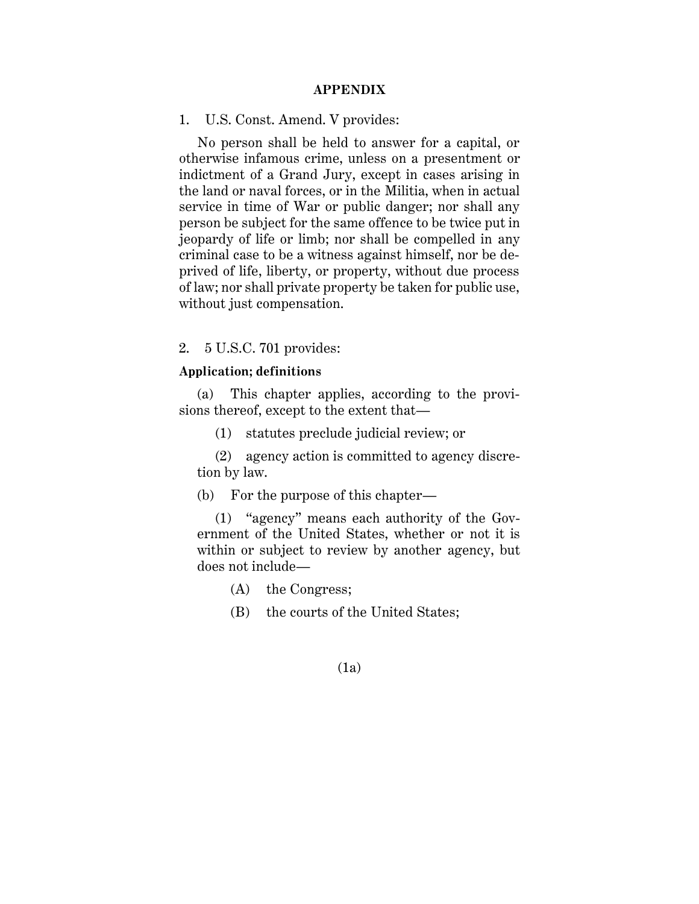## APPENDIX

1. U.S. Const. Amend. V provides:

No person shall be held to answer for a capital, or otherwise infamous crime, unless on a presentment or indictment of a Grand Jury, except in cases arising in the land or naval forces, or in the Militia, when in actual service in time of War or public danger; nor shall any person be subject for the same offence to be twice put in jeopardy of life or limb; nor shall be compelled in any criminal case to be a witness against himself, nor be deprived of life, liberty, or property, without due process of law; nor shall private property be taken for public use, without just compensation.

2. 5 U.S.C. 701 provides:

**Application; definitions**

(a) This chapter applies, according to the provisions thereof, except to the extent that—

(1) statutes preclude judicial review; or

(2) agency action is committed to agency discretion by law.

(b) For the purpose of this chapter—

(1) "agency" means each authority of the Government of the United States, whether or not it is within or subject to review by another agency, but does not include—

(A) the Congress;

(B) the courts of the United States;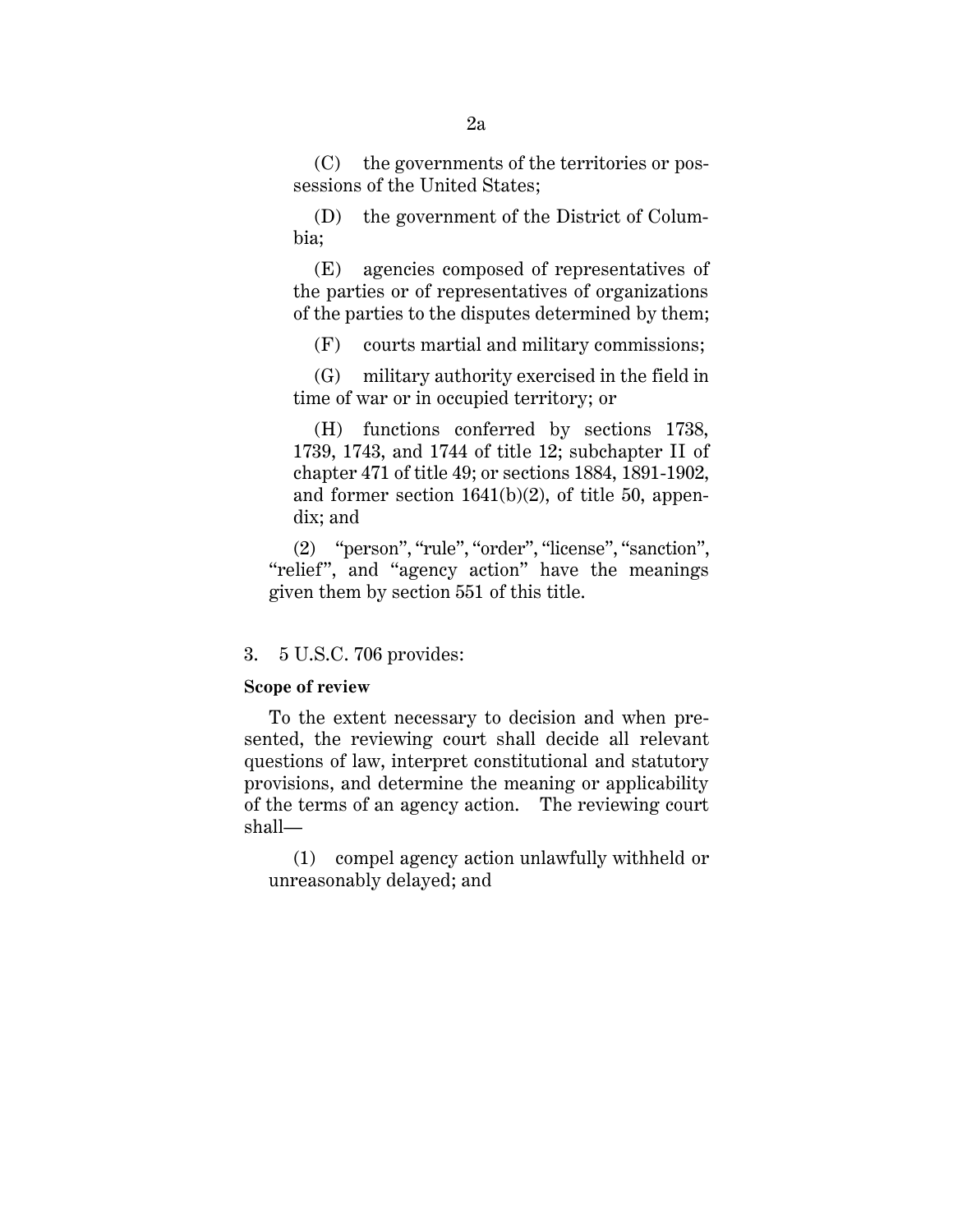(C) the governments of the territories or possessions of the United States;

(D) the government of the District of Columbia;

(E) agencies composed of representatives of the parties or of representatives of organizations of the parties to the disputes determined by them;

(F) courts martial and military commissions;

(G) military authority exercised in the field in time of war or in occupied territory; or

(H) functions conferred by sections 1738, 1739, 1743, and 1744 of title 12; subchapter II of chapter 471 of title 49; or sections 1884, 1891-1902, and former section 1641(b)(2), of title 50, appendix; and

(2) "person", "rule", "order", "license", "sanction", "relief", and "agency action" have the meanings given them by section 551 of this title.

3. 5 U.S.C. 706 provides:

**Scope of review**

To the extent necessary to decision and when presented, the reviewing court shall decide all relevant questions of law, interpret constitutional and statutory provisions, and determine the meaning or applicability of the terms of an agency action. The reviewing court shall—

(1) compel agency action unlawfully withheld or unreasonably delayed; and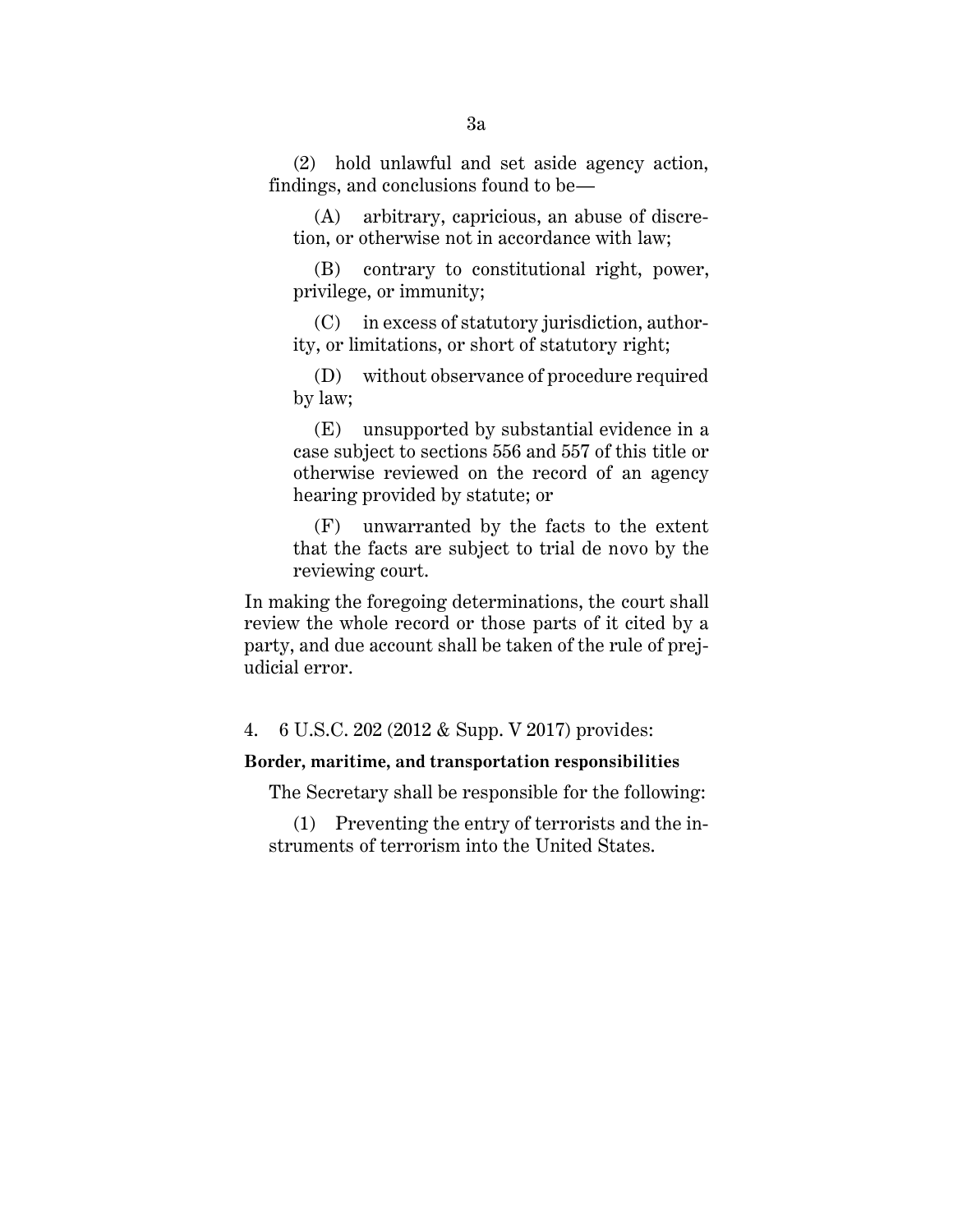(2) hold unlawful and set aside agency action, findings, and conclusions found to be—

(A) arbitrary, capricious, an abuse of discretion, or otherwise not in accordance with law;

(B) contrary to constitutional right, power, privilege, or immunity;

(C) in excess of statutory jurisdiction, authority, or limitations, or short of statutory right;

(D) without observance of procedure required by law;

(E) unsupported by substantial evidence in a case subject to sections 556 and 557 of this title or otherwise reviewed on the record of an agency hearing provided by statute; or

(F) unwarranted by the facts to the extent that the facts are subject to trial de novo by the reviewing court.

In making the foregoing determinations, the court shall review the whole record or those parts of it cited by a party, and due account shall be taken of the rule of prejudicial error.

4. 6 U.S.C. 202 (2012 & Supp. V 2017) provides:

**Border, maritime, and transportation responsibilities**

The Secretary shall be responsible for the following:

(1) Preventing the entry of terrorists and the instruments of terrorism into the United States.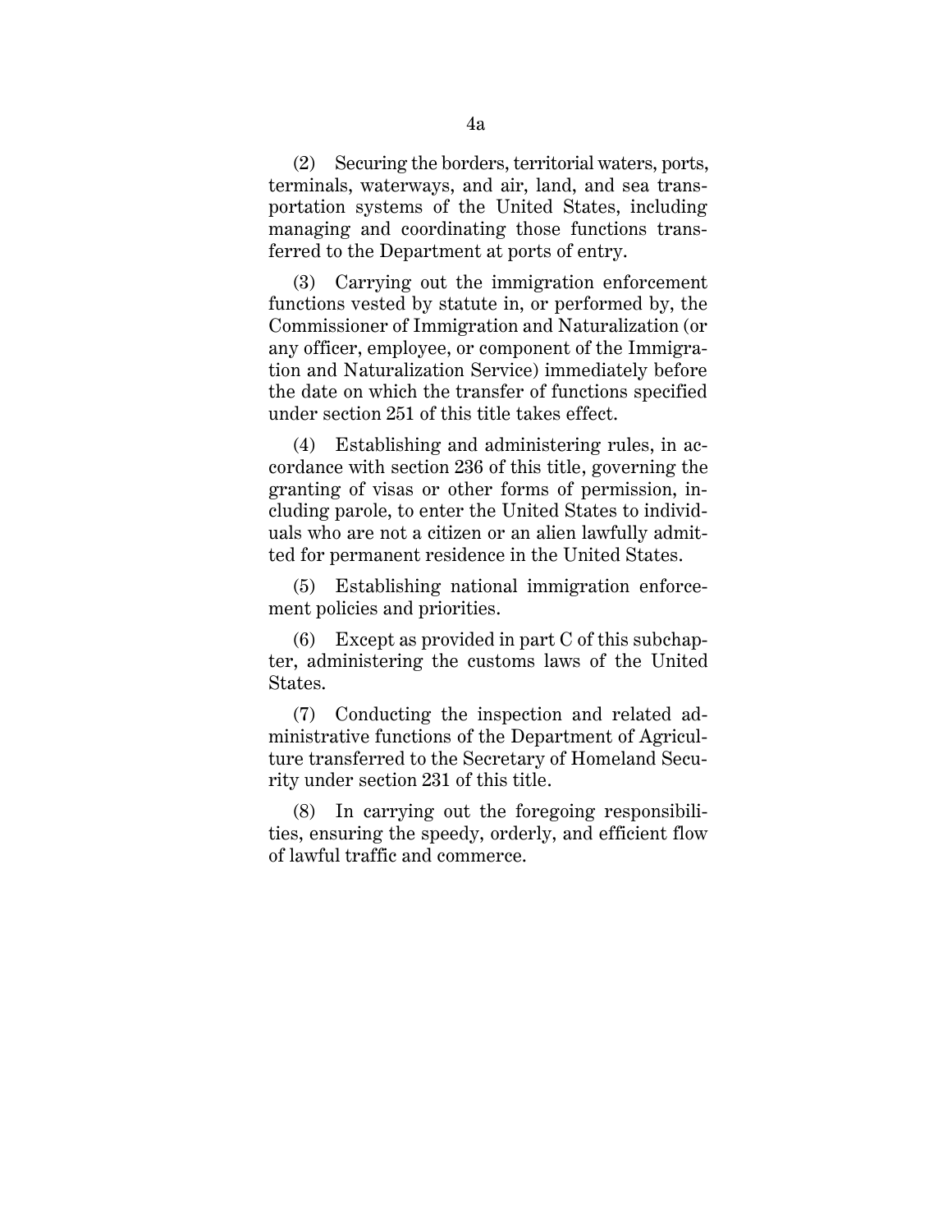(2) Securing the borders, territorial waters, ports, terminals, waterways, and air, land, and sea transportation systems of the United States, including managing and coordinating those functions transferred to the Department at ports of entry.

(3) Carrying out the immigration enforcement functions vested by statute in, or performed by, the Commissioner of Immigration and Naturalization (or any officer, employee, or component of the Immigration and Naturalization Service) immediately before the date on which the transfer of functions specified under section 251 of this title takes effect.

(4) Establishing and administering rules, in accordance with section 236 of this title, governing the granting of visas or other forms of permission, including parole, to enter the United States to individuals who are not a citizen or an alien lawfully admitted for permanent residence in the United States.

(5) Establishing national immigration enforcement policies and priorities.

(6) Except as provided in part C of this subchapter, administering the customs laws of the United States.

(7) Conducting the inspection and related administrative functions of the Department of Agriculture transferred to the Secretary of Homeland Security under section 231 of this title.

(8) In carrying out the foregoing responsibilities, ensuring the speedy, orderly, and efficient flow of lawful traffic and commerce.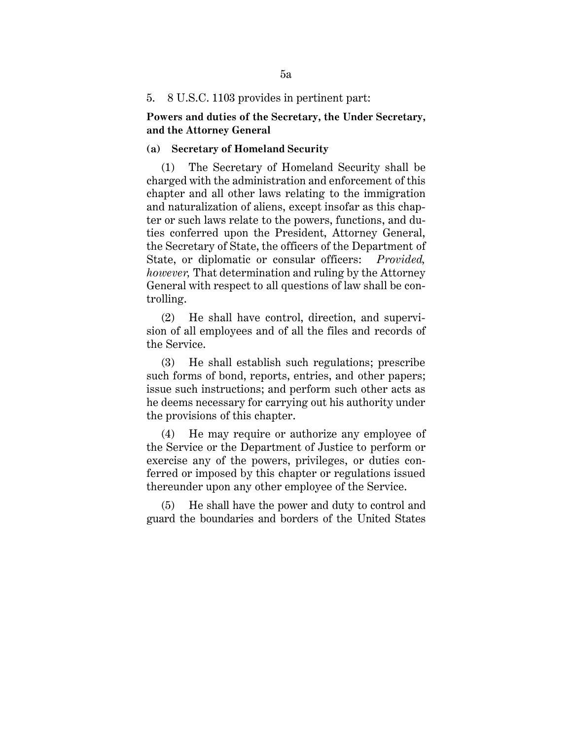5. 8 U.S.C. 1103 provides in pertinent part:

**Powers and duties of the Secretary, the Under Secretary, and the Attorney General**

**(a) Secretary of Homeland Security**

(1) The Secretary of Homeland Security shall be charged with the administration and enforcement of this chapter and all other laws relating to the immigration and naturalization of aliens, except insofar as this chapter or such laws relate to the powers, functions, and duties conferred upon the President, Attorney General, the Secretary of State, the officers of the Department of State, or diplomatic or consular officers: *Provided, however,* That determination and ruling by the Attorney General with respect to all questions of law shall be controlling.

(2) He shall have control, direction, and supervision of all employees and of all the files and records of the Service.

(3) He shall establish such regulations; prescribe such forms of bond, reports, entries, and other papers; issue such instructions; and perform such other acts as he deems necessary for carrying out his authority under the provisions of this chapter.

(4) He may require or authorize any employee of the Service or the Department of Justice to perform or exercise any of the powers, privileges, or duties conferred or imposed by this chapter or regulations issued thereunder upon any other employee of the Service.

(5) He shall have the power and duty to control and guard the boundaries and borders of the United States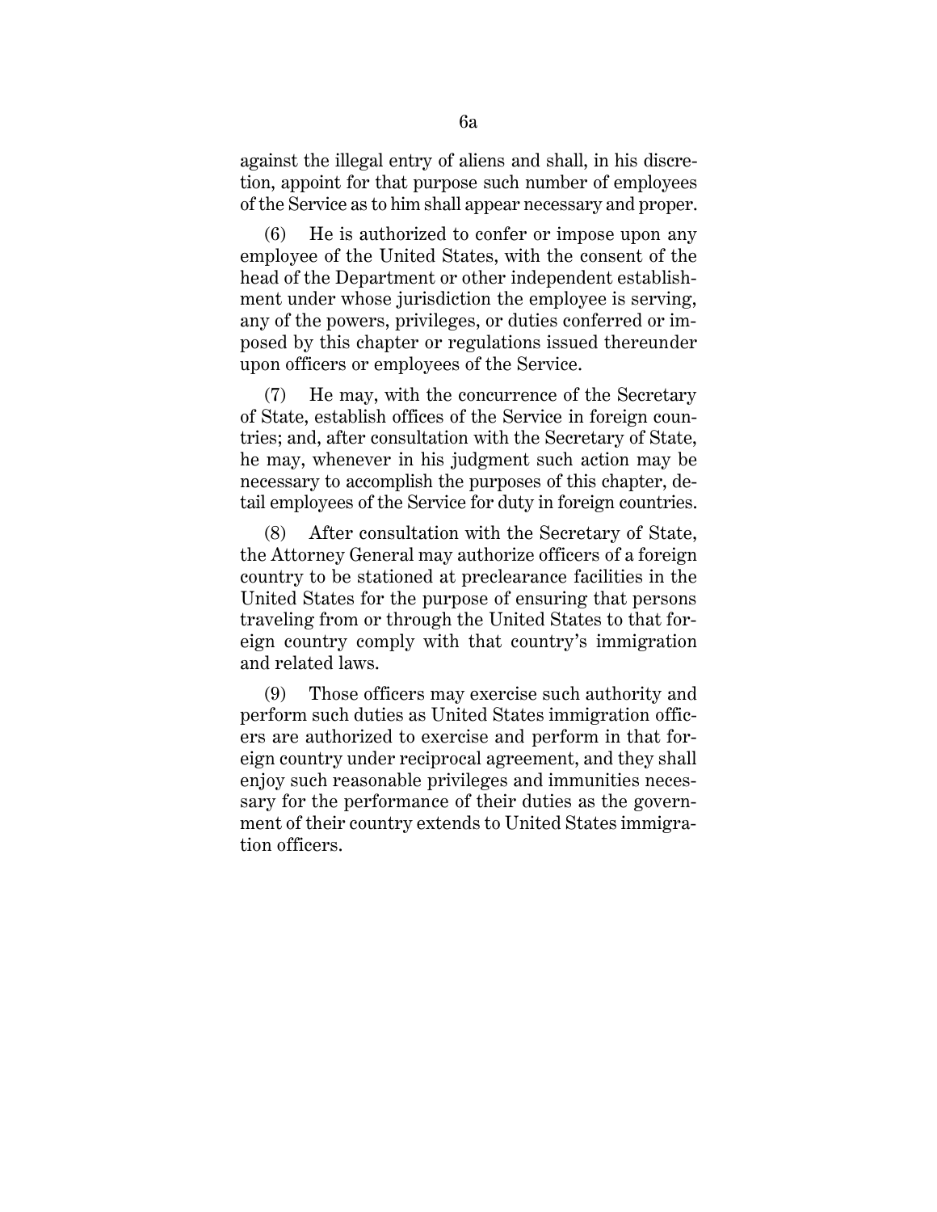against the illegal entry of aliens and shall, in his discretion, appoint for that purpose such number of employees of the Service as to him shall appear necessary and proper.

(6) He is authorized to confer or impose upon any employee of the United States, with the consent of the head of the Department or other independent establishment under whose jurisdiction the employee is serving, any of the powers, privileges, or duties conferred or imposed by this chapter or regulations issued thereunder upon officers or employees of the Service.

(7) He may, with the concurrence of the Secretary of State, establish offices of the Service in foreign countries; and, after consultation with the Secretary of State, he may, whenever in his judgment such action may be necessary to accomplish the purposes of this chapter, detail employees of the Service for duty in foreign countries.

(8) After consultation with the Secretary of State, the Attorney General may authorize officers of a foreign country to be stationed at preclearance facilities in the United States for the purpose of ensuring that persons traveling from or through the United States to that foreign country comply with that country's immigration and related laws.

(9) Those officers may exercise such authority and perform such duties as United States immigration officers are authorized to exercise and perform in that foreign country under reciprocal agreement, and they shall enjoy such reasonable privileges and immunities necessary for the performance of their duties as the government of their country extends to United States immigration officers.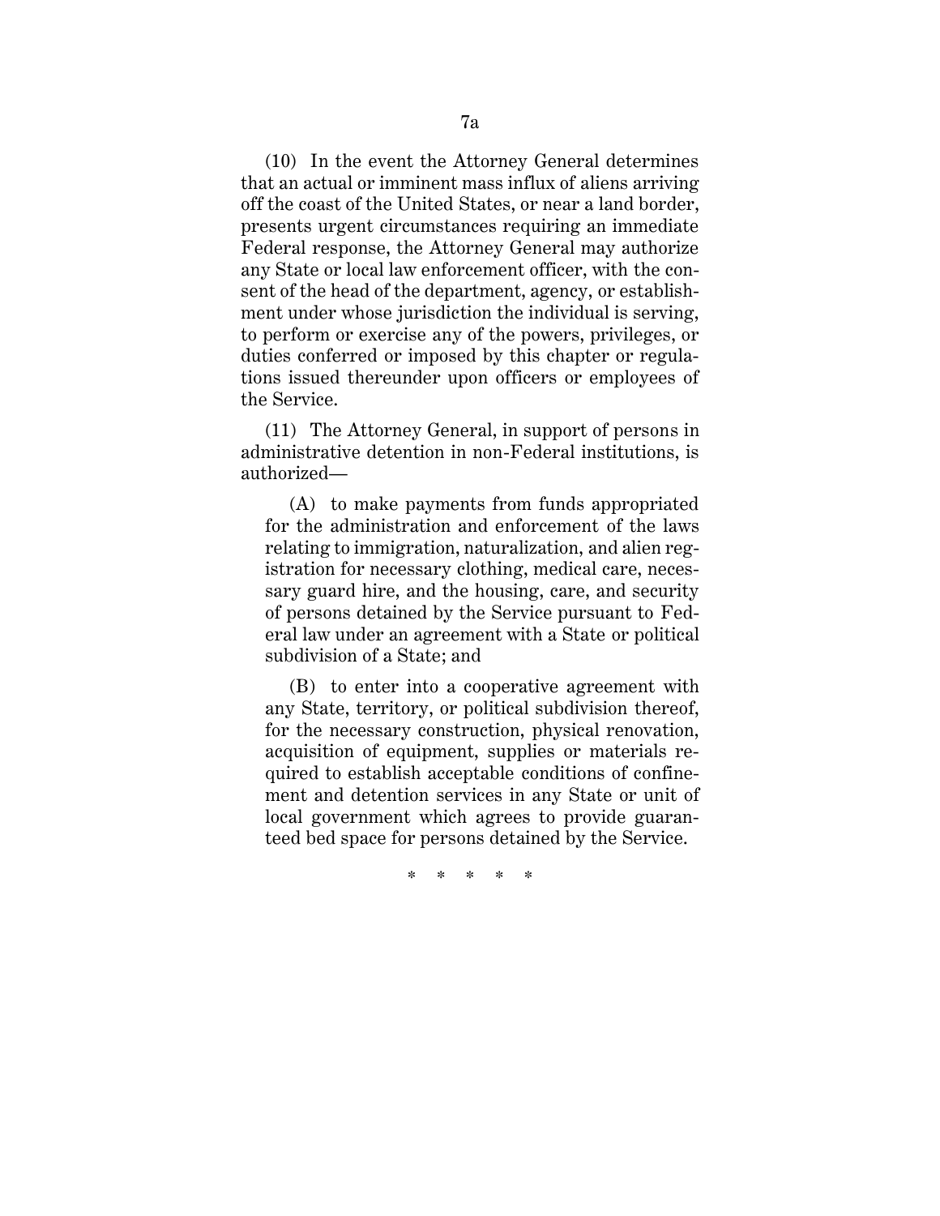(10) In the event the Attorney General determines that an actual or imminent mass influx of aliens arriving off the coast of the United States, or near a land border, presents urgent circumstances requiring an immediate Federal response, the Attorney General may authorize any State or local law enforcement officer, with the consent of the head of the department, agency, or establishment under whose jurisdiction the individual is serving, to perform or exercise any of the powers, privileges, or duties conferred or imposed by this chapter or regulations issued thereunder upon officers or employees of the Service.

(11) The Attorney General, in support of persons in administrative detention in non-Federal institutions, is authorized—

(A) to make payments from funds appropriated for the administration and enforcement of the laws relating to immigration, naturalization, and alien registration for necessary clothing, medical care, necessary guard hire, and the housing, care, and security of persons detained by the Service pursuant to Federal law under an agreement with a State or political subdivision of a State; and

(B) to enter into a cooperative agreement with any State, territory, or political subdivision thereof, for the necessary construction, physical renovation, acquisition of equipment, supplies or materials required to establish acceptable conditions of confinement and detention services in any State or unit of local government which agrees to provide guaranteed bed space for persons detained by the Service.

\* \* \* \* \*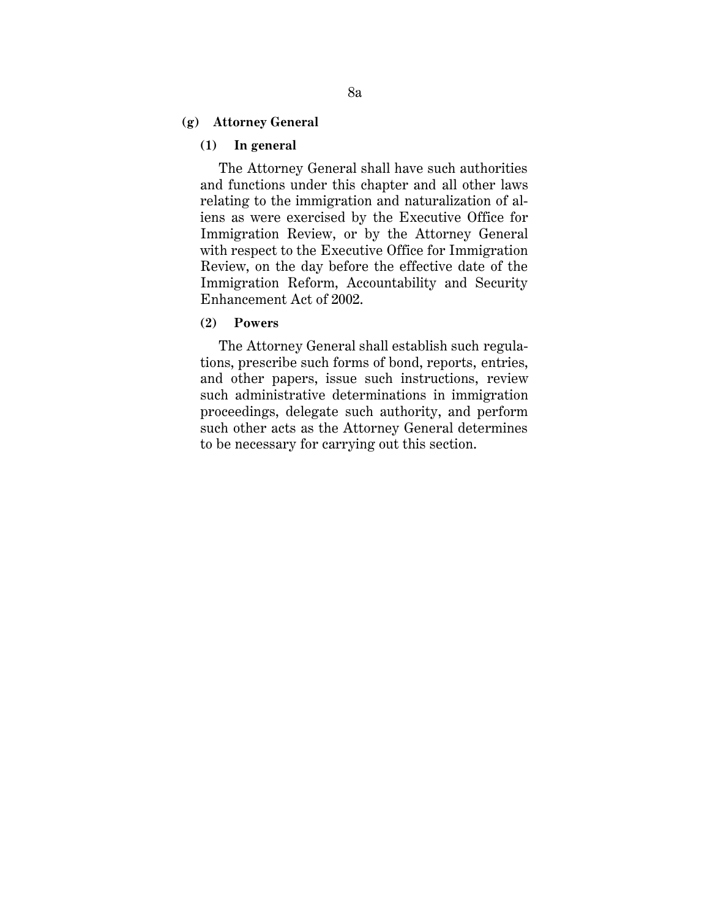**(g) Attorney General**

**(1) In general**

The Attorney General shall have such authorities and functions under this chapter and all other laws relating to the immigration and naturalization of aliens as were exercised by the Executive Office for Immigration Review, or by the Attorney General with respect to the Executive Office for Immigration Review, on the day before the effective date of the Immigration Reform, Accountability and Security Enhancement Act of 2002.

**(2) Powers**

The Attorney General shall establish such regulations, prescribe such forms of bond, reports, entries, and other papers, issue such instructions, review such administrative determinations in immigration proceedings, delegate such authority, and perform such other acts as the Attorney General determines to be necessary for carrying out this section.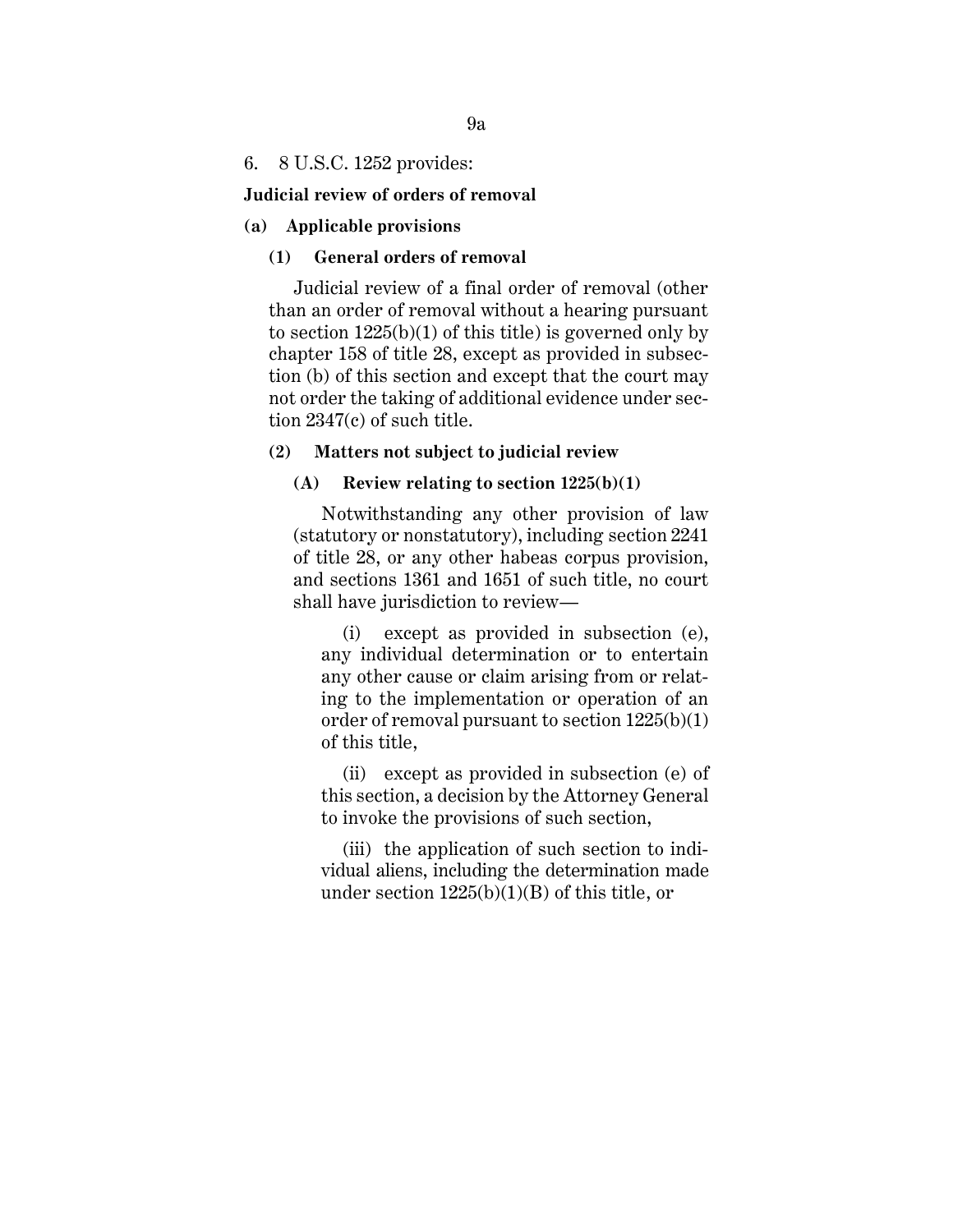6. 8 U.S.C. 1252 provides:

**Judicial review of orders of removal**

**(a) Applicable provisions**

**(1) General orders of removal**

Judicial review of a final order of removal (other than an order of removal without a hearing pursuant to section 1225(b)(1) of this title) is governed only by chapter 158 of title 28, except as provided in subsection (b) of this section and except that the court may not order the taking of additional evidence under section 2347(c) of such title.

**(2) Matters not subject to judicial review**

**(A) Review relating to section 1225(b)(1)**

Notwithstanding any other provision of law (statutory or nonstatutory), including section 2241 of title 28, or any other habeas corpus provision, and sections 1361 and 1651 of such title, no court shall have jurisdiction to review—

(i) except as provided in subsection (e), any individual determination or to entertain any other cause or claim arising from or relating to the implementation or operation of an order of removal pursuant to section 1225(b)(1) of this title,

(ii) except as provided in subsection (e) of this section, a decision by the Attorney General to invoke the provisions of such section,

(iii) the application of such section to individual aliens, including the determination made under section 1225(b)(1)(B) of this title, or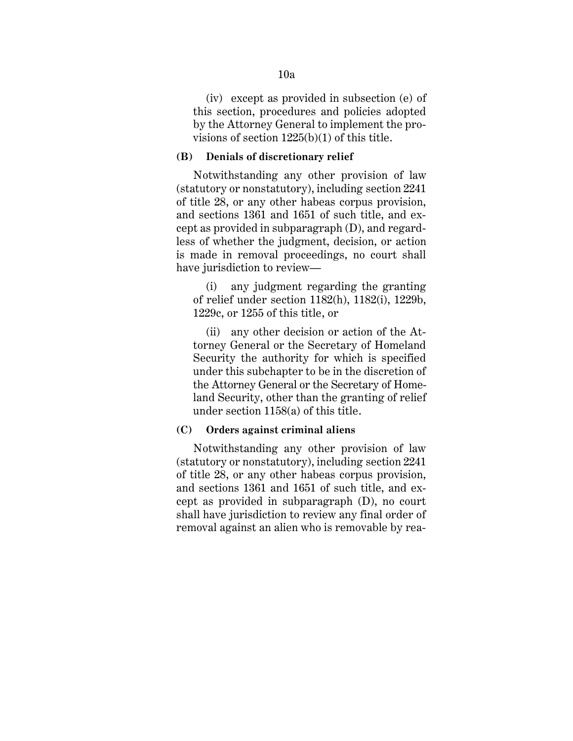(iv) except as provided in subsection (e) of this section, procedures and policies adopted by the Attorney General to implement the provisions of section 1225(b)(1) of this title.

**(B) Denials of discretionary relief**

Notwithstanding any other provision of law (statutory or nonstatutory), including section 2241 of title 28, or any other habeas corpus provision, and sections 1361 and 1651 of such title, and except as provided in subparagraph (D), and regardless of whether the judgment, decision, or action is made in removal proceedings, no court shall have jurisdiction to review—

(i) any judgment regarding the granting of relief under section 1182(h), 1182(i), 1229b, 1229c, or 1255 of this title, or

(ii) any other decision or action of the Attorney General or the Secretary of Homeland Security the authority for which is specified under this subchapter to be in the discretion of the Attorney General or the Secretary of Homeland Security, other than the granting of relief under section 1158(a) of this title.

**(C) Orders against criminal aliens**

Notwithstanding any other provision of law (statutory or nonstatutory), including section 2241 of title 28, or any other habeas corpus provision, and sections 1361 and 1651 of such title, and except as provided in subparagraph (D), no court shall have jurisdiction to review any final order of removal against an alien who is removable by rea-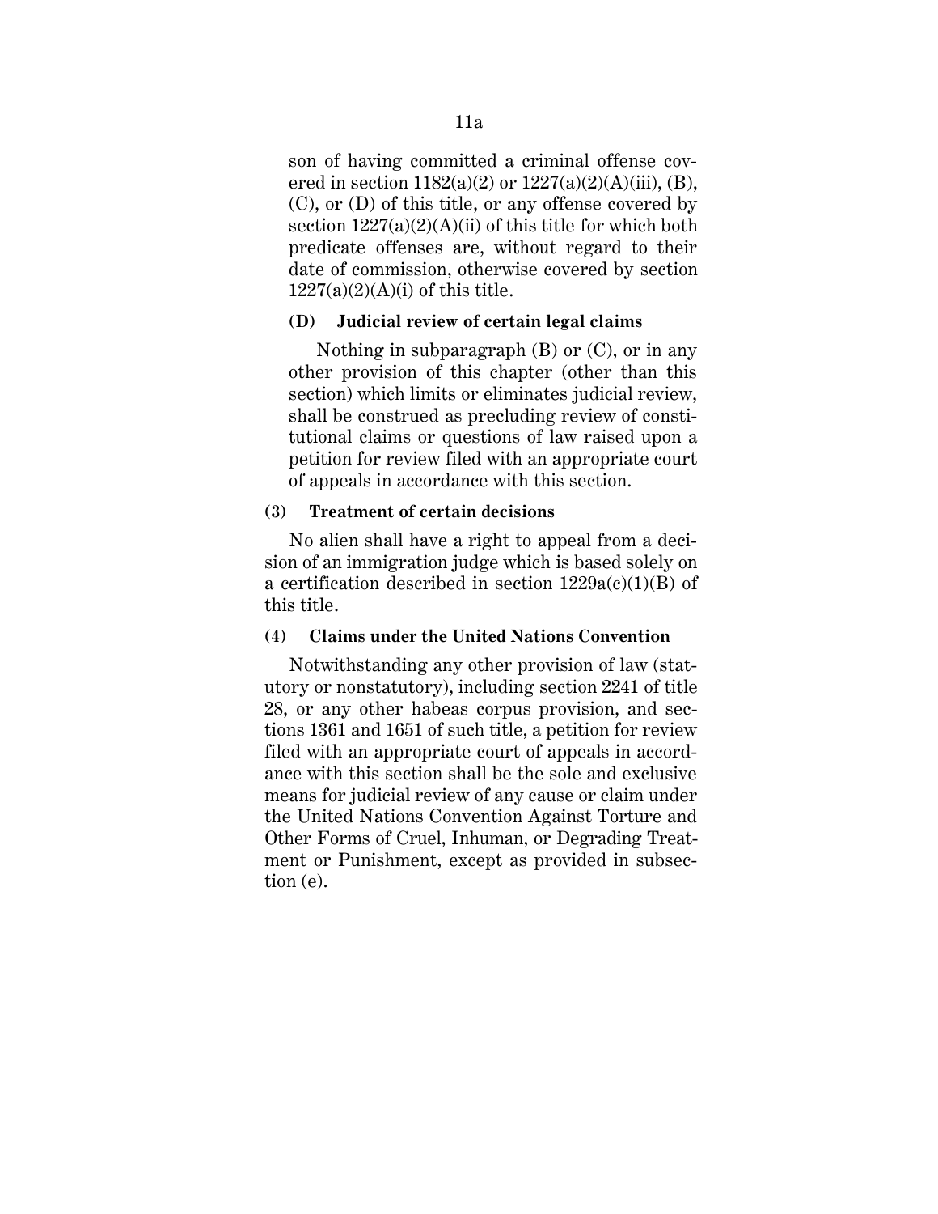son of having committed a criminal offense covered in section 1182(a)(2) or 1227(a)(2)(A)(iii), (B), (C), or (D) of this title, or any offense covered by section 1227(a)(2)(A)(ii) of this title for which both predicate offenses are, without regard to their date of commission, otherwise covered by section 1227(a)(2)(A)(i) of this title.

**(D) Judicial review of certain legal claims**

Nothing in subparagraph (B) or (C), or in any other provision of this chapter (other than this section) which limits or eliminates judicial review, shall be construed as precluding review of constitutional claims or questions of law raised upon a petition for review filed with an appropriate court of appeals in accordance with this section.

**(3) Treatment of certain decisions**

No alien shall have a right to appeal from a decision of an immigration judge which is based solely on a certification described in section 1229a(c)(1)(B) of this title.

**(4) Claims under the United Nations Convention**

Notwithstanding any other provision of law (statutory or nonstatutory), including section 2241 of title 28, or any other habeas corpus provision, and sections 1361 and 1651 of such title, a petition for review filed with an appropriate court of appeals in accordance with this section shall be the sole and exclusive means for judicial review of any cause or claim under the United Nations Convention Against Torture and Other Forms of Cruel, Inhuman, or Degrading Treatment or Punishment, except as provided in subsection (e).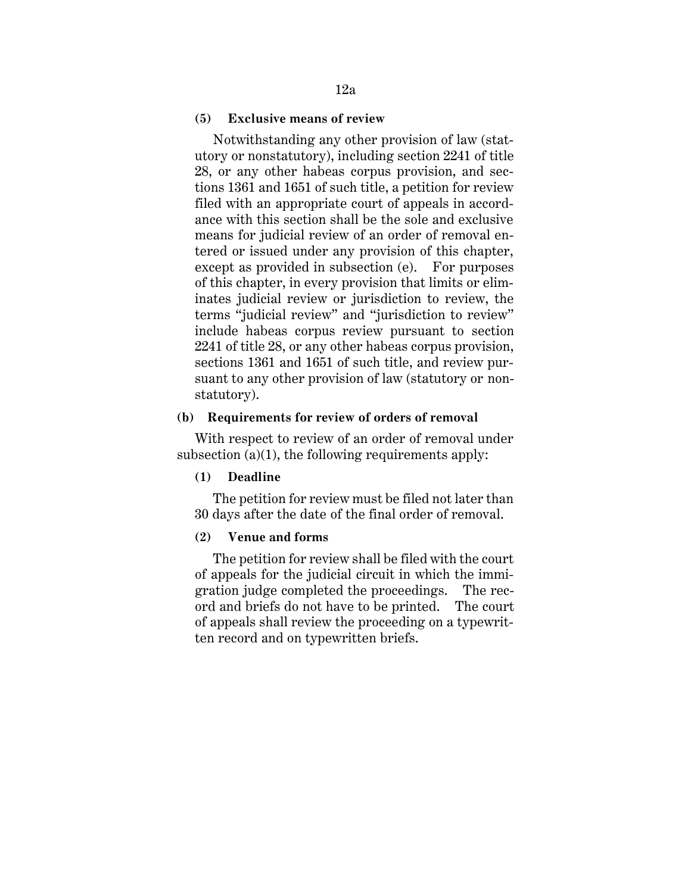**(5) Exclusive means of review**

Notwithstanding any other provision of law (statutory or nonstatutory), including section 2241 of title 28, or any other habeas corpus provision, and sections 1361 and 1651 of such title, a petition for review filed with an appropriate court of appeals in accordance with this section shall be the sole and exclusive means for judicial review of an order of removal entered or issued under any provision of this chapter, except as provided in subsection (e). For purposes of this chapter, in every provision that limits or eliminates judicial review or jurisdiction to review, the terms "judicial review" and "jurisdiction to review" include habeas corpus review pursuant to section 2241 of title 28, or any other habeas corpus provision, sections 1361 and 1651 of such title, and review pursuant to any other provision of law (statutory or nonstatutory).

**(b) Requirements for review of orders of removal**

With respect to review of an order of removal under subsection (a)(1), the following requirements apply:

**(1) Deadline**

The petition for review must be filed not later than 30 days after the date of the final order of removal.

**(2) Venue and forms**

The petition for review shall be filed with the court of appeals for the judicial circuit in which the immigration judge completed the proceedings. The record and briefs do not have to be printed. The court of appeals shall review the proceeding on a typewritten record and on typewritten briefs.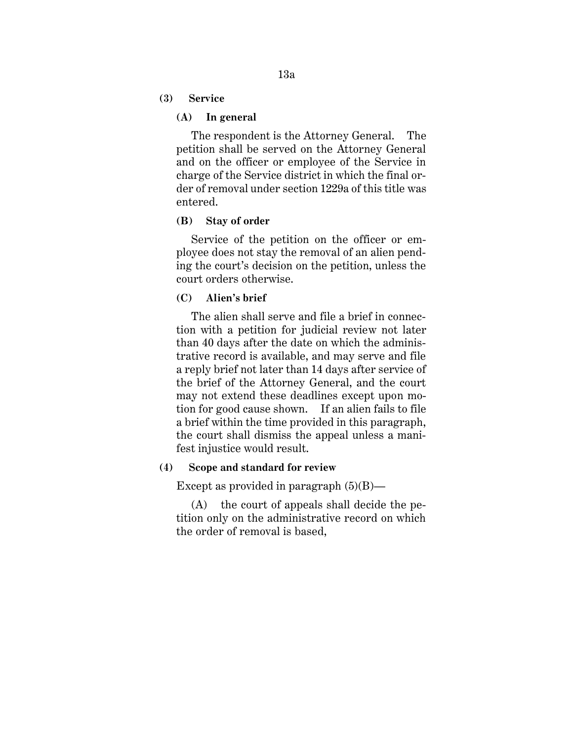**(3) Service**

**(A) In general**

The respondent is the Attorney General. The petition shall be served on the Attorney General and on the officer or employee of the Service in charge of the Service district in which the final order of removal under section 1229a of this title was entered.

**(B) Stay of order**

Service of the petition on the officer or employee does not stay the removal of an alien pending the court's decision on the petition, unless the court orders otherwise.

**(C) Alien's brief**

The alien shall serve and file a brief in connection with a petition for judicial review not later than 40 days after the date on which the administrative record is available, and may serve and file a reply brief not later than 14 days after service of the brief of the Attorney General, and the court may not extend these deadlines except upon motion for good cause shown. If an alien fails to file a brief within the time provided in this paragraph, the court shall dismiss the appeal unless a manifest injustice would result.

**(4) Scope and standard for review**

Except as provided in paragraph (5)(B)—

(A) the court of appeals shall decide the petition only on the administrative record on which the order of removal is based,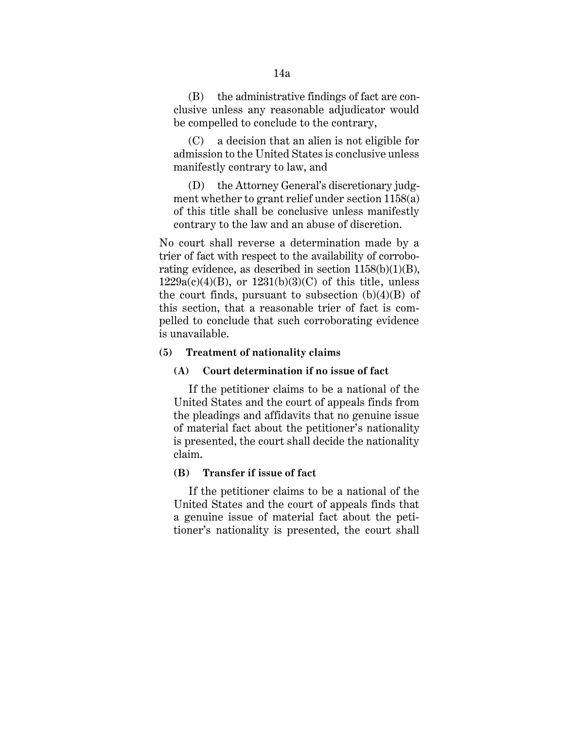(B) the administrative findings of fact are conclusive unless any reasonable adjudicator would be compelled to conclude to the contrary,

(C) a decision that an alien is not eligible for admission to the United States is conclusive unless manifestly contrary to law, and

(D) the Attorney General's discretionary judgment whether to grant relief under section 1158(a) of this title shall be conclusive unless manifestly contrary to the law and an abuse of discretion.

No court shall reverse a determination made by a trier of fact with respect to the availability of corroborating evidence, as described in section 1158(b)(1)(B), 1229a(c)(4)(B), or 1231(b)(3)(C) of this title, unless the court finds, pursuant to subsection (b)(4)(B) of this section, that a reasonable trier of fact is compelled to conclude that such corroborating evidence is unavailable.

**(5) Treatment of nationality claims**

**(A) Court determination if no issue of fact**

If the petitioner claims to be a national of the United States and the court of appeals finds from the pleadings and affidavits that no genuine issue of material fact about the petitioner's nationality is presented, the court shall decide the nationality claim.

**(B) Transfer if issue of fact**

If the petitioner claims to be a national of the United States and the court of appeals finds that a genuine issue of material fact about the petitioner's nationality is presented, the court shall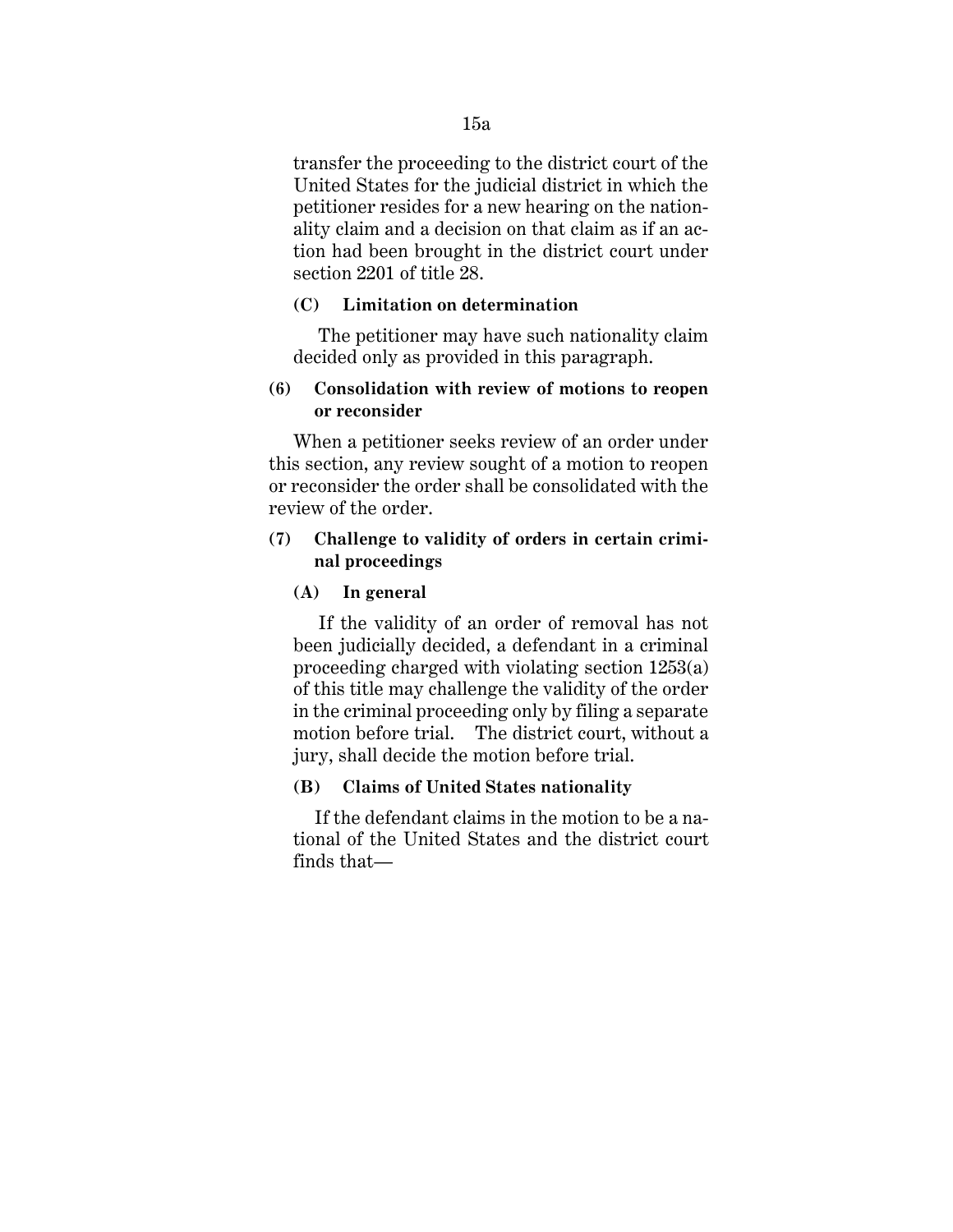transfer the proceeding to the district court of the United States for the judicial district in which the petitioner resides for a new hearing on the nationality claim and a decision on that claim as if an action had been brought in the district court under section 2201 of title 28.

**(C) Limitation on determination**

The petitioner may have such nationality claim decided only as provided in this paragraph.

**(6) Consolidation with review of motions to reopen or reconsider**

When a petitioner seeks review of an order under this section, any review sought of a motion to reopen or reconsider the order shall be consolidated with the review of the order.

**(7) Challenge to validity of orders in certain criminal proceedings**

**(A) In general**

If the validity of an order of removal has not been judicially decided, a defendant in a criminal proceeding charged with violating section 1253(a) of this title may challenge the validity of the order in the criminal proceeding only by filing a separate motion before trial. The district court, without a jury, shall decide the motion before trial.

**(B) Claims of United States nationality**

If the defendant claims in the motion to be a national of the United States and the district court finds that—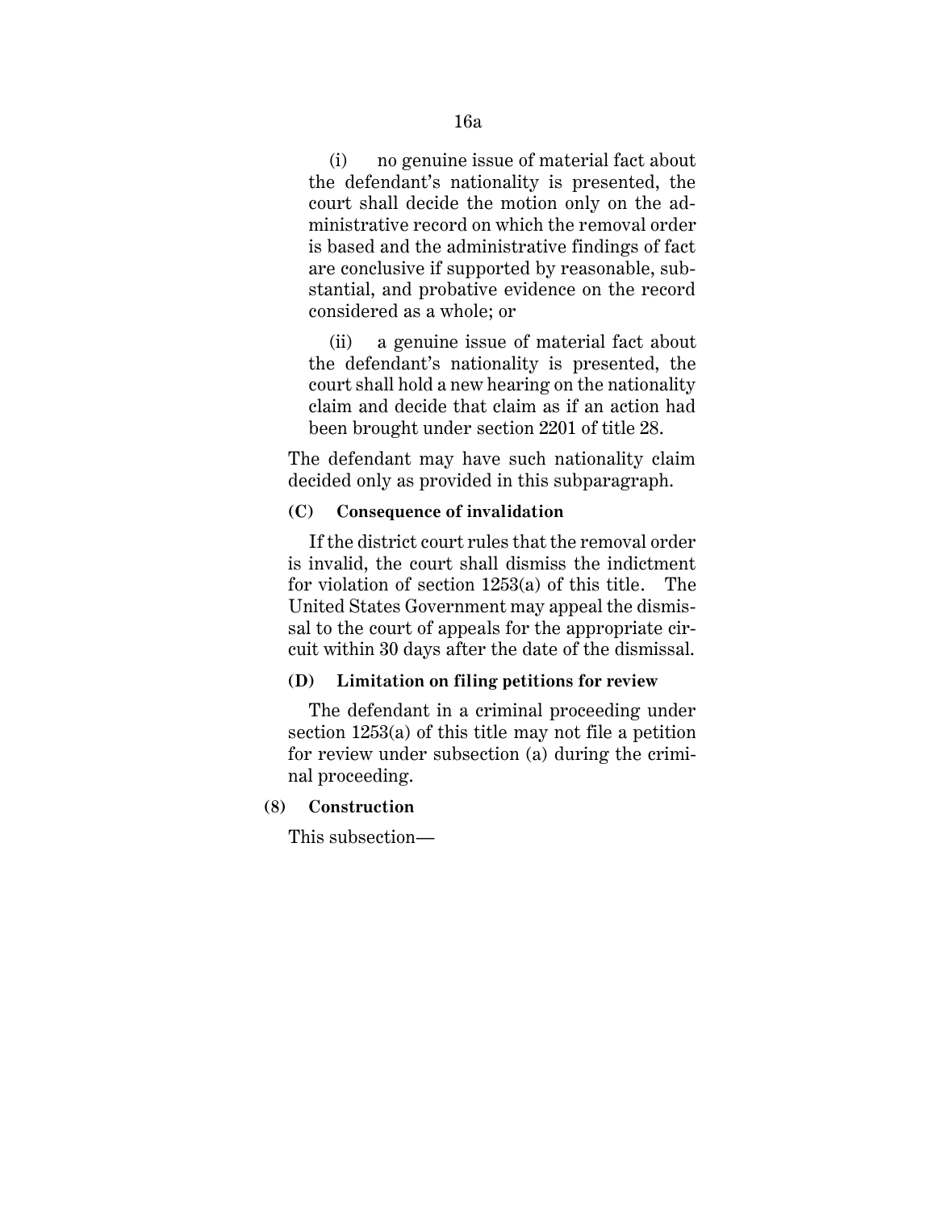(i) no genuine issue of material fact about the defendant's nationality is presented, the court shall decide the motion only on the administrative record on which the removal order is based and the administrative findings of fact are conclusive if supported by reasonable, substantial, and probative evidence on the record considered as a whole; or

(ii) a genuine issue of material fact about the defendant's nationality is presented, the court shall hold a new hearing on the nationality claim and decide that claim as if an action had been brought under section 2201 of title 28.

The defendant may have such nationality claim decided only as provided in this subparagraph.

**(C) Consequence of invalidation**

If the district court rules that the removal order is invalid, the court shall dismiss the indictment for violation of section 1253(a) of this title. The United States Government may appeal the dismissal to the court of appeals for the appropriate circuit within 30 days after the date of the dismissal.

**(D) Limitation on filing petitions for review**

The defendant in a criminal proceeding under section 1253(a) of this title may not file a petition for review under subsection (a) during the criminal proceeding.

**(8) Construction**

This subsection—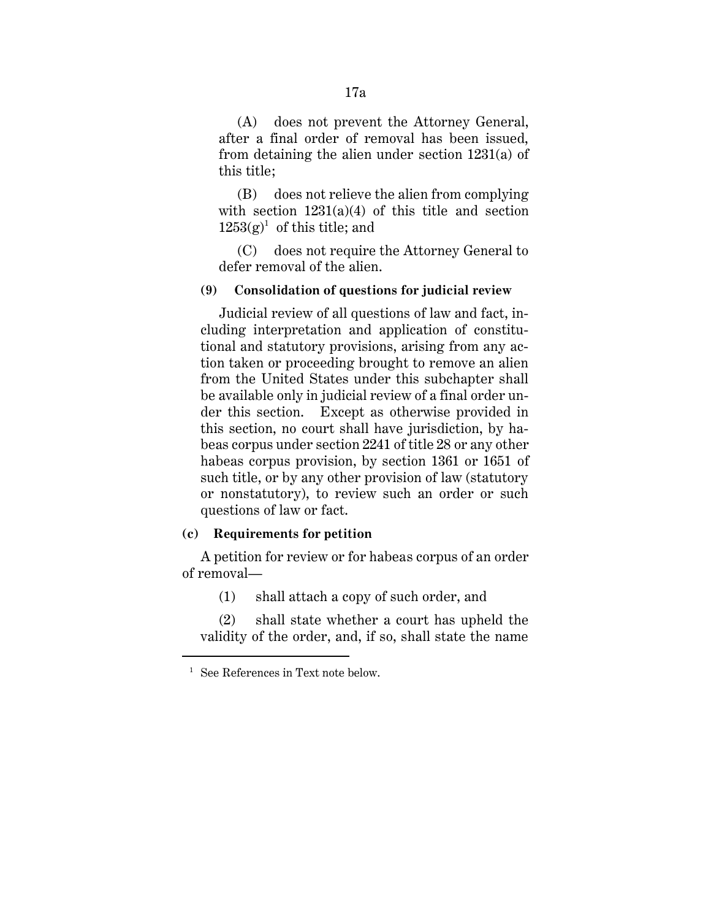(A) does not prevent the Attorney General, after a final order of removal has been issued, from detaining the alien under section 1231(a) of this title;

(B) does not relieve the alien from complying with section 1231(a)(4) of this title and section 1253(g)[1] of this title; and

(C) does not require the Attorney General to defer removal of the alien.

**(9) Consolidation of questions for judicial review**

Judicial review of all questions of law and fact, including interpretation and application of constitutional and statutory provisions, arising from any action taken or proceeding brought to remove an alien from the United States under this subchapter shall be available only in judicial review of a final order under this section. Except as otherwise provided in this section, no court shall have jurisdiction, by habeas corpus under section 2241 of title 28 or any other habeas corpus provision, by section 1361 or 1651 of such title, or by any other provision of law (statutory or nonstatutory), to review such an order or such questions of law or fact.

**(c) Requirements for petition**

A petition for review or for habeas corpus of an order of removal—

(1) shall attach a copy of such order, and

(2) shall state whether a court has upheld the validity of the order, and, if so, shall state the name

---

[1] See References in Text note below.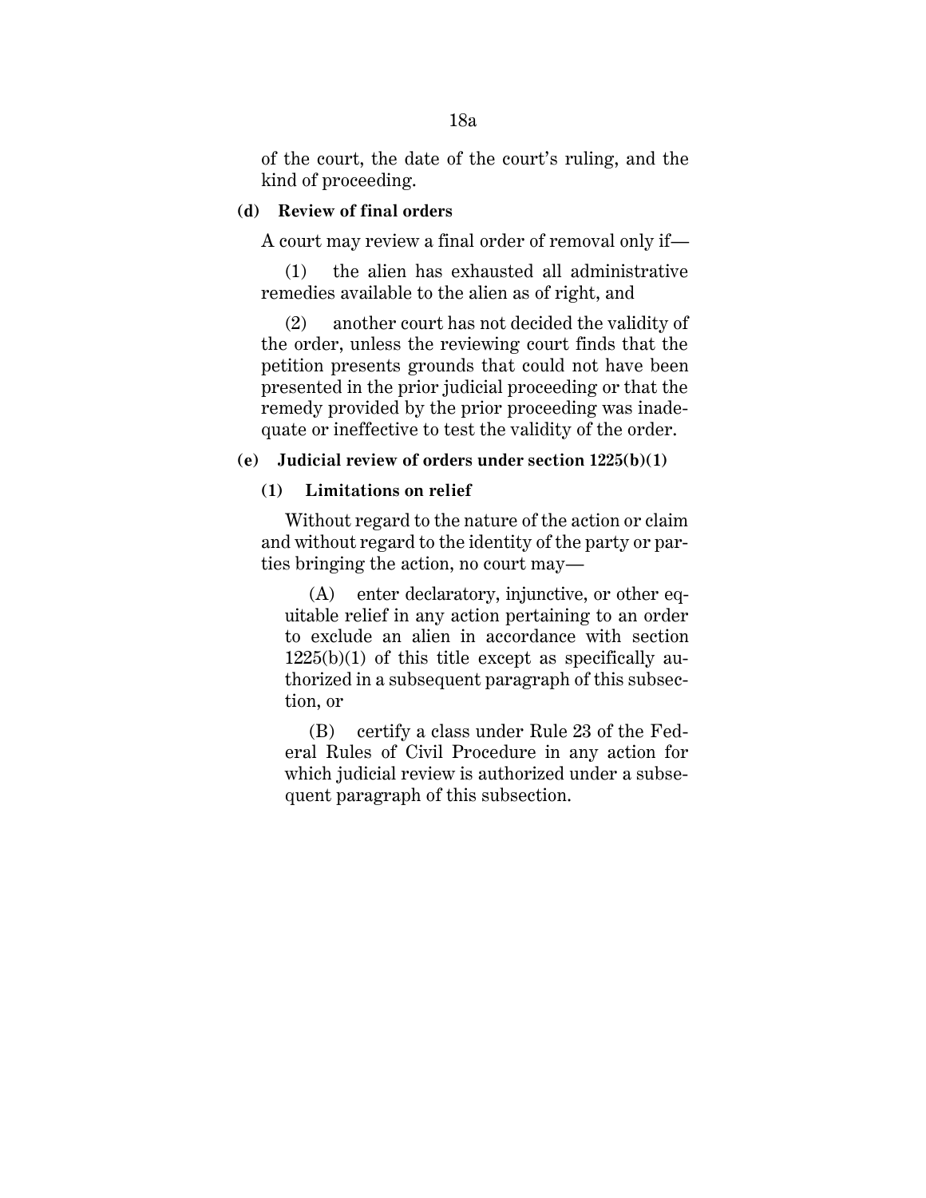of the court, the date of the court's ruling, and the kind of proceeding.

**(d) Review of final orders**

A court may review a final order of removal only if—

(1) the alien has exhausted all administrative remedies available to the alien as of right, and

(2) another court has not decided the validity of the order, unless the reviewing court finds that the petition presents grounds that could not have been presented in the prior judicial proceeding or that the remedy provided by the prior proceeding was inadequate or ineffective to test the validity of the order.

**(e) Judicial review of orders under section 1225(b)(1)**

**(1) Limitations on relief**

Without regard to the nature of the action or claim and without regard to the identity of the party or parties bringing the action, no court may—

(A) enter declaratory, injunctive, or other equitable relief in any action pertaining to an order to exclude an alien in accordance with section 1225(b)(1) of this title except as specifically authorized in a subsequent paragraph of this subsection, or

(B) certify a class under Rule 23 of the Federal Rules of Civil Procedure in any action for which judicial review is authorized under a subsequent paragraph of this subsection.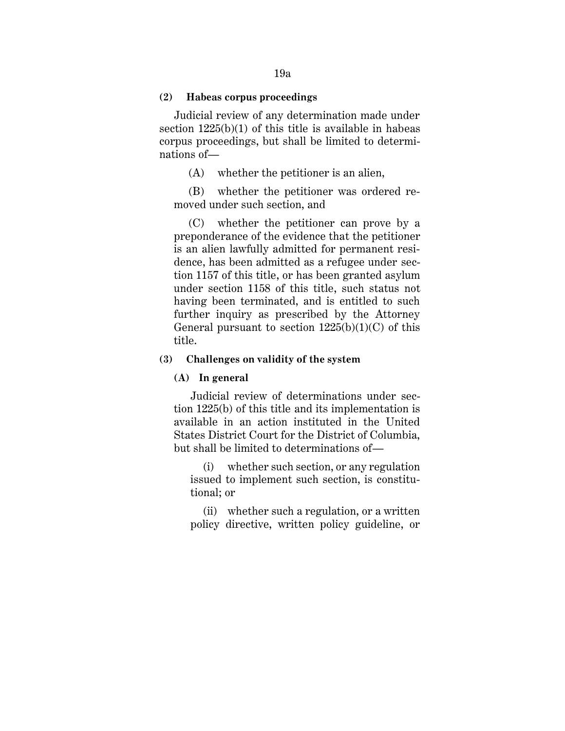**(2) Habeas corpus proceedings**

Judicial review of any determination made under section 1225(b)(1) of this title is available in habeas corpus proceedings, but shall be limited to determinations of—

(A) whether the petitioner is an alien,

(B) whether the petitioner was ordered removed under such section, and

(C) whether the petitioner can prove by a preponderance of the evidence that the petitioner is an alien lawfully admitted for permanent residence, has been admitted as a refugee under section 1157 of this title, or has been granted asylum under section 1158 of this title, such status not having been terminated, and is entitled to such further inquiry as prescribed by the Attorney General pursuant to section 1225(b)(1)(C) of this title.

**(3) Challenges on validity of the system**

**(A) In general**

Judicial review of determinations under section 1225(b) of this title and its implementation is available in an action instituted in the United States District Court for the District of Columbia, but shall be limited to determinations of—

(i) whether such section, or any regulation issued to implement such section, is constitutional; or

(ii) whether such a regulation, or a written policy directive, written policy guideline, or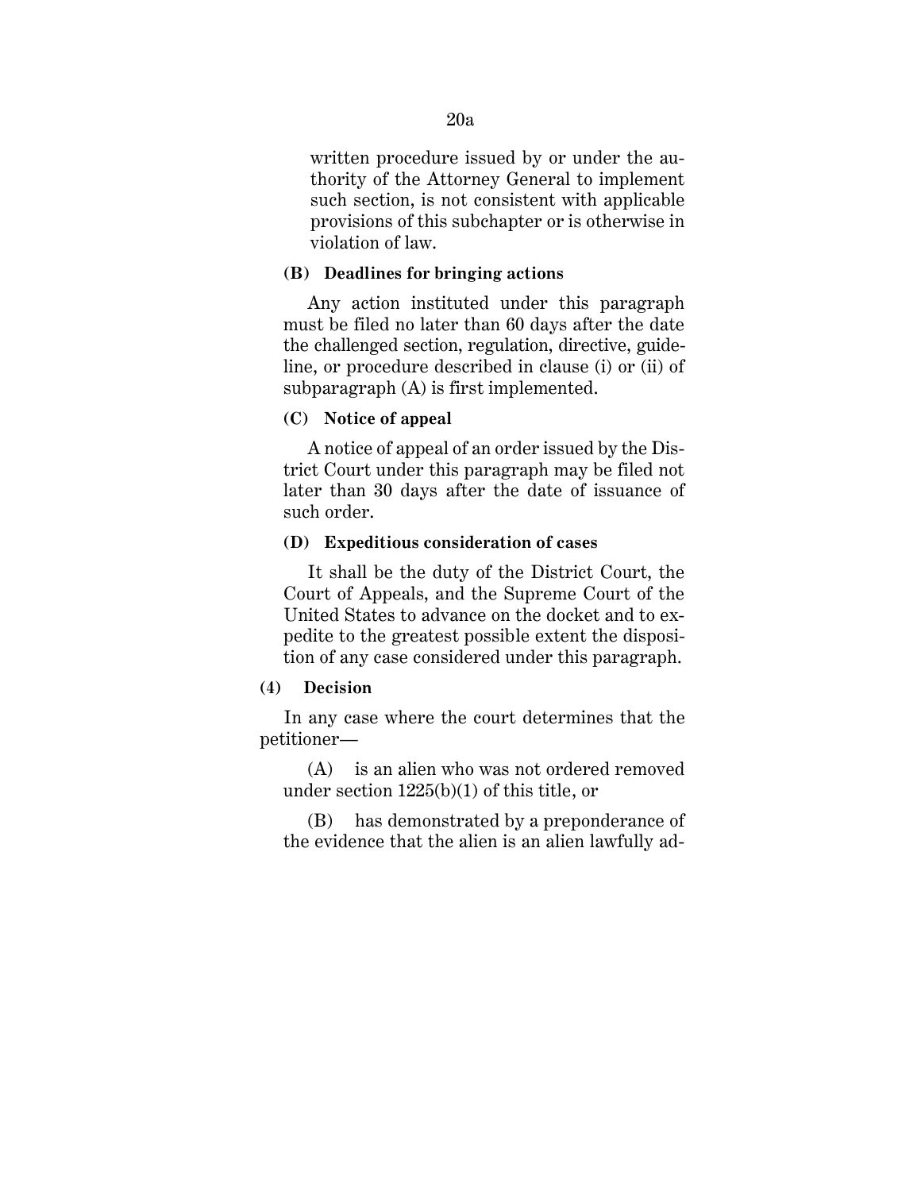written procedure issued by or under the authority of the Attorney General to implement such section, is not consistent with applicable provisions of this subchapter or is otherwise in violation of law.

**(B) Deadlines for bringing actions**

Any action instituted under this paragraph must be filed no later than 60 days after the date the challenged section, regulation, directive, guideline, or procedure described in clause (i) or (ii) of subparagraph (A) is first implemented.

**(C) Notice of appeal**

A notice of appeal of an order issued by the District Court under this paragraph may be filed not later than 30 days after the date of issuance of such order.

**(D) Expeditious consideration of cases**

It shall be the duty of the District Court, the Court of Appeals, and the Supreme Court of the United States to advance on the docket and to expedite to the greatest possible extent the disposition of any case considered under this paragraph.

**(4) Decision**

In any case where the court determines that the petitioner—

(A) is an alien who was not ordered removed under section 1225(b)(1) of this title, or

(B) has demonstrated by a preponderance of the evidence that the alien is an alien lawfully ad-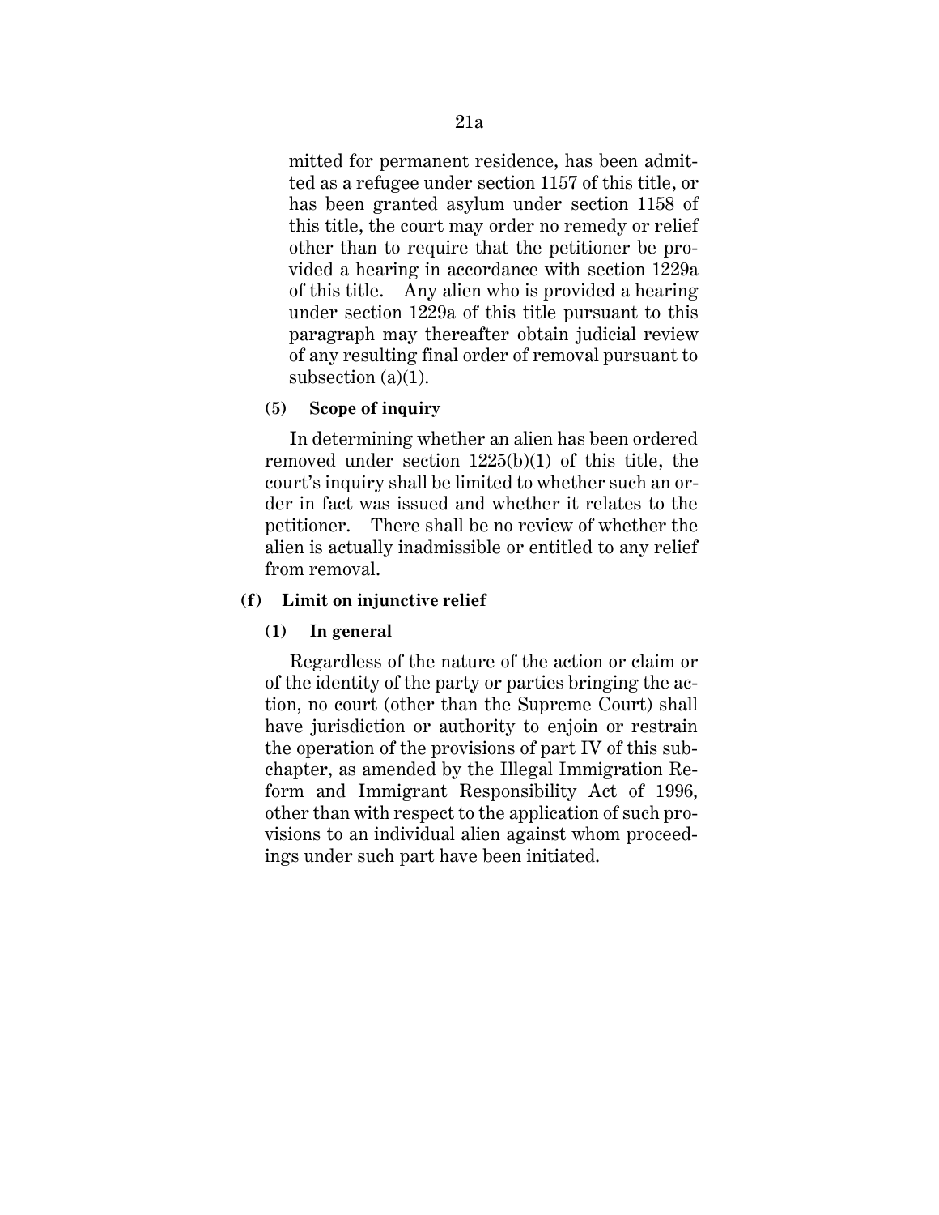mitted for permanent residence, has been admitted as a refugee under section 1157 of this title, or has been granted asylum under section 1158 of this title, the court may order no remedy or relief other than to require that the petitioner be provided a hearing in accordance with section 1229a of this title. Any alien who is provided a hearing under section 1229a of this title pursuant to this paragraph may thereafter obtain judicial review of any resulting final order of removal pursuant to subsection (a)(1).

**(5) Scope of inquiry**

In determining whether an alien has been ordered removed under section 1225(b)(1) of this title, the court's inquiry shall be limited to whether such an order in fact was issued and whether it relates to the petitioner. There shall be no review of whether the alien is actually inadmissible or entitled to any relief from removal.

**(f) Limit on injunctive relief**

**(1) In general**

Regardless of the nature of the action or claim or of the identity of the party or parties bringing the action, no court (other than the Supreme Court) shall have jurisdiction or authority to enjoin or restrain the operation of the provisions of part IV of this subchapter, as amended by the Illegal Immigration Reform and Immigrant Responsibility Act of 1996, other than with respect to the application of such provisions to an individual alien against whom proceedings under such part have been initiated.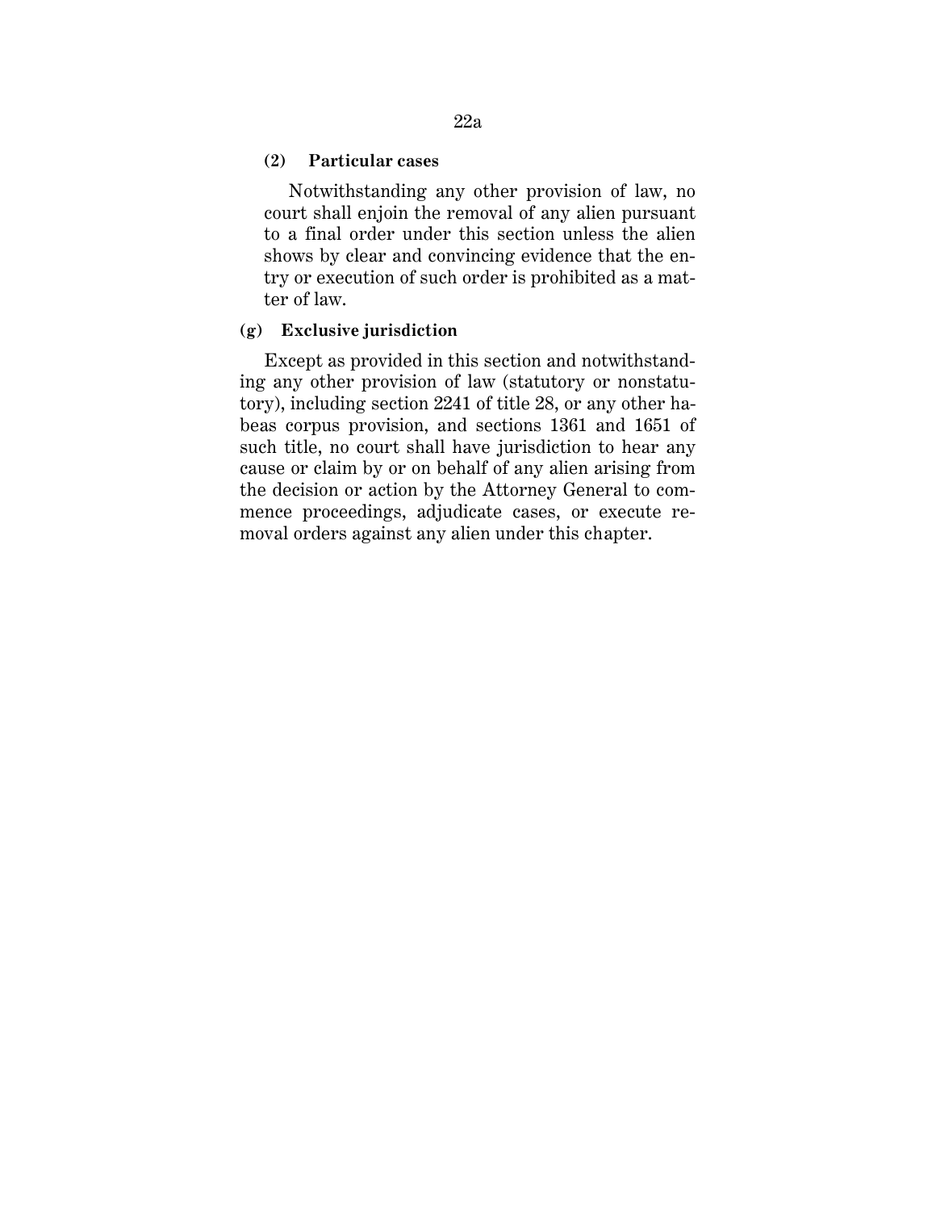**(2) Particular cases**

Notwithstanding any other provision of law, no court shall enjoin the removal of any alien pursuant to a final order under this section unless the alien shows by clear and convincing evidence that the entry or execution of such order is prohibited as a matter of law.

**(g) Exclusive jurisdiction**

Except as provided in this section and notwithstanding any other provision of law (statutory or nonstatutory), including section 2241 of title 28, or any other habeas corpus provision, and sections 1361 and 1651 of such title, no court shall have jurisdiction to hear any cause or claim by or on behalf of any alien arising from the decision or action by the Attorney General to commence proceedings, adjudicate cases, or execute removal orders against any alien under this chapter.